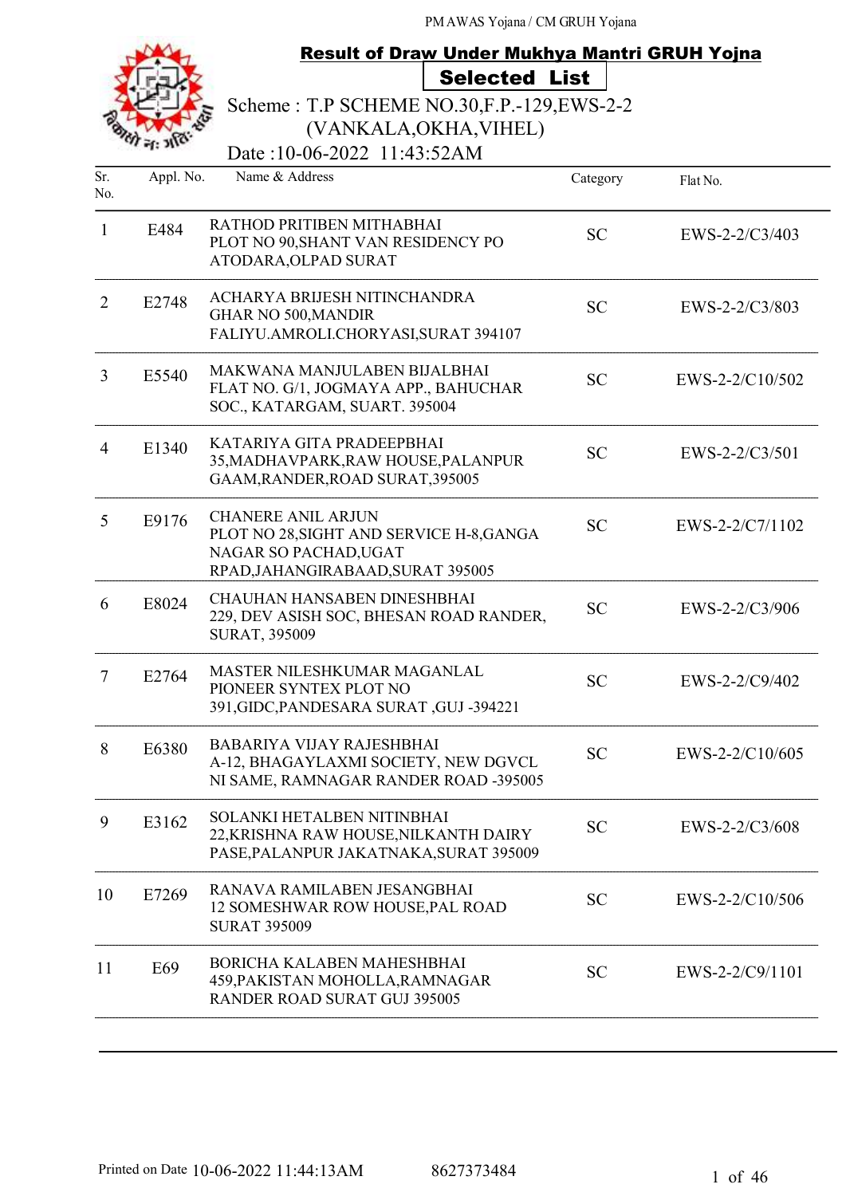PM AWAS Yojana / CM GRUH Yojana

## Result of Draw Under Mukhya Mantri GRUH Yojna

### Selected List

Scheme : T.P SCHEME NO.30,F.P.-129,EWS-2-2 (VANKALA,OKHA,VIHEL)

Date :10-06-2022 11:43:52AM

| Sr. No. | Appl. No. | Name & Address | Category | Flat No. |
|---|---|---|---|---|
| 1 | E484 | RATHOD PRITIBEN MITHABHAI<br>PLOT NO 90,SHANT VAN RESIDENCY PO ATODARA,OLPAD SURAT | SC | EWS-2-2/C3/403 |
| 2 | E2748 | ACHARYA BRIJESH NITINCHANDRA<br>GHAR NO 500,MANDIR FALIYU.AMROLI.CHORYASI,SURAT 394107 | SC | EWS-2-2/C3/803 |
| 3 | E5540 | MAKWANA MANJULABEN BIJALBHAI<br>FLAT NO. G/1, JOGMAYA APP., BAHUCHAR SOC., KATARGAM, SUART. 395004 | SC | EWS-2-2/C10/502 |
| 4 | E1340 | KATARIYA GITA PRADEEPBHAI<br>35,MADHAVPARK,RAW HOUSE,PALANPUR GAAM,RANDER,ROAD SURAT,395005 | SC | EWS-2-2/C3/501 |
| 5 | E9176 | CHANERE ANIL ARJUN<br>PLOT NO 28,SIGHT AND SERVICE H-8,GANGA NAGAR SO PACHAD,UGAT RPAD,JAHANGIRABAAD,SURAT 395005 | SC | EWS-2-2/C7/1102 |
| 6 | E8024 | CHAUHAN HANSABEN DINESHBHAI<br>229, DEV ASISH SOC, BHESAN ROAD RANDER, SURAT, 395009 | SC | EWS-2-2/C3/906 |
| 7 | E2764 | MASTER NILESHKUMAR MAGANLAL<br>PIONEER SYNTEX PLOT NO 391,GIDC,PANDESARA SURAT ,GUJ -394221 | SC | EWS-2-2/C9/402 |
| 8 | E6380 | BABARIYA VIJAY RAJESHBHAI<br>A-12, BHAGAYLAXMI SOCIETY, NEW DGVCL NI SAME, RAMNAGAR RANDER ROAD -395005 | SC | EWS-2-2/C10/605 |
| 9 | E3162 | SOLANKI HETALBEN NITINBHAI<br>22,KRISHNA RAW HOUSE,NILKANTH DAIRY PASE,PALANPUR JAKATNAKA,SURAT 395009 | SC | EWS-2-2/C3/608 |
| 10 | E7269 | RANAVA RAMILABEN JESANGBHAI<br>12 SOMESHWAR ROW HOUSE,PAL ROAD SURAT 395009 | SC | EWS-2-2/C10/506 |
| 11 | E69 | BORICHA KALABEN MAHESHBHAI<br>459,PAKISTAN MOHOLLA,RAMNAGAR RANDER ROAD SURAT GUJ 395005 | SC | EWS-2-2/C9/1101 |

Printed on Date 10-06-2022 11:44:13AM    8627373484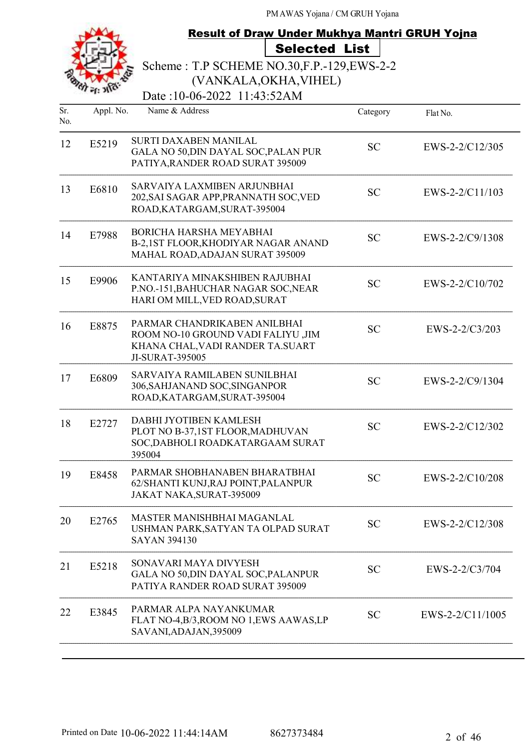PM AWAS Yojana / CM GRUH Yojana

## Result of Draw Under Mukhya Mantri GRUH Yojna

### Selected List

Scheme : T.P SCHEME NO.30,F.P.-129,EWS-2-2 (VANKALA,OKHA,VIHEL)

Date :10-06-2022 11:43:52AM

| Sr. No. | Appl. No. | Name & Address | Category | Flat No. |
|---|---|---|---|---|
| 12 | E5219 | SURTI DAXABEN MANILAL<br>GALA NO 50,DIN DAYAL SOC,PALAN PUR PATIYA,RANDER ROAD SURAT 395009 | SC | EWS-2-2/C12/305 |
| 13 | E6810 | SARVAIYA LAXMIBEN ARJUNBHAI<br>202,SAI SAGAR APP,PRANNATH SOC,VED ROAD,KATARGAM,SURAT-395004 | SC | EWS-2-2/C11/103 |
| 14 | E7988 | BORICHA HARSHA MEYABHAI<br>B-2,1ST FLOOR,KHODIYAR NAGAR ANAND MAHAL ROAD,ADAJAN SURAT 395009 | SC | EWS-2-2/C9/1308 |
| 15 | E9906 | KANTARIYA MINAKSHIBEN RAJUBHAI<br>P.NO.-151,BAHUCHAR NAGAR SOC,NEAR HARI OM MILL,VED ROAD,SURAT | SC | EWS-2-2/C10/702 |
| 16 | E8875 | PARMAR CHANDRIKABEN ANILBHAI<br>ROOM NO-10 GROUND VADI FALIYU ,JIM KHANA CHAL,VADI RANDER TA.SUART JI-SURAT-395005 | SC | EWS-2-2/C3/203 |
| 17 | E6809 | SARVAIYA RAMILABEN SUNILBHAI<br>306,SAHJANAND SOC,SINGANPOR ROAD,KATARGAM,SURAT-395004 | SC | EWS-2-2/C9/1304 |
| 18 | E2727 | DABHI JYOTIBEN KAMLESH<br>PLOT NO B-37,1ST FLOOR,MADHUVAN SOC,DABHOLI ROADKATARGAAM SURAT 395004 | SC | EWS-2-2/C12/302 |
| 19 | E8458 | PARMAR SHOBHANABEN BHARATBHAI<br>62/SHANTI KUNJ,RAJ POINT,PALANPUR JAKAT NAKA,SURAT-395009 | SC | EWS-2-2/C10/208 |
| 20 | E2765 | MASTER MANISHBHAI MAGANLAL<br>USHMAN PARK,SATYAN TA OLPAD SURAT SAYAN 394130 | SC | EWS-2-2/C12/308 |
| 21 | E5218 | SONAVARI MAYA DIVYESH<br>GALA NO 50,DIN DAYAL SOC,PALANPUR PATIYA RANDER ROAD SURAT 395009 | SC | EWS-2-2/C3/704 |
| 22 | E3845 | PARMAR ALPA NAYANKUMAR<br>FLAT NO-4,B/3,ROOM NO 1,EWS AAWAS,LP SAVANI,ADAJAN,395009 | SC | EWS-2-2/C11/1005 |

Printed on Date 10-06-2022 11:44:14AM 8627373484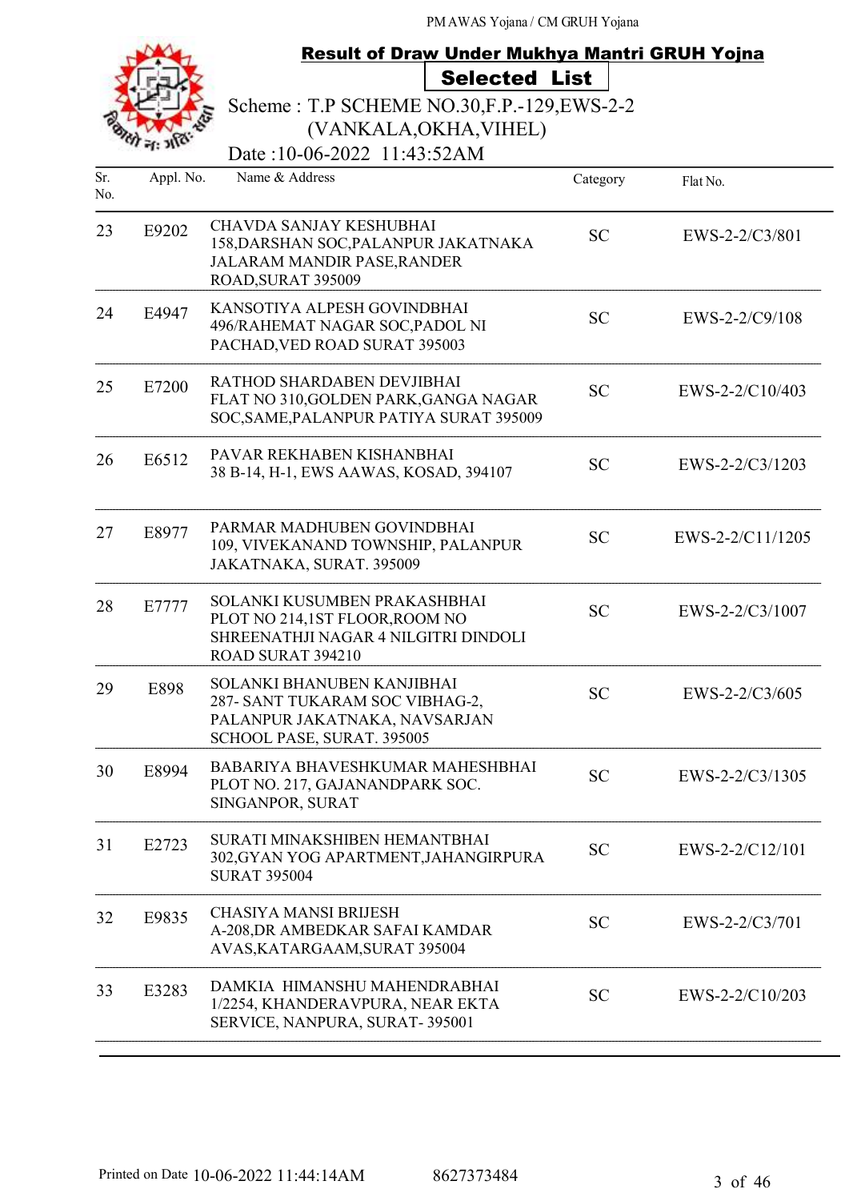PM AWAS Yojana / CM GRUH Yojana

## Result of Draw Under Mukhya Mantri GRUH Yojna

### Selected List

Scheme : T.P SCHEME NO.30,F.P.-129,EWS-2-2 (VANKALA,OKHA,VIHEL)

Date :10-06-2022 11:43:52AM

| Sr. No. | Appl. No. | Name & Address | Category | Flat No. |
|---|---|---|---|---|
| 23 | E9202 | CHAVDA SANJAY KESHUBHAI 158,DARSHAN SOC,PALANPUR JAKATNAKA JALARAM MANDIR PASE,RANDER ROAD,SURAT 395009 | SC | EWS-2-2/C3/801 |
| 24 | E4947 | KANSOTIYA ALPESH GOVINDBHAI 496/RAHEMAT NAGAR SOC,PADOL NI PACHAD,VED ROAD SURAT 395003 | SC | EWS-2-2/C9/108 |
| 25 | E7200 | RATHOD SHARDABEN DEVJIBHAI FLAT NO 310,GOLDEN PARK,GANGA NAGAR SOC,SAME,PALANPUR PATIYA SURAT 395009 | SC | EWS-2-2/C10/403 |
| 26 | E6512 | PAVAR REKHABEN KISHANBHAI 38 B-14, H-1, EWS AAWAS, KOSAD, 394107 | SC | EWS-2-2/C3/1203 |
| 27 | E8977 | PARMAR MADHUBEN GOVINDBHAI 109, VIVEKANAND TOWNSHIP, PALANPUR JAKATNAKA, SURAT. 395009 | SC | EWS-2-2/C11/1205 |
| 28 | E7777 | SOLANKI KUSUMBEN PRAKASHBHAI PLOT NO 214,1ST FLOOR,ROOM NO SHREENATHJI NAGAR 4 NILGITRI DINDOLI ROAD SURAT 394210 | SC | EWS-2-2/C3/1007 |
| 29 | E898 | SOLANKI BHANUBEN KANJIBHAI 287- SANT TUKARAM SOC VIBHAG-2, PALANPUR JAKATNAKA, NAVSARJAN SCHOOL PASE, SURAT. 395005 | SC | EWS-2-2/C3/605 |
| 30 | E8994 | BABARIYA BHAVESHKUMAR MAHESHBHAI PLOT NO. 217, GAJANANDPARK SOC. SINGANPOR, SURAT | SC | EWS-2-2/C3/1305 |
| 31 | E2723 | SURATI MINAKSHIBEN HEMANTBHAI 302,GYAN YOG APARTMENT,JAHANGIRPURA SURAT 395004 | SC | EWS-2-2/C12/101 |
| 32 | E9835 | CHASIYA MANSI BRIJESH A-208,DR AMBEDKAR SAFAI KAMDAR AVAS,KATARGAAM,SURAT 395004 | SC | EWS-2-2/C3/701 |
| 33 | E3283 | DAMKIA HIMANSHU MAHENDRABHAI 1/2254, KHANDERAVPURA, NEAR EKTA SERVICE, NANPURA, SURAT- 395001 | SC | EWS-2-2/C10/203 |

Printed on Date 10-06-2022 11:44:14AM 8627373484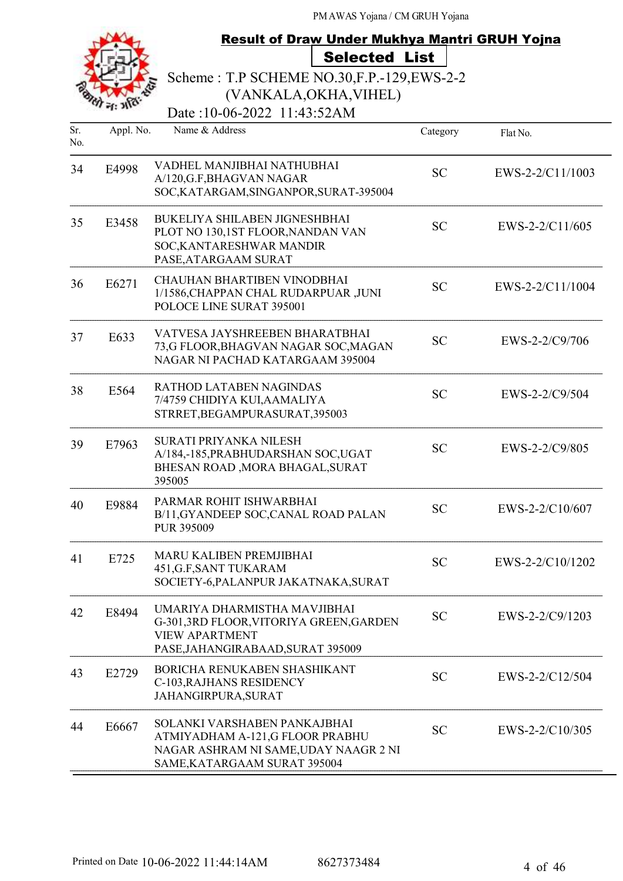PM AWAS Yojana / CM GRUH Yojana

## Result of Draw Under Mukhya Mantri GRUH Yojna

### Selected List

Scheme : T.P SCHEME NO.30,F.P.-129,EWS-2-2 (VANKALA,OKHA,VIHEL)

Date :10-06-2022 11:43:52AM

| Sr. No. | Appl. No. | Name & Address | Category | Flat No. |
|---|---|---|---|---|
| 34 | E4998 | VADHEL MANJIBHAI NATHUBHAI A/120,G.F,BHAGVAN NAGAR SOC,KATARGAM,SINGANPOR,SURAT-395004 | SC | EWS-2-2/C11/1003 |
| 35 | E3458 | BUKELIYA SHILABEN JIGNESHBHAI PLOT NO 130,1ST FLOOR,NANDAN VAN SOC,KANTARESHWAR MANDIR PASE,ATARGAAM SURAT | SC | EWS-2-2/C11/605 |
| 36 | E6271 | CHAUHAN BHARTIBEN VINODBHAI 1/1586,CHAPPAN CHAL RUDARPUAR ,JUNI POLOCE LINE SURAT 395001 | SC | EWS-2-2/C11/1004 |
| 37 | E633 | VATVESA JAYSHREEBEN BHARATBHAI 73,G FLOOR,BHAGVAN NAGAR SOC,MAGAN NAGAR NI PACHAD KATARGAAM 395004 | SC | EWS-2-2/C9/706 |
| 38 | E564 | RATHOD LATABEN NAGINDAS 7/4759 CHIDIYA KUI,AAMALIYA STRRET,BEGAMPURASURAT,395003 | SC | EWS-2-2/C9/504 |
| 39 | E7963 | SURATI PRIYANKA NILESH A/184,-185,PRABHUDARSHAN SOC,UGAT BHESAN ROAD ,MORA BHAGAL,SURAT 395005 | SC | EWS-2-2/C9/805 |
| 40 | E9884 | PARMAR ROHIT ISHWARBHAI B/11,GYANDEEP SOC,CANAL ROAD PALAN PUR 395009 | SC | EWS-2-2/C10/607 |
| 41 | E725 | MARU KALIBEN PREMJIBHAI 451,G.F,SANT TUKARAM SOCIETY-6,PALANPUR JAKATNAKA,SURAT | SC | EWS-2-2/C10/1202 |
| 42 | E8494 | UMARIYA DHARMISTHA MAVJIBHAI G-301,3RD FLOOR,VITORIYA GREEN,GARDEN VIEW APARTMENT PASE,JAHANGIRABAAD,SURAT 395009 | SC | EWS-2-2/C9/1203 |
| 43 | E2729 | BORICHA RENUKABEN SHASHIKANT C-103,RAJHANS RESIDENCY JAHANGIRPURA,SURAT | SC | EWS-2-2/C12/504 |
| 44 | E6667 | SOLANKI VARSHABEN PANKAJBHAI ATMIYADHAM A-121,G FLOOR PRABHU NAGAR ASHRAM NI SAME,UDAY NAAGR 2 NI SAME,KATARGAAM SURAT 395004 | SC | EWS-2-2/C10/305 |

Printed on Date 10-06-2022 11:44:14AM     8627373484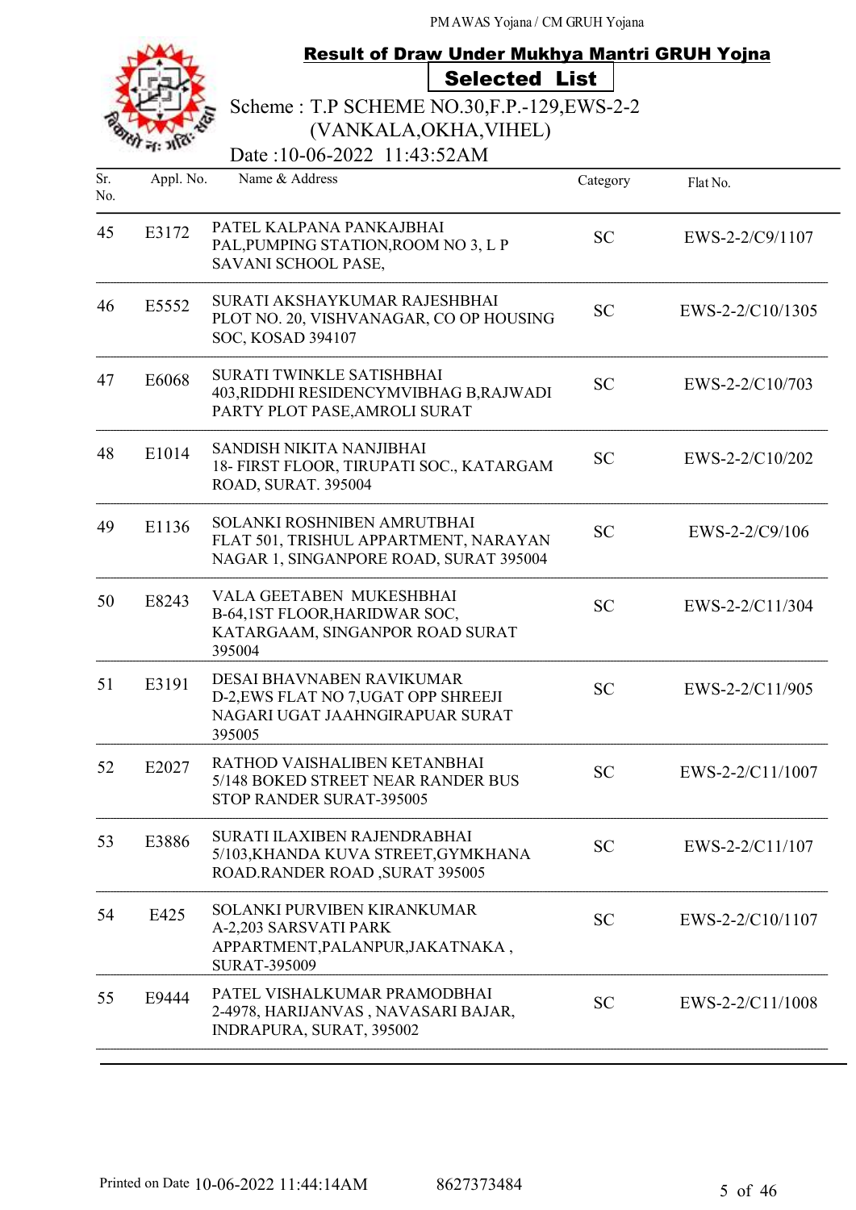PM AWAS Yojana / CM GRUH Yojana

## Result of Draw Under Mukhya Mantri GRUH Yojna

**Selected List**

Scheme : T.P SCHEME NO.30,F.P.-129,EWS-2-2 (VANKALA,OKHA,VIHEL)

Date :10-06-2022 11:43:52AM

| Sr. No. | Appl. No. | Name & Address | Category | Flat No. |
|---|---|---|---|---|
| 45 | E3172 | PATEL KALPANA PANKAJBHAI PAL,PUMPING STATION,ROOM NO 3, L P SAVANI SCHOOL PASE, | SC | EWS-2-2/C9/1107 |
| 46 | E5552 | SURATI AKSHAYKUMAR RAJESHBHAI PLOT NO. 20, VISHVANAGAR, CO OP HOUSING SOC, KOSAD 394107 | SC | EWS-2-2/C10/1305 |
| 47 | E6068 | SURATI TWINKLE SATISHBHAI 403,RIDDHI RESIDENCYMVIBHAG B,RAJWADI PARTY PLOT PASE,AMROLI SURAT | SC | EWS-2-2/C10/703 |
| 48 | E1014 | SANDISH NIKITA NANJIBHAI 18- FIRST FLOOR, TIRUPATI SOC., KATARGAM ROAD, SURAT. 395004 | SC | EWS-2-2/C10/202 |
| 49 | E1136 | SOLANKI ROSHNIBEN AMRUTBHAI FLAT 501, TRISHUL APPARTMENT, NARAYAN NAGAR 1, SINGANPORE ROAD, SURAT 395004 | SC | EWS-2-2/C9/106 |
| 50 | E8243 | VALA GEETABEN MUKESHBHAI B-64,1ST FLOOR,HARIDWAR SOC, KATARGAAM, SINGANPOR ROAD SURAT 395004 | SC | EWS-2-2/C11/304 |
| 51 | E3191 | DESAI BHAVNABEN RAVIKUMAR D-2,EWS FLAT NO 7,UGAT OPP SHREEJI NAGARI UGAT JAAHNGIRAPUAR SURAT 395005 | SC | EWS-2-2/C11/905 |
| 52 | E2027 | RATHOD VAISHALIBEN KETANBHAI 5/148 BOKED STREET NEAR RANDER BUS STOP RANDER SURAT-395005 | SC | EWS-2-2/C11/1007 |
| 53 | E3886 | SURATI ILAXIBEN RAJENDRABHAI 5/103,KHANDA KUVA STREET,GYMKHANA ROAD.RANDER ROAD ,SURAT 395005 | SC | EWS-2-2/C11/107 |
| 54 | E425 | SOLANKI PURVIBEN KIRANKUMAR A-2,203 SARSVATI PARK APPARTMENT,PALANPUR,JAKATNAKA , SURAT-395009 | SC | EWS-2-2/C10/1107 |
| 55 | E9444 | PATEL VISHALKUMAR PRAMODBHAI 2-4978, HARIJANVAS , NAVASARI BAJAR, INDRAPURA, SURAT, 395002 | SC | EWS-2-2/C11/1008 |

Printed on Date 10-06-2022 11:44:14AM 8627373484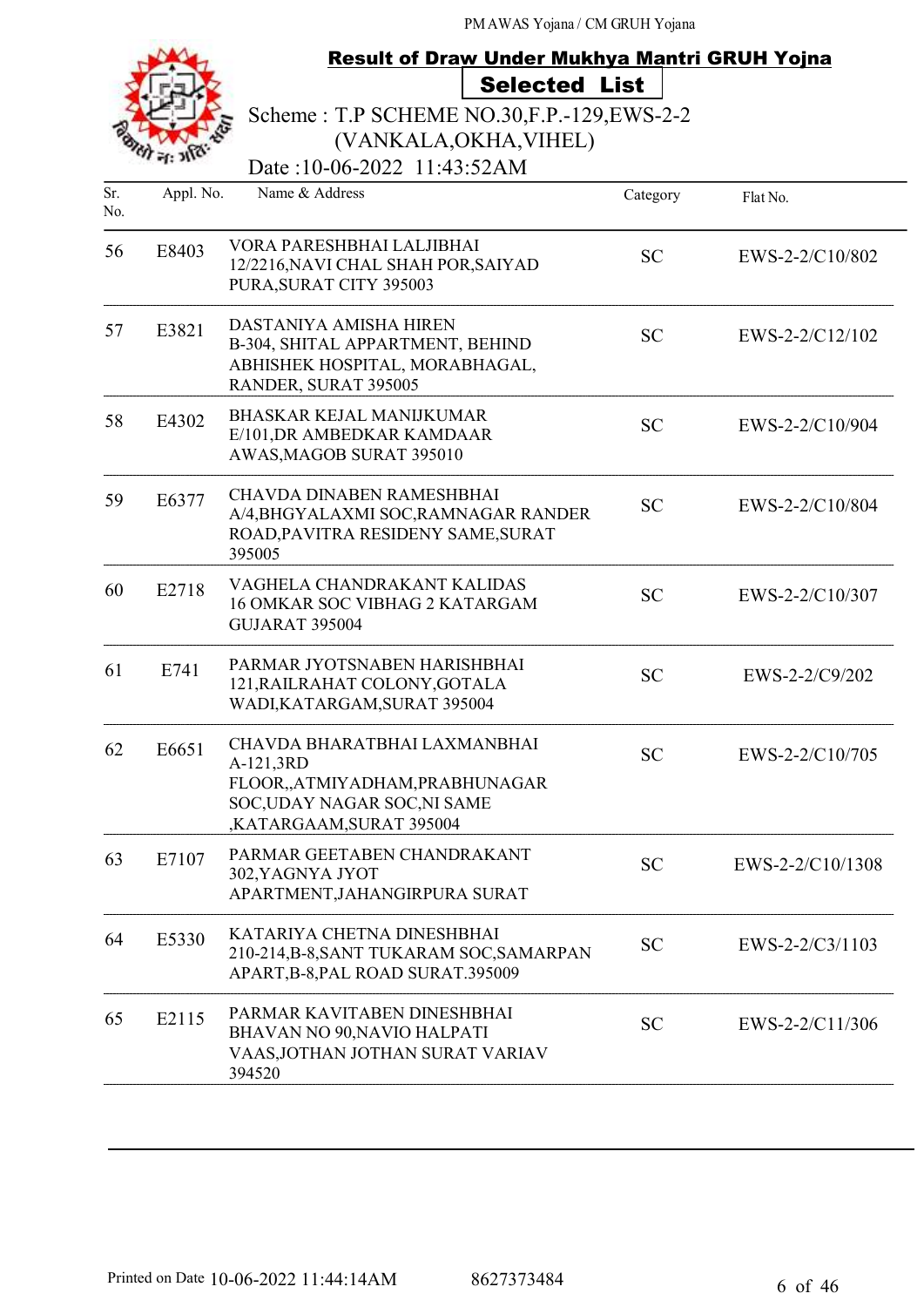PM AWAS Yojana / CM GRUH Yojana

## Result of Draw Under Mukhya Mantri GRUH Yojna

### Selected List

Scheme : T.P SCHEME NO.30,F.P.-129,EWS-2-2 (VANKALA,OKHA,VIHEL)

Date :10-06-2022 11:43:52AM

| Sr. No. | Appl. No. | Name & Address | Category | Flat No. |
|---|---|---|---|---|
| 56 | E8403 | VORA PARESHBHAI LALJIBHAI 12/2216,NAVI CHAL SHAH POR,SAIYAD PURA,SURAT CITY 395003 | SC | EWS-2-2/C10/802 |
| 57 | E3821 | DASTANIYA AMISHA HIREN B-304, SHITAL APPARTMENT, BEHIND ABHISHEK HOSPITAL, MORABHAGAL, RANDER, SURAT 395005 | SC | EWS-2-2/C12/102 |
| 58 | E4302 | BHASKAR KEJAL MANIJKUMAR E/101,DR AMBEDKAR KAMDAAR AWAS,MAGOB SURAT 395010 | SC | EWS-2-2/C10/904 |
| 59 | E6377 | CHAVDA DINABEN RAMESHBHAI A/4,BHGYALAXMI SOC,RAMNAGAR RANDER ROAD,PAVITRA RESIDENY SAME,SURAT 395005 | SC | EWS-2-2/C10/804 |
| 60 | E2718 | VAGHELA CHANDRAKANT KALIDAS 16 OMKAR SOC VIBHAG 2 KATARGAM GUJARAT 395004 | SC | EWS-2-2/C10/307 |
| 61 | E741 | PARMAR JYOTSNABEN HARISHBHAI 121,RAILRAHAT COLONY,GOTALA WADI,KATARGAM,SURAT 395004 | SC | EWS-2-2/C9/202 |
| 62 | E6651 | CHAVDA BHARATBHAI LAXMANBHAI A-121,3RD FLOOR,,ATMIYADHAM,PRABHUNAGAR SOC,UDAY NAGAR SOC,NI SAME ,KATARGAAM,SURAT 395004 | SC | EWS-2-2/C10/705 |
| 63 | E7107 | PARMAR GEETABEN CHANDRAKANT 302,YAGNYA JYOT APARTMENT,JAHANGIRPURA SURAT | SC | EWS-2-2/C10/1308 |
| 64 | E5330 | KATARIYA CHETNA DINESHBHAI 210-214,B-8,SANT TUKARAM SOC,SAMARPAN APART,B-8,PAL ROAD SURAT.395009 | SC | EWS-2-2/C3/1103 |
| 65 | E2115 | PARMAR KAVITABEN DINESHBHAI BHAVAN NO 90,NAVIO HALPATI VAAS,JOTHAN JOTHAN SURAT VARIAV 394520 | SC | EWS-2-2/C11/306 |

Printed on Date 10-06-2022 11:44:14AM 8627373484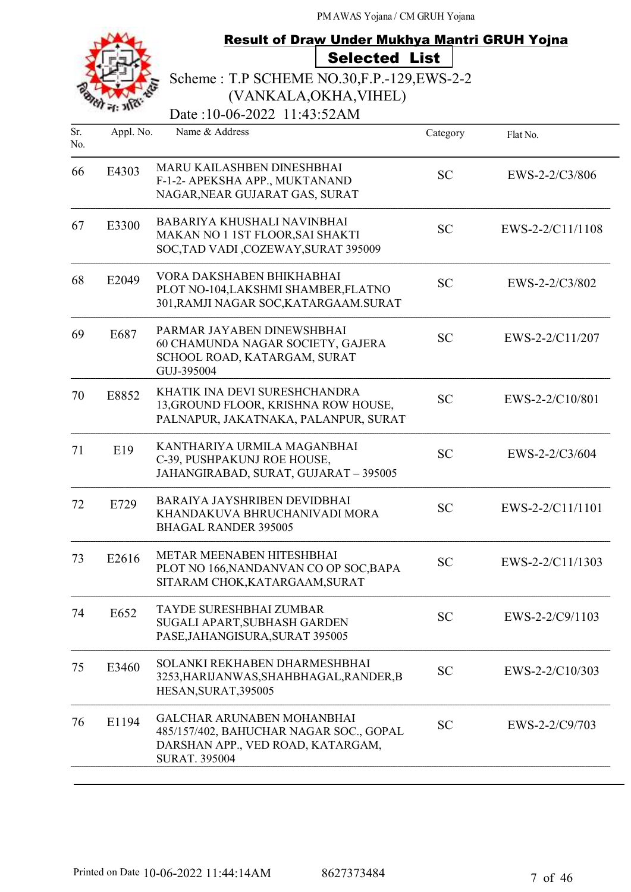PM AWAS Yojana / CM GRUH Yojana

## Result of Draw Under Mukhya Mantri GRUH Yojna

### Selected List

Scheme : T.P SCHEME NO.30,F.P.-129,EWS-2-2 (VANKALA,OKHA,VIHEL)

Date :10-06-2022 11:43:52AM

| Sr. No. | Appl. No. | Name & Address | Category | Flat No. |
|---|---|---|---|---|
| 66 | E4303 | MARU KAILASHBEN DINESHBHAI F-1-2- APEKSHA APP., MUKTANAND NAGAR,NEAR GUJARAT GAS, SURAT | SC | EWS-2-2/C3/806 |
| 67 | E3300 | BABARIYA KHUSHALI NAVINBHAI MAKAN NO 1 1ST FLOOR,SAI SHAKTI SOC,TAD VADI ,COZEWAY,SURAT 395009 | SC | EWS-2-2/C11/1108 |
| 68 | E2049 | VORA DAKSHABEN BHIKHABHAI PLOT NO-104,LAKSHMI SHAMBER,FLATNO 301,RAMJI NAGAR SOC,KATARGAAM.SURAT | SC | EWS-2-2/C3/802 |
| 69 | E687 | PARMAR JAYABEN DINEWSHBHAI 60 CHAMUNDA NAGAR SOCIETY, GAJERA SCHOOL ROAD, KATARGAM, SURAT GUJ-395004 | SC | EWS-2-2/C11/207 |
| 70 | E8852 | KHATIK INA DEVI SURESHCHANDRA 13,GROUND FLOOR, KRISHNA ROW HOUSE, PALNAPUR, JAKATNAKA, PALANPUR, SURAT | SC | EWS-2-2/C10/801 |
| 71 | E19 | KANTHARIYA URMILA MAGANBHAI C-39, PUSHPAKUNJ ROE HOUSE, JAHANGIRABAD, SURAT, GUJARAT – 395005 | SC | EWS-2-2/C3/604 |
| 72 | E729 | BARAIYA JAYSHRIBEN DEVIDBHAI KHANDAKUVA BHRUCHANIVADI MORA BHAGAL RANDER 395005 | SC | EWS-2-2/C11/1101 |
| 73 | E2616 | METAR MEENABEN HITESHBHAI PLOT NO 166,NANDANVAN CO OP SOC,BAPA SITARAM CHOK,KATARGAAM,SURAT | SC | EWS-2-2/C11/1303 |
| 74 | E652 | TAYDE SURESHBHAI ZUMBAR SUGALI APART,SUBHASH GARDEN PASE,JAHANGISURA,SURAT 395005 | SC | EWS-2-2/C9/1103 |
| 75 | E3460 | SOLANKI REKHABEN DHARMESHBHAI 3253,HARIJANWAS,SHAHBHAGAL,RANDER,BHESAN,SURAT,395005 | SC | EWS-2-2/C10/303 |
| 76 | E1194 | GALCHAR ARUNABEN MOHANBHAI 485/157/402, BAHUCHAR NAGAR SOC., GOPAL DARSHAN APP., VED ROAD, KATARGAM, SURAT. 395004 | SC | EWS-2-2/C9/703 |

Printed on Date 10-06-2022 11:44:14AM 8627373484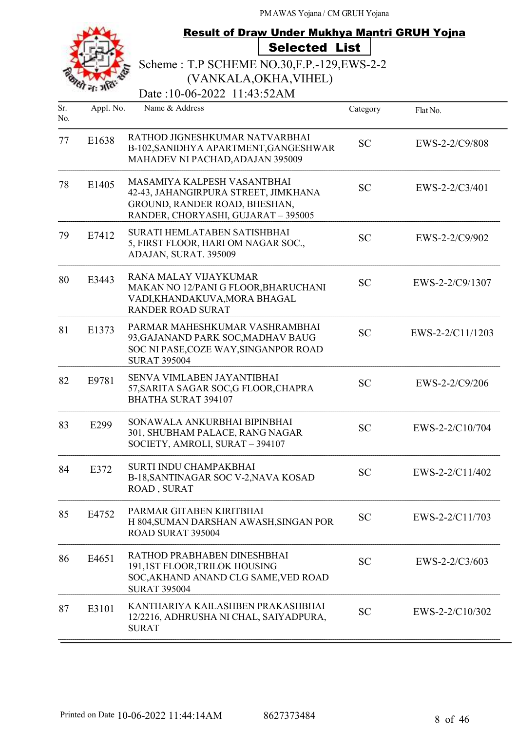PM AWAS Yojana / CM GRUH Yojana

## Result of Draw Under Mukhya Mantri GRUH Yojna

### Selected List

Scheme : T.P SCHEME NO.30,F.P.-129,EWS-2-2 (VANKALA,OKHA,VIHEL)

Date :10-06-2022 11:43:52AM

| Sr. No. | Appl. No. | Name & Address | Category | Flat No. |
|---|---|---|---|---|
| 77 | E1638 | RATHOD JIGNESHKUMAR NATVARBHAI B-102,SANIDHYA APARTMENT,GANGESHWAR MAHADEV NI PACHAD,ADAJAN 395009 | SC | EWS-2-2/C9/808 |
| 78 | E1405 | MASAMIYA KALPESH VASANTBHAI 42-43, JAHANGIRPURA STREET, JIMKHANA GROUND, RANDER ROAD, BHESHAN, RANDER, CHORYASHI, GUJARAT – 395005 | SC | EWS-2-2/C3/401 |
| 79 | E7412 | SURATI HEMLATABEN SATISHBHAI 5, FIRST FLOOR, HARI OM NAGAR SOC., ADAJAN, SURAT. 395009 | SC | EWS-2-2/C9/902 |
| 80 | E3443 | RANA MALAY VIJAYKUMAR MAKAN NO 12/PANI G FLOOR,BHARUCHANI VADI,KHANDAKUVA,MORA BHAGAL RANDER ROAD SURAT | SC | EWS-2-2/C9/1307 |
| 81 | E1373 | PARMAR MAHESHKUMAR VASHRAMBHAI 93,GAJANAND PARK SOC,MADHAV BAUG SOC NI PASE,COZE WAY,SINGANPOR ROAD SURAT 395004 | SC | EWS-2-2/C11/1203 |
| 82 | E9781 | SENVA VIMLABEN JAYANTIBHAI 57,SARITA SAGAR SOC,G FLOOR,CHAPRA BHATHA SURAT 394107 | SC | EWS-2-2/C9/206 |
| 83 | E299 | SONAWALA ANKURBHAI BIPINBHAI 301, SHUBHAM PALACE, RANG NAGAR SOCIETY, AMROLI, SURAT – 394107 | SC | EWS-2-2/C10/704 |
| 84 | E372 | SURTI INDU CHAMPAKBHAI B-18,SANTINAGAR SOC V-2,NAVA KOSAD ROAD , SURAT | SC | EWS-2-2/C11/402 |
| 85 | E4752 | PARMAR GITABEN KIRITBHAI H 804,SUMAN DARSHAN AWASH,SINGAN POR ROAD SURAT 395004 | SC | EWS-2-2/C11/703 |
| 86 | E4651 | RATHOD PRABHABEN DINESHBHAI 191,1ST FLOOR,TRILOK HOUSING SOC,AKHAND ANAND CLG SAME,VED ROAD SURAT 395004 | SC | EWS-2-2/C3/603 |
| 87 | E3101 | KANTHARIYA KAILASHBEN PRAKASHBHAI 12/2216, ADHRUSHA NI CHAL, SAIYADPURA, SURAT | SC | EWS-2-2/C10/302 |

Printed on Date 10-06-2022 11:44:14AM 8627373484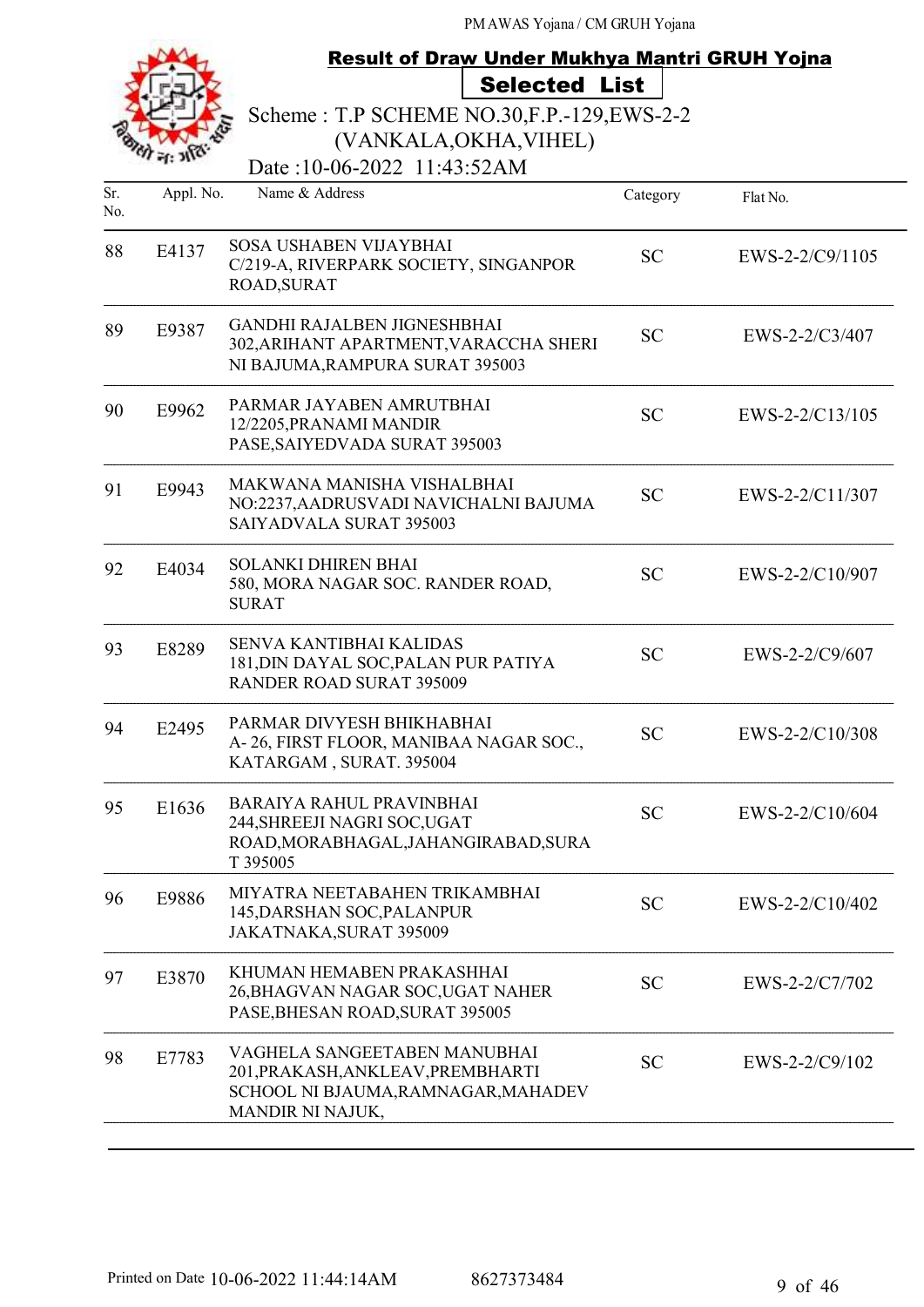PM AWAS Yojana / CM GRUH Yojana

## Result of Draw Under Mukhya Mantri GRUH Yojna

### Selected List

Scheme : T.P SCHEME NO.30,F.P.-129,EWS-2-2 (VANKALA,OKHA,VIHEL)

Date :10-06-2022 11:43:52AM

| Sr. No. | Appl. No. | Name & Address | Category | Flat No. |
|---|---|---|---|---|
| 88 | E4137 | SOSA USHABEN VIJAYBHAI C/219-A, RIVERPARK SOCIETY, SINGANPOR ROAD,SURAT | SC | EWS-2-2/C9/1105 |
| 89 | E9387 | GANDHI RAJALBEN JIGNESHBHAI 302,ARIHANT APARTMENT,VARACCHA SHERI NI BAJUMA,RAMPURA SURAT 395003 | SC | EWS-2-2/C3/407 |
| 90 | E9962 | PARMAR JAYABEN AMRUTBHAI 12/2205,PRANAMI MANDIR PASE,SAIYEDVADA SURAT 395003 | SC | EWS-2-2/C13/105 |
| 91 | E9943 | MAKWANA MANISHA VISHALBHAI NO:2237,AADRUSVADI NAVICHALNI BAJUMA SAIYADVALA SURAT 395003 | SC | EWS-2-2/C11/307 |
| 92 | E4034 | SOLANKI DHIREN BHAI 580, MORA NAGAR SOC. RANDER ROAD, SURAT | SC | EWS-2-2/C10/907 |
| 93 | E8289 | SENVA KANTIBHAI KALIDAS 181,DIN DAYAL SOC,PALAN PUR PATIYA RANDER ROAD SURAT 395009 | SC | EWS-2-2/C9/607 |
| 94 | E2495 | PARMAR DIVYESH BHIKHABHAI A- 26, FIRST FLOOR, MANIBAA NAGAR SOC., KATARGAM , SURAT. 395004 | SC | EWS-2-2/C10/308 |
| 95 | E1636 | BARAIYA RAHUL PRAVINBHAI 244,SHREEJI NAGRI SOC,UGAT ROAD,MORABHAGAL,JAHANGIRABAD,SURA T 395005 | SC | EWS-2-2/C10/604 |
| 96 | E9886 | MIYATRA NEETABAHEN TRIKAMBHAI 145,DARSHAN SOC,PALANPUR JAKATNAKA,SURAT 395009 | SC | EWS-2-2/C10/402 |
| 97 | E3870 | KHUMAN HEMABEN PRAKASHHAI 26,BHAGVAN NAGAR SOC,UGAT NAHER PASE,BHESAN ROAD,SURAT 395005 | SC | EWS-2-2/C7/702 |
| 98 | E7783 | VAGHELA SANGEETABEN MANUBHAI 201,PRAKASH,ANKLEAV,PREMBHARTI SCHOOL NI BJAUMA,RAMNAGAR,MAHADEV MANDIR NI NAJUK, | SC | EWS-2-2/C9/102 |

Printed on Date 10-06-2022 11:44:14AM 8627373484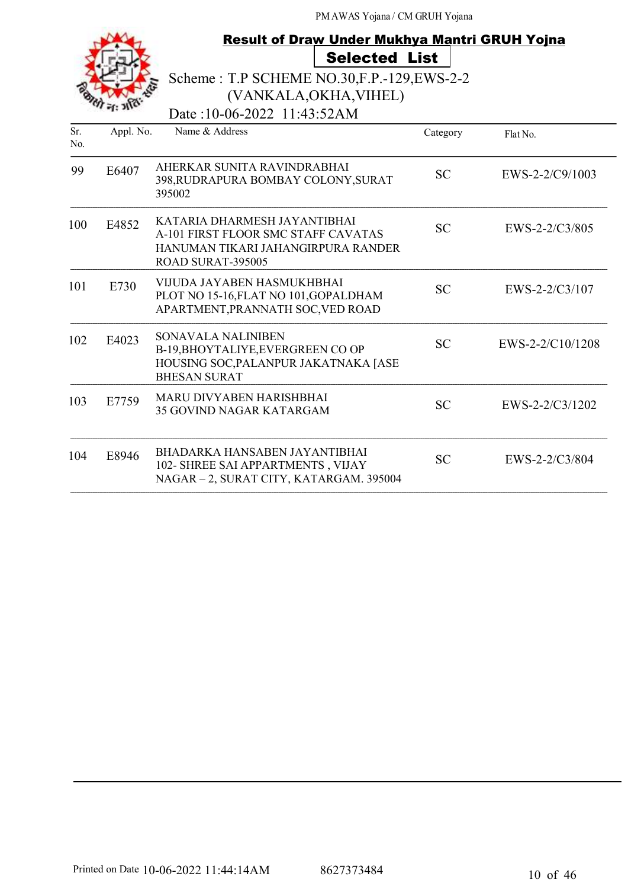## Result of Draw Under Mukhya Mantri GRUH Yojna

**Selected List**

Scheme : T.P SCHEME NO.30,F.P.-129,EWS-2-2 (VANKALA,OKHA,VIHEL)

Date :10-06-2022 11:43:52AM

| Sr. No. | Appl. No. | Name & Address | Category | Flat No. |
|---|---|---|---|---|
| 99 | E6407 | AHERKAR SUNITA RAVINDRABHAI 398,RUDRAPURA BOMBAY COLONY,SURAT 395002 | SC | EWS-2-2/C9/1003 |
| 100 | E4852 | KATARIA DHARMESH JAYANTIBHAI A-101 FIRST FLOOR SMC STAFF CAVATAS HANUMAN TIKARI JAHANGIRPURA RANDER ROAD SURAT-395005 | SC | EWS-2-2/C3/805 |
| 101 | E730 | VIJUDA JAYABEN HASMUKHBHAI PLOT NO 15-16,FLAT NO 101,GOPALDHAM APARTMENT,PRANNATH SOC,VED ROAD | SC | EWS-2-2/C3/107 |
| 102 | E4023 | SONAVALA NALINIBEN B-19,BHOYTALIYE,EVERGREEN CO OP HOUSING SOC,PALANPUR JAKATNAKA [ASE BHESAN SURAT | SC | EWS-2-2/C10/1208 |
| 103 | E7759 | MARU DIVYABEN HARISHBHAI 35 GOVIND NAGAR KATARGAM | SC | EWS-2-2/C3/1202 |
| 104 | E8946 | BHADARKA HANSABEN JAYANTIBHAI 102- SHREE SAI APPARTMENTS , VIJAY NAGAR – 2, SURAT CITY, KATARGAM. 395004 | SC | EWS-2-2/C3/804 |

Printed on Date 10-06-2022 11:44:14AM 8627373484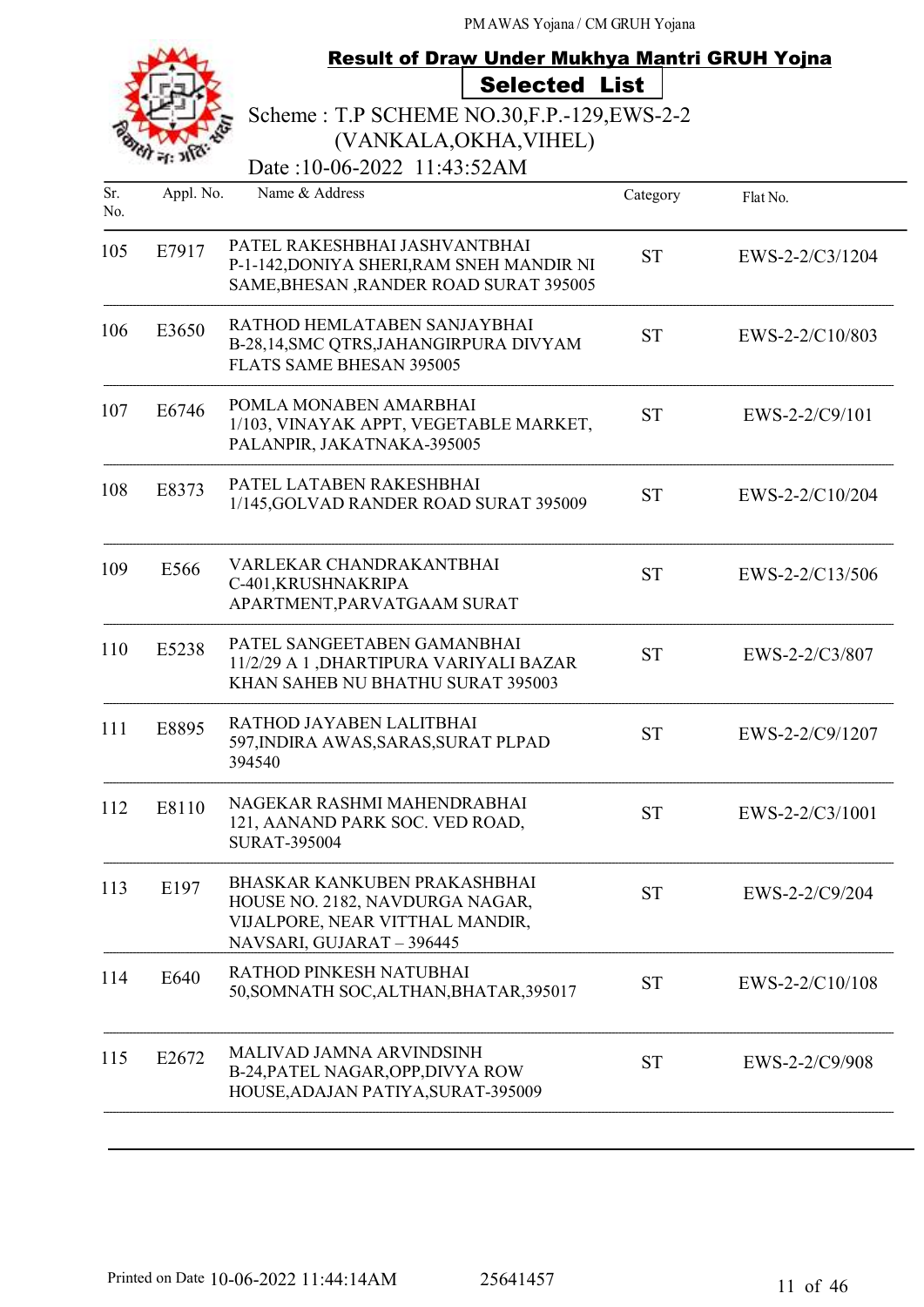PM AWAS Yojana / CM GRUH Yojana

## Result of Draw Under Mukhya Mantri GRUH Yojna

### Selected List

Scheme : T.P SCHEME NO.30,F.P.-129,EWS-2-2 (VANKALA,OKHA,VIHEL)

Date :10-06-2022 11:43:52AM

| Sr. No. | Appl. No. | Name & Address | Category | Flat No. |
|---|---|---|---|---|
| 105 | E7917 | PATEL RAKESHBHAI JASHVANTBHAI P-1-142,DONIYA SHERI,RAM SNEH MANDIR NI SAME,BHESAN ,RANDER ROAD SURAT 395005 | ST | EWS-2-2/C3/1204 |
| 106 | E3650 | RATHOD HEMLATABEN SANJAYBHAI B-28,14,SMC QTRS,JAHANGIRPURA DIVYAM FLATS SAME BHESAN 395005 | ST | EWS-2-2/C10/803 |
| 107 | E6746 | POMLA MONABEN AMARBHAI 1/103, VINAYAK APPT, VEGETABLE MARKET, PALANPIR, JAKATNAKA-395005 | ST | EWS-2-2/C9/101 |
| 108 | E8373 | PATEL LATABEN RAKESHBHAI 1/145,GOLVAD RANDER ROAD SURAT 395009 | ST | EWS-2-2/C10/204 |
| 109 | E566 | VARLEKAR CHANDRAKANTBHAI C-401,KRUSHNAKRIPA APARTMENT,PARVATGAAM SURAT | ST | EWS-2-2/C13/506 |
| 110 | E5238 | PATEL SANGEETABEN GAMANBHAI 11/2/29 A 1 ,DHARTIPURA VARIYALI BAZAR KHAN SAHEB NU BHATHU SURAT 395003 | ST | EWS-2-2/C3/807 |
| 111 | E8895 | RATHOD JAYABEN LALITBHAI 597,INDIRA AWAS,SARAS,SURAT PLPAD 394540 | ST | EWS-2-2/C9/1207 |
| 112 | E8110 | NAGEKAR RASHMI MAHENDRABHAI 121, AANAND PARK SOC. VED ROAD, SURAT-395004 | ST | EWS-2-2/C3/1001 |
| 113 | E197 | BHASKAR KANKUBEN PRAKASHBHAI HOUSE NO. 2182, NAVDURGA NAGAR, VIJALPORE, NEAR VITTHAL MANDIR, NAVSARI, GUJARAT – 396445 | ST | EWS-2-2/C9/204 |
| 114 | E640 | RATHOD PINKESH NATUBHAI 50,SOMNATH SOC,ALTHAN,BHATAR,395017 | ST | EWS-2-2/C10/108 |
| 115 | E2672 | MALIVAD JAMNA ARVINDSINH B-24,PATEL NAGAR,OPP,DIVYA ROW HOUSE,ADAJAN PATIYA,SURAT-395009 | ST | EWS-2-2/C9/908 |

Printed on Date 10-06-2022 11:44:14AM 25641457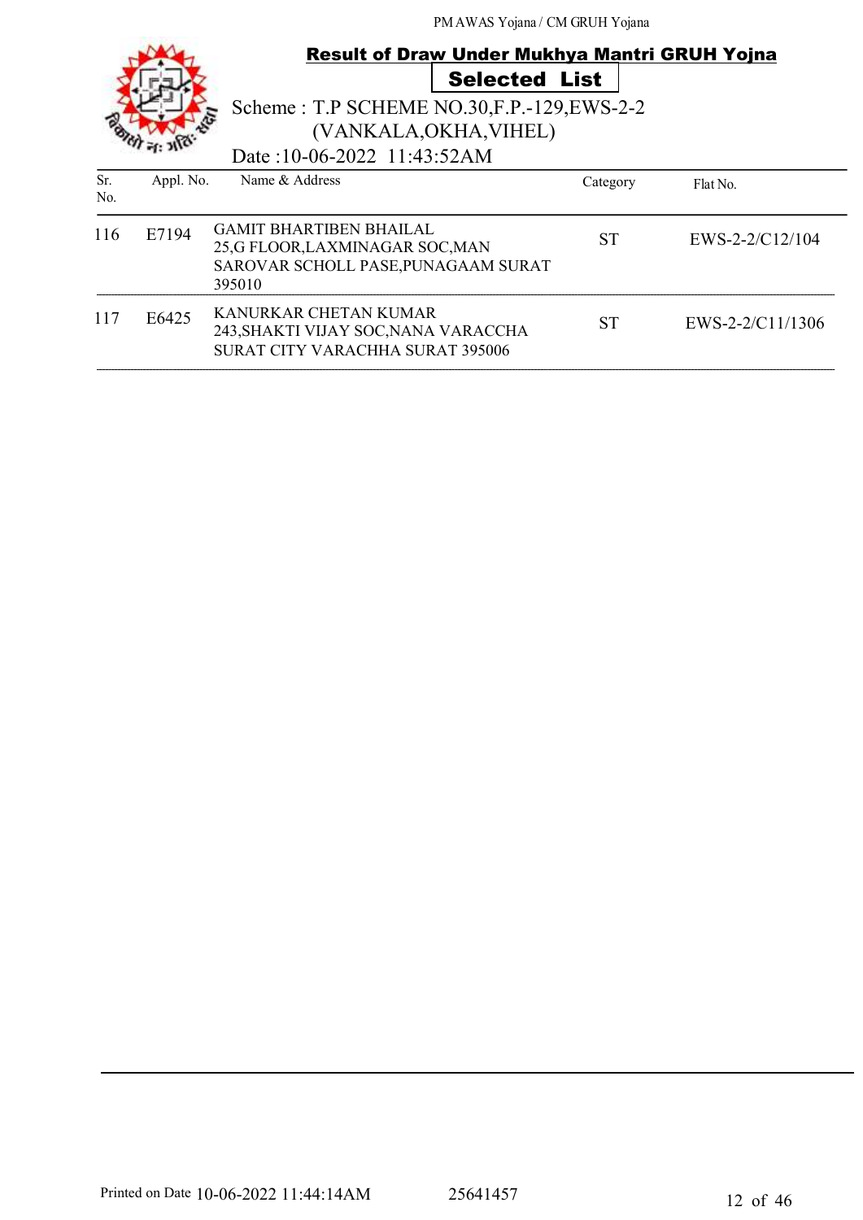PM AWAS Yojana / CM GRUH Yojana

## Result of Draw Under Mukhya Mantri GRUH Yojna

### Selected List

Scheme : T.P SCHEME NO.30,F.P.-129,EWS-2-2 (VANKALA,OKHA,VIHEL)

Date :10-06-2022 11:43:52AM

| Sr. No. | Appl. No. | Name & Address | Category | Flat No. |
|---|---|---|---|---|
| 116 | E7194 | GAMIT BHARTIBEN BHAILAL 25,G FLOOR,LAXMINAGAR SOC,MAN SAROVAR SCHOLL PASE,PUNAGAAM SURAT 395010 | ST | EWS-2-2/C12/104 |
| 117 | E6425 | KANURKAR CHETAN KUMAR 243,SHAKTI VIJAY SOC,NANA VARACCHA SURAT CITY VARACHHA SURAT 395006 | ST | EWS-2-2/C11/1306 |

Printed on Date 10-06-2022 11:44:14AM 25641457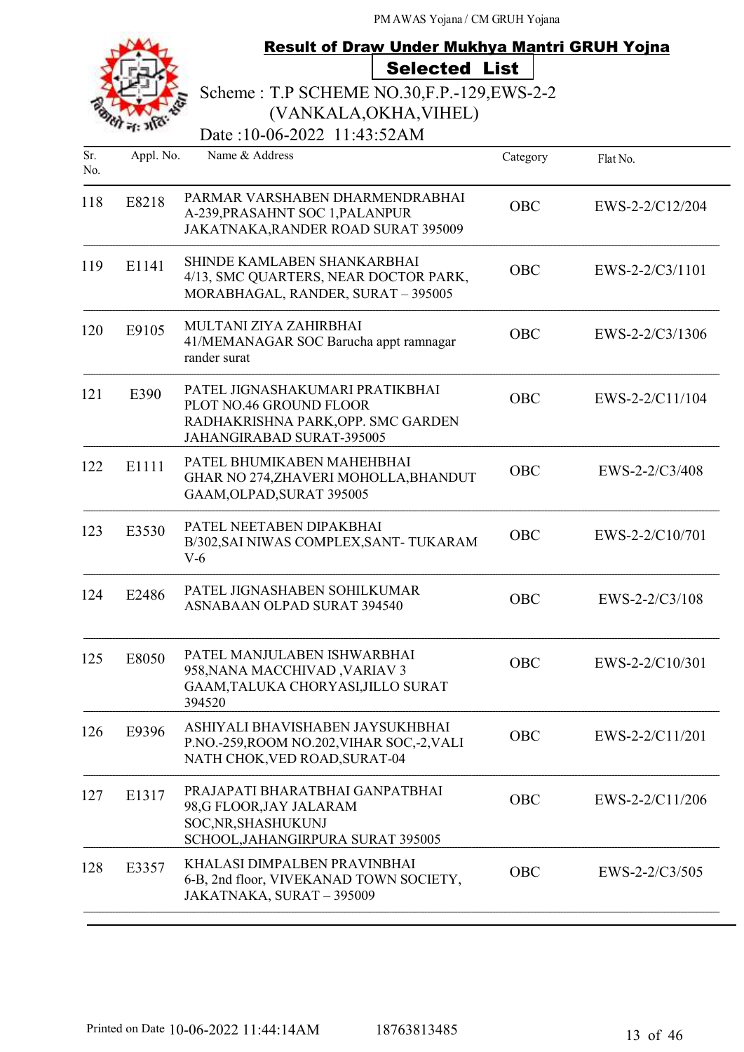# Result of Draw Under Mukhya Mantri GRUH Yojna

## Selected List

Scheme : T.P SCHEME NO.30,F.P.-129,EWS-2-2 (VANKALA,OKHA,VIHEL)

Date :10-06-2022 11:43:52AM

| Sr. No. | Appl. No. | Name & Address | Category | Flat No. |
|---|---|---|---|---|
| 118 | E8218 | PARMAR VARSHABEN DHARMENDRABHAI A-239,PRASAHNT SOC 1,PALANPUR JAKATNAKA,RANDER ROAD SURAT 395009 | OBC | EWS-2-2/C12/204 |
| 119 | E1141 | SHINDE KAMLABEN SHANKARBHAI 4/13, SMC QUARTERS, NEAR DOCTOR PARK, MORABHAGAL, RANDER, SURAT – 395005 | OBC | EWS-2-2/C3/1101 |
| 120 | E9105 | MULTANI ZIYA ZAHIRBHAI 41/MEMANAGAR SOC Barucha appt ramnagar rander surat | OBC | EWS-2-2/C3/1306 |
| 121 | E390 | PATEL JIGNASHAKUMARI PRATIKBHAI PLOT NO.46 GROUND FLOOR RADHAKRISHNA PARK,OPP. SMC GARDEN JAHANGIRABAD SURAT-395005 | OBC | EWS-2-2/C11/104 |
| 122 | E1111 | PATEL BHUMIKABEN MAHEHBHAI GHAR NO 274,ZHAVERI MOHOLLA,BHANDUT GAAM,OLPAD,SURAT 395005 | OBC | EWS-2-2/C3/408 |
| 123 | E3530 | PATEL NEETABEN DIPAKBHAI B/302,SAI NIWAS COMPLEX,SANT- TUKARAM V-6 | OBC | EWS-2-2/C10/701 |
| 124 | E2486 | PATEL JIGNASHABEN SOHILKUMAR ASNABAAN OLPAD SURAT 394540 | OBC | EWS-2-2/C3/108 |
| 125 | E8050 | PATEL MANJULABEN ISHWARBHAI 958,NANA MACCHIVAD ,VARIAV 3 GAAM,TALUKA CHORYASI,JILLO SURAT 394520 | OBC | EWS-2-2/C10/301 |
| 126 | E9396 | ASHIYALI BHAVISHABEN JAYSUKHBHAI P.NO.-259,ROOM NO.202,VIHAR SOC,-2,VALI NATH CHOK,VED ROAD,SURAT-04 | OBC | EWS-2-2/C11/201 |
| 127 | E1317 | PRAJAPATI BHARATBHAI GANPATBHAI 98,G FLOOR,JAY JALARAM SOC,NR,SHASHUKUNJ SCHOOL,JAHANGIRPURA SURAT 395005 | OBC | EWS-2-2/C11/206 |
| 128 | E3357 | KHALASI DIMPALBEN PRAVINBHAI 6-B, 2nd floor, VIVEKANAD TOWN SOCIETY, JAKATNAKA, SURAT – 395009 | OBC | EWS-2-2/C3/505 |

Printed on Date 10-06-2022 11:44:14AM 18763813485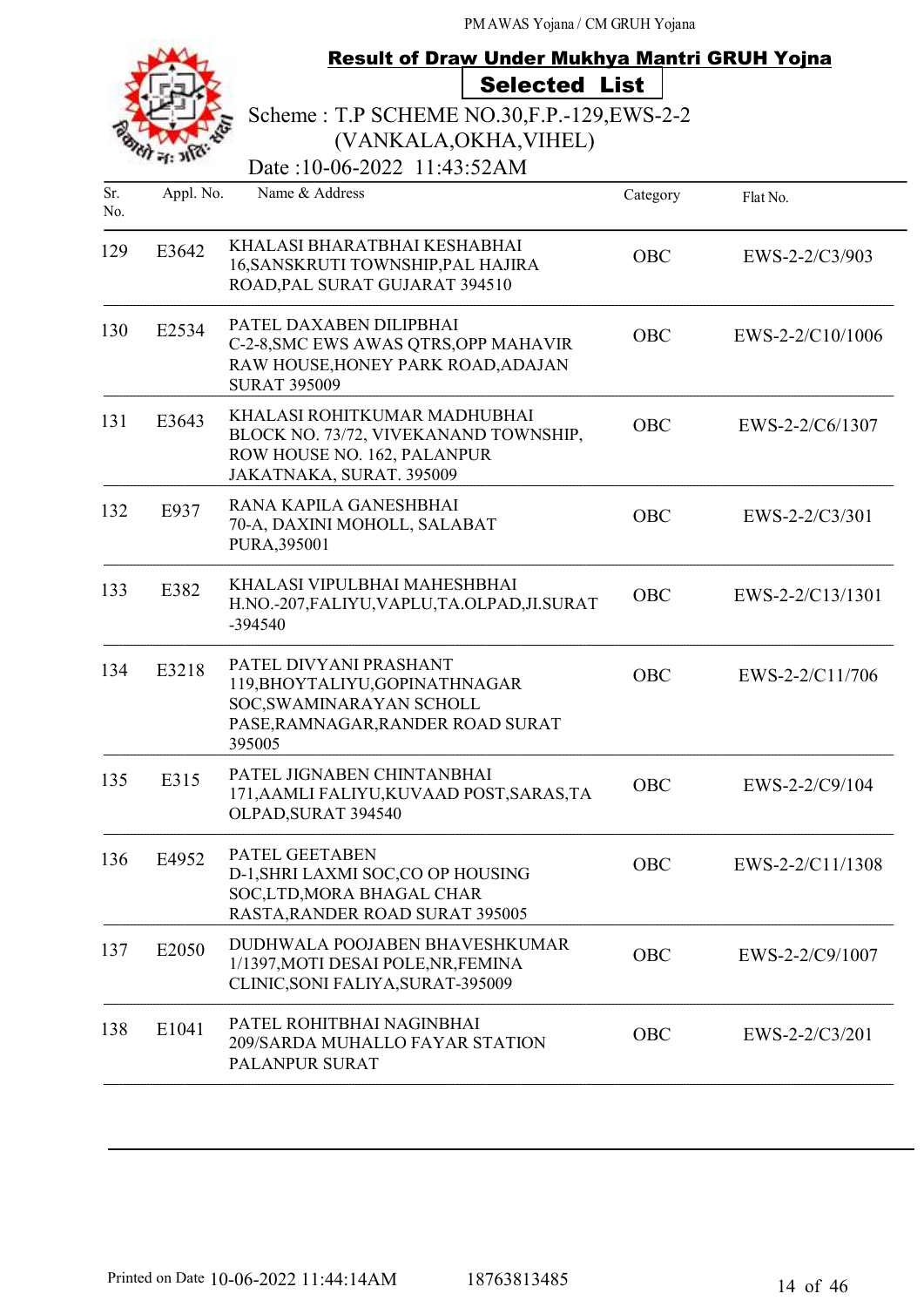PM AWAS Yojana / CM GRUH Yojana

## Result of Draw Under Mukhya Mantri GRUH Yojna

**Selected List**

Scheme : T.P SCHEME NO.30,F.P.-129,EWS-2-2 (VANKALA,OKHA,VIHEL)

Date :10-06-2022 11:43:52AM

| Sr. No. | Appl. No. | Name & Address | Category | Flat No. |
|---|---|---|---|---|
| 129 | E3642 | KHALASI BHARATBHAI KESHABHAI 16,SANSKRUTI TOWNSHIP,PAL HAJIRA ROAD,PAL SURAT GUJARAT 394510 | OBC | EWS-2-2/C3/903 |
| 130 | E2534 | PATEL DAXABEN DILIPBHAI C-2-8,SMC EWS AWAS QTRS,OPP MAHAVIR RAW HOUSE,HONEY PARK ROAD,ADAJAN SURAT 395009 | OBC | EWS-2-2/C10/1006 |
| 131 | E3643 | KHALASI ROHITKUMAR MADHUBHAI BLOCK NO. 73/72, VIVEKANAND TOWNSHIP, ROW HOUSE NO. 162, PALANPUR JAKATNAKA, SURAT. 395009 | OBC | EWS-2-2/C6/1307 |
| 132 | E937 | RANA KAPILA GANESHBHAI 70-A, DAXINI MOHOLL, SALABAT PURA,395001 | OBC | EWS-2-2/C3/301 |
| 133 | E382 | KHALASI VIPULBHAI MAHESHBHAI H.NO.-207,FALIYU,VAPLU,TA.OLPAD,JI.SURAT -394540 | OBC | EWS-2-2/C13/1301 |
| 134 | E3218 | PATEL DIVYANI PRASHANT 119,BHOYTALIYU,GOPINATHNAGAR SOC,SWAMINARAYAN SCHOLL PASE,RAMNAGAR,RANDER ROAD SURAT 395005 | OBC | EWS-2-2/C11/706 |
| 135 | E315 | PATEL JIGNABEN CHINTANBHAI 171,AAMLI FALIYU,KUVAAD POST,SARAS,TA OLPAD,SURAT 394540 | OBC | EWS-2-2/C9/104 |
| 136 | E4952 | PATEL GEETABEN D-1,SHRI LAXMI SOC,CO OP HOUSING SOC,LTD,MORA BHAGAL CHAR RASTA,RANDER ROAD SURAT 395005 | OBC | EWS-2-2/C11/1308 |
| 137 | E2050 | DUDHWALA POOJABEN BHAVESHKUMAR 1/1397,MOTI DESAI POLE,NR,FEMINA CLINIC,SONI FALIYA,SURAT-395009 | OBC | EWS-2-2/C9/1007 |
| 138 | E1041 | PATEL ROHITBHAI NAGINBHAI 209/SARDA MUHALLO FAYAR STATION PALANPUR SURAT | OBC | EWS-2-2/C3/201 |

Printed on Date 10-06-2022 11:44:14AM 18763813485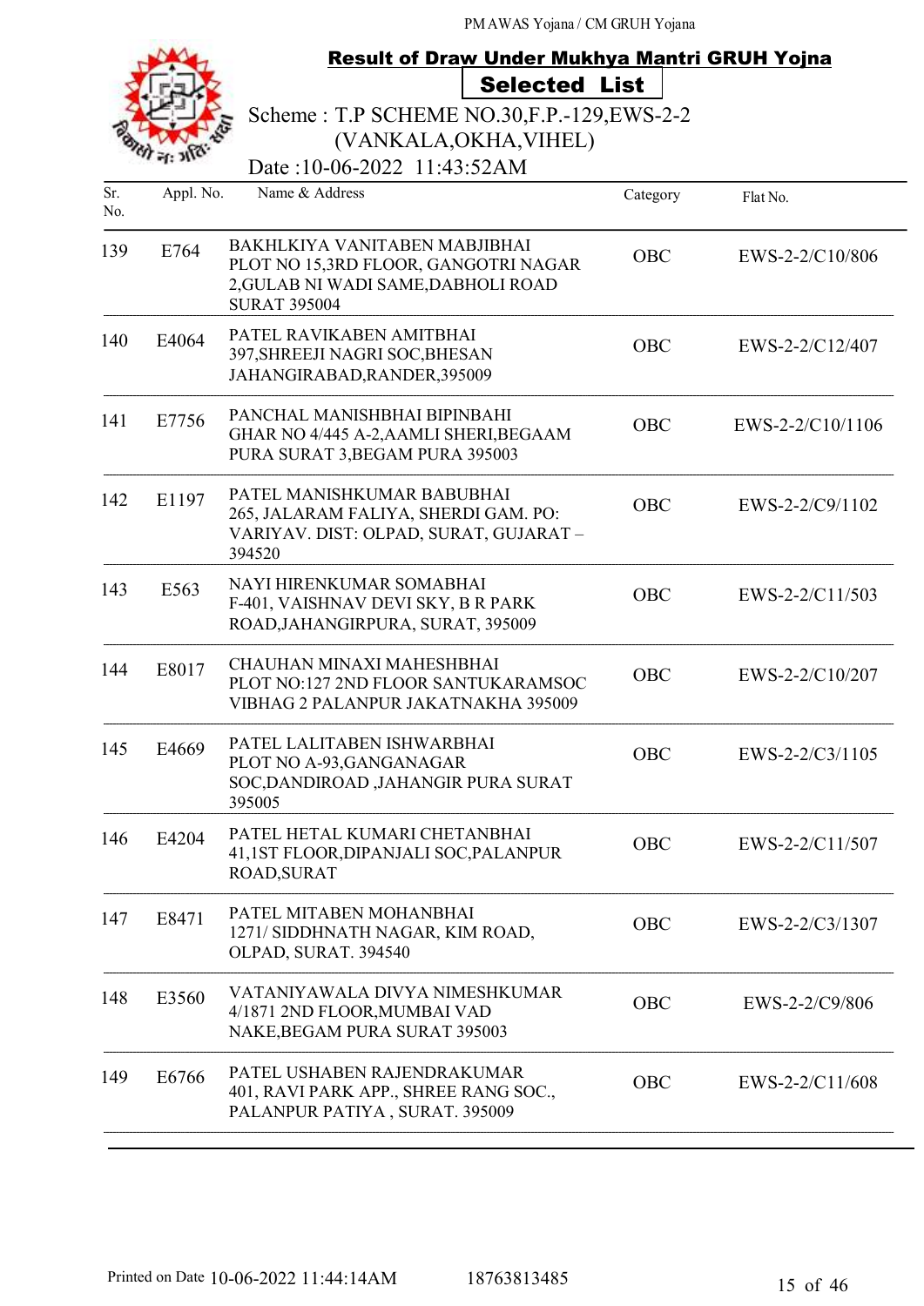PM AWAS Yojana / CM GRUH Yojana

## Result of Draw Under Mukhya Mantri GRUH Yojna

### Selected List

Scheme : T.P SCHEME NO.30,F.P.-129,EWS-2-2 (VANKALA,OKHA,VIHEL)

Date :10-06-2022 11:43:52AM

| Sr. No. | Appl. No. | Name & Address | Category | Flat No. |
|---|---|---|---|---|
| 139 | E764 | BAKHLKIYA VANITABEN MABJIBHAI PLOT NO 15,3RD FLOOR, GANGOTRI NAGAR 2,GULAB NI WADI SAME,DABHOLI ROAD SURAT 395004 | OBC | EWS-2-2/C10/806 |
| 140 | E4064 | PATEL RAVIKABEN AMITBHAI 397,SHREEJI NAGRI SOC,BHESAN JAHANGIRABAD,RANDER,395009 | OBC | EWS-2-2/C12/407 |
| 141 | E7756 | PANCHAL MANISHBHAI BIPINBAHI GHAR NO 4/445 A-2,AAMLI SHERI,BEGAAM PURA SURAT 3,BEGAM PURA 395003 | OBC | EWS-2-2/C10/1106 |
| 142 | E1197 | PATEL MANISHKUMAR BABUBHAI 265, JALARAM FALIYA, SHERDI GAM. PO: VARIYAV. DIST: OLPAD, SURAT, GUJARAT – 394520 | OBC | EWS-2-2/C9/1102 |
| 143 | E563 | NAYI HIRENKUMAR SOMABHAI F-401, VAISHNAV DEVI SKY, B R PARK ROAD,JAHANGIRPURA, SURAT, 395009 | OBC | EWS-2-2/C11/503 |
| 144 | E8017 | CHAUHAN MINAXI MAHESHBHAI PLOT NO:127 2ND FLOOR SANTUKARAMSOC VIBHAG 2 PALANPUR JAKATNAKHA 395009 | OBC | EWS-2-2/C10/207 |
| 145 | E4669 | PATEL LALITABEN ISHWARBHAI PLOT NO A-93,GANGANAGAR SOC,DANDIROAD ,JAHANGIR PURA SURAT 395005 | OBC | EWS-2-2/C3/1105 |
| 146 | E4204 | PATEL HETAL KUMARI CHETANBHAI 41,1ST FLOOR,DIPANJALI SOC,PALANPUR ROAD,SURAT | OBC | EWS-2-2/C11/507 |
| 147 | E8471 | PATEL MITABEN MOHANBHAI 1271/ SIDDHNATH NAGAR, KIM ROAD, OLPAD, SURAT. 394540 | OBC | EWS-2-2/C3/1307 |
| 148 | E3560 | VATANIYAWALA DIVYA NIMESHKUMAR 4/1871 2ND FLOOR,MUMBAI VAD NAKE,BEGAM PURA SURAT 395003 | OBC | EWS-2-2/C9/806 |
| 149 | E6766 | PATEL USHABEN RAJENDRAKUMAR 401, RAVI PARK APP., SHREE RANG SOC., PALANPUR PATIYA , SURAT. 395009 | OBC | EWS-2-2/C11/608 |

Printed on Date 10-06-2022 11:44:14AM 18763813485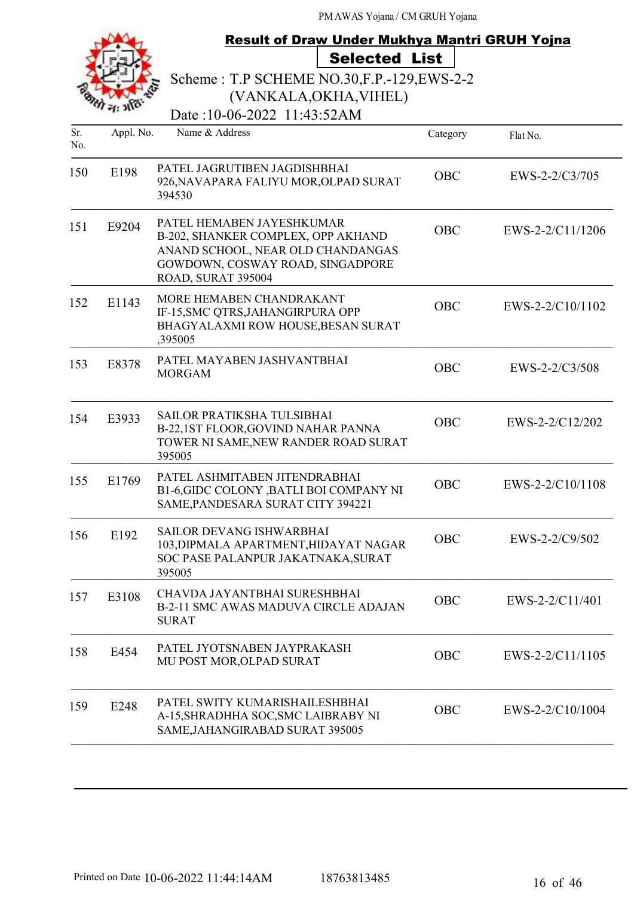PM AWAS Yojana / CM GRUH Yojana

## Result of Draw Under Mukhya Mantri GRUH Yojna

### Selected List

Scheme : T.P SCHEME NO.30,F.P.-129,EWS-2-2 (VANKALA,OKHA,VIHEL)

Date :10-06-2022 11:43:52AM

| Sr. No. | Appl. No. | Name & Address | Category | Flat No. |
|---|---|---|---|---|
| 150 | E198 | PATEL JAGRUTIBEN JAGDISHBHAI 926,NAVAPARA FALIYU MOR,OLPAD SURAT 394530 | OBC | EWS-2-2/C3/705 |
| 151 | E9204 | PATEL HEMABEN JAYESHKUMAR B-202, SHANKER COMPLEX, OPP AKHAND ANAND SCHOOL, NEAR OLD CHANDANGAS GOWDOWN, COSWAY ROAD, SINGADPORE ROAD, SURAT 395004 | OBC | EWS-2-2/C11/1206 |
| 152 | E1143 | MORE HEMABEN CHANDRAKANT IF-15,SMC QTRS,JAHANGIRPURA OPP BHAGYALAXMI ROW HOUSE,BESAN SURAT ,395005 | OBC | EWS-2-2/C10/1102 |
| 153 | E8378 | PATEL MAYABEN JASHVANTBHAI MORGAM | OBC | EWS-2-2/C3/508 |
| 154 | E3933 | SAILOR PRATIKSHA TULSIBHAI B-22,1ST FLOOR,GOVIND NAHAR PANNA TOWER NI SAME,NEW RANDER ROAD SURAT 395005 | OBC | EWS-2-2/C12/202 |
| 155 | E1769 | PATEL ASHMITABEN JITENDRABHAI B1-6,GIDC COLONY ,BATLI BOI COMPANY NI SAME,PANDESARA SURAT CITY 394221 | OBC | EWS-2-2/C10/1108 |
| 156 | E192 | SAILOR DEVANG ISHWARBHAI 103,DIPMALA APARTMENT,HIDAYAT NAGAR SOC PASE PALANPUR JAKATNAKA,SURAT 395005 | OBC | EWS-2-2/C9/502 |
| 157 | E3108 | CHAVDA JAYANTBHAI SURESHBHAI B-2-11 SMC AWAS MADUVA CIRCLE ADAJAN SURAT | OBC | EWS-2-2/C11/401 |
| 158 | E454 | PATEL JYOTSNABEN JAYPRAKASH MU POST MOR,OLPAD SURAT | OBC | EWS-2-2/C11/1105 |
| 159 | E248 | PATEL SWITY KUMARISHAILESHBHAI A-15,SHRADHHA SOC,SMC LAIBRABY NI SAME,JAHANGIRABAD SURAT 395005 | OBC | EWS-2-2/C10/1004 |

Printed on Date 10-06-2022 11:44:14AM 18763813485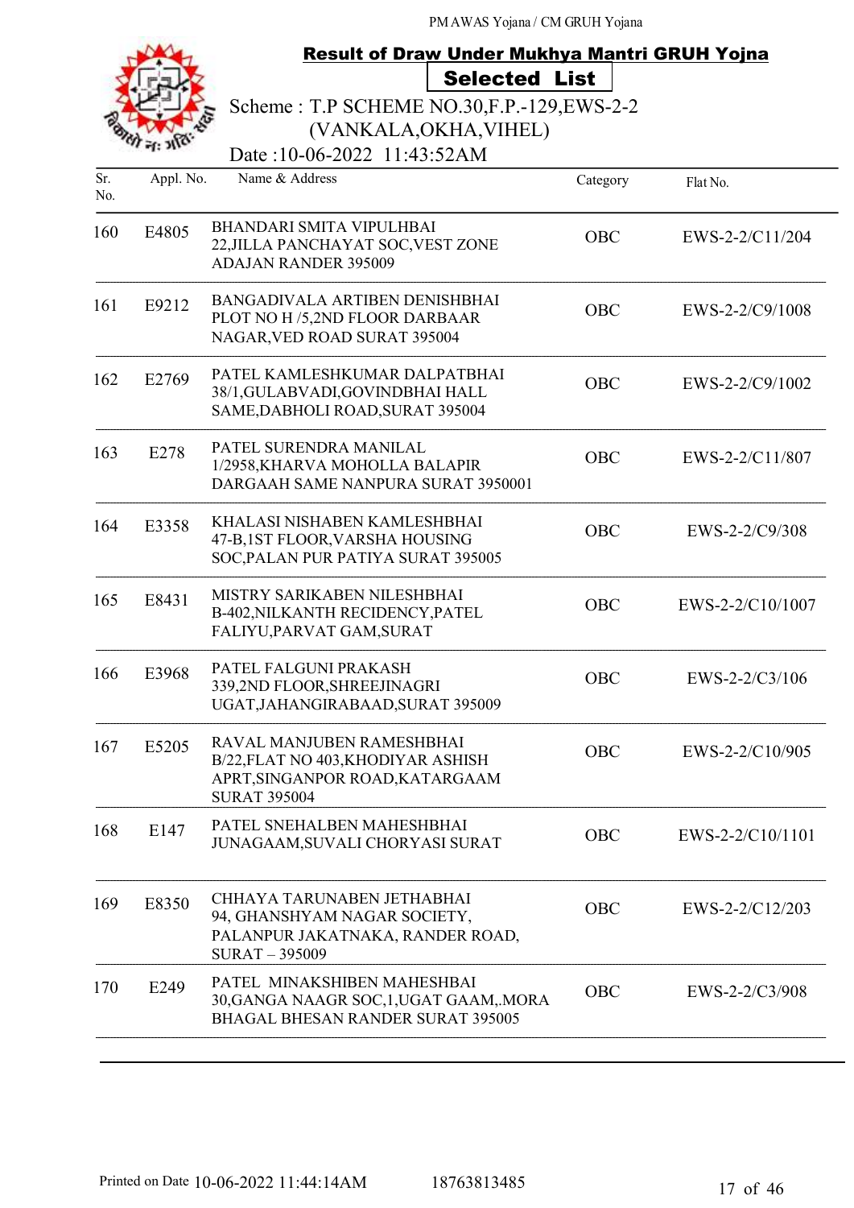PM AWAS Yojana / CM GRUH Yojana

## Result of Draw Under Mukhya Mantri GRUH Yojna

**Selected List**

Scheme : T.P SCHEME NO.30,F.P.-129,EWS-2-2 (VANKALA,OKHA,VIHEL)

Date :10-06-2022 11:43:52AM

| Sr. No. | Appl. No. | Name & Address | Category | Flat No. |
|---|---|---|---|---|
| 160 | E4805 | BHANDARI SMITA VIPULHBAI 22,JILLA PANCHAYAT SOC,VEST ZONE ADAJAN RANDER 395009 | OBC | EWS-2-2/C11/204 |
| 161 | E9212 | BANGADIVALA ARTIBEN DENISHBHAI PLOT NO H /5,2ND FLOOR DARBAAR NAGAR,VED ROAD SURAT 395004 | OBC | EWS-2-2/C9/1008 |
| 162 | E2769 | PATEL KAMLESHKUMAR DALPATBHAI 38/1,GULABVADI,GOVINDBHAI HALL SAME,DABHOLI ROAD,SURAT 395004 | OBC | EWS-2-2/C9/1002 |
| 163 | E278 | PATEL SURENDRA MANILAL 1/2958,KHARVA MOHOLLA BALAPIR DARGAAH SAME NANPURA SURAT 3950001 | OBC | EWS-2-2/C11/807 |
| 164 | E3358 | KHALASI NISHABEN KAMLESHBHAI 47-B,1ST FLOOR,VARSHA HOUSING SOC,PALAN PUR PATIYA SURAT 395005 | OBC | EWS-2-2/C9/308 |
| 165 | E8431 | MISTRY SARIKABEN NILESHBHAI B-402,NILKANTH RECIDENCY,PATEL FALIYU,PARVAT GAM,SURAT | OBC | EWS-2-2/C10/1007 |
| 166 | E3968 | PATEL FALGUNI PRAKASH 339,2ND FLOOR,SHREEJINAGRI UGAT,JAHANGIRABAAD,SURAT 395009 | OBC | EWS-2-2/C3/106 |
| 167 | E5205 | RAVAL MANJUBEN RAMESHBHAI B/22,FLAT NO 403,KHODIYAR ASHISH APRT,SINGANPOR ROAD,KATARGAAM SURAT 395004 | OBC | EWS-2-2/C10/905 |
| 168 | E147 | PATEL SNEHALBEN MAHESHBHAI JUNAGAAM,SUVALI CHORYASI SURAT | OBC | EWS-2-2/C10/1101 |
| 169 | E8350 | CHHAYA TARUNABEN JETHABHAI 94, GHANSHYAM NAGAR SOCIETY, PALANPUR JAKATNAKA, RANDER ROAD, SURAT – 395009 | OBC | EWS-2-2/C12/203 |
| 170 | E249 | PATEL MINAKSHIBEN MAHESHBAI 30,GANGA NAAGR SOC,1,UGAT GAAM,.MORA BHAGAL BHESAN RANDER SURAT 395005 | OBC | EWS-2-2/C3/908 |

Printed on Date 10-06-2022 11:44:14AM 18763813485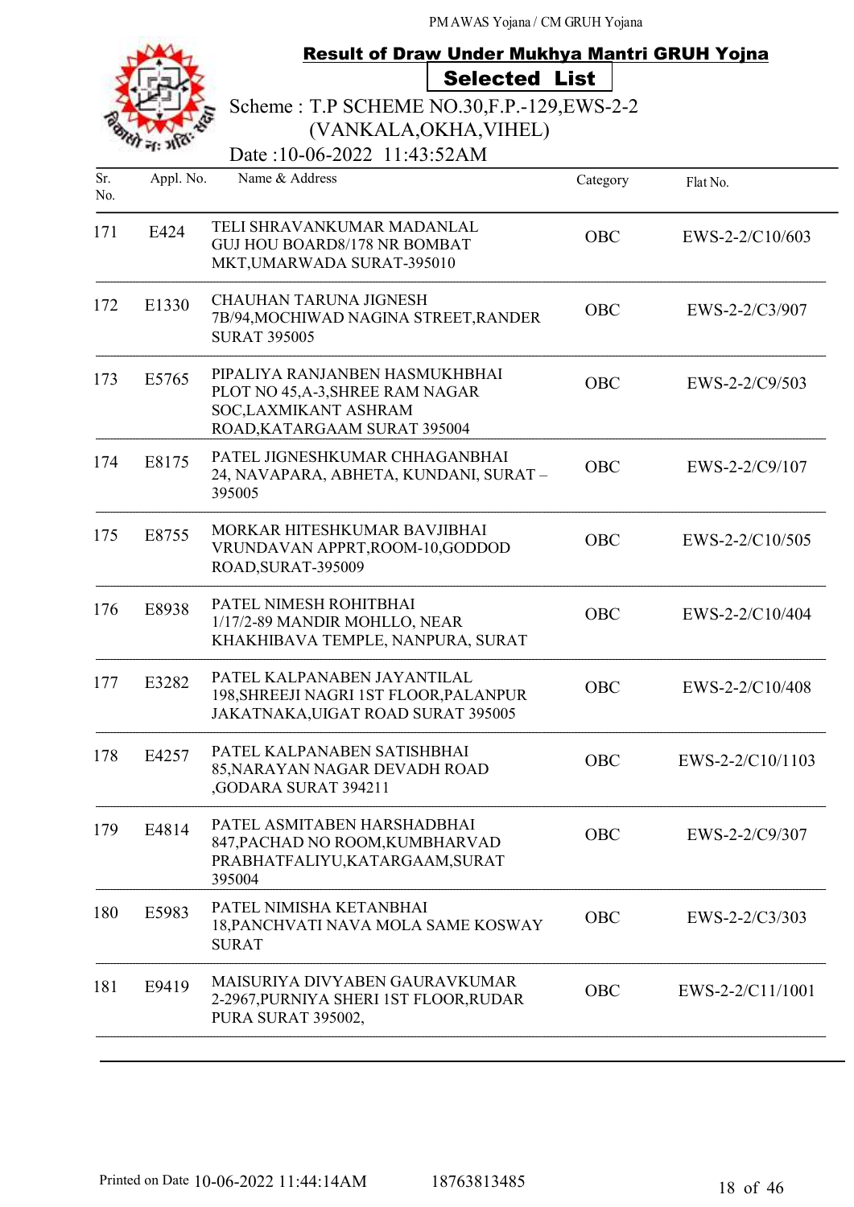PM AWAS Yojana / CM GRUH Yojana

## Result of Draw Under Mukhya Mantri GRUH Yojna

**Selected List**

Scheme : T.P SCHEME NO.30,F.P.-129,EWS-2-2 (VANKALA,OKHA,VIHEL)

Date :10-06-2022 11:43:52AM

| Sr. No. | Appl. No. | Name & Address | Category | Flat No. |
|---|---|---|---|---|
| 171 | E424 | TELI SHRAVANKUMAR MADANLAL GUJ HOU BOARD8/178 NR BOMBAT MKT,UMARWADA SURAT-395010 | OBC | EWS-2-2/C10/603 |
| 172 | E1330 | CHAUHAN TARUNA JIGNESH 7B/94,MOCHIWAD NAGINA STREET,RANDER SURAT 395005 | OBC | EWS-2-2/C3/907 |
| 173 | E5765 | PIPALIYA RANJANBEN HASMUKHBHAI PLOT NO 45,A-3,SHREE RAM NAGAR SOC,LAXMIKANT ASHRAM ROAD,KATARGAAM SURAT 395004 | OBC | EWS-2-2/C9/503 |
| 174 | E8175 | PATEL JIGNESHKUMAR CHHAGANBHAI 24, NAVAPARA, ABHETA, KUNDANI, SURAT – 395005 | OBC | EWS-2-2/C9/107 |
| 175 | E8755 | MORKAR HITESHKUMAR BAVJIBHAI VRUNDAVAN APPRT,ROOM-10,GODDOD ROAD,SURAT-395009 | OBC | EWS-2-2/C10/505 |
| 176 | E8938 | PATEL NIMESH ROHITBHAI 1/17/2-89 MANDIR MOHLLO, NEAR KHAKHIBAVA TEMPLE, NANPURA, SURAT | OBC | EWS-2-2/C10/404 |
| 177 | E3282 | PATEL KALPANABEN JAYANTILAL 198,SHREEJI NAGRI 1ST FLOOR,PALANPUR JAKATNAKA,UIGAT ROAD SURAT 395005 | OBC | EWS-2-2/C10/408 |
| 178 | E4257 | PATEL KALPANABEN SATISHBHAI 85,NARAYAN NAGAR DEVADH ROAD ,GODARA SURAT 394211 | OBC | EWS-2-2/C10/1103 |
| 179 | E4814 | PATEL ASMITABEN HARSHADBHAI 847,PACHAD NO ROOM,KUMBHARVAD PRABHATFALIYU,KATARGAAM,SURAT 395004 | OBC | EWS-2-2/C9/307 |
| 180 | E5983 | PATEL NIMISHA KETANBHAI 18,PANCHVATI NAVA MOLA SAME KOSWAY SURAT | OBC | EWS-2-2/C3/303 |
| 181 | E9419 | MAISURIYA DIVYABEN GAURAVKUMAR 2-2967,PURNIYA SHERI 1ST FLOOR,RUDAR PURA SURAT 395002, | OBC | EWS-2-2/C11/1001 |

Printed on Date 10-06-2022 11:44:14AM 18763813485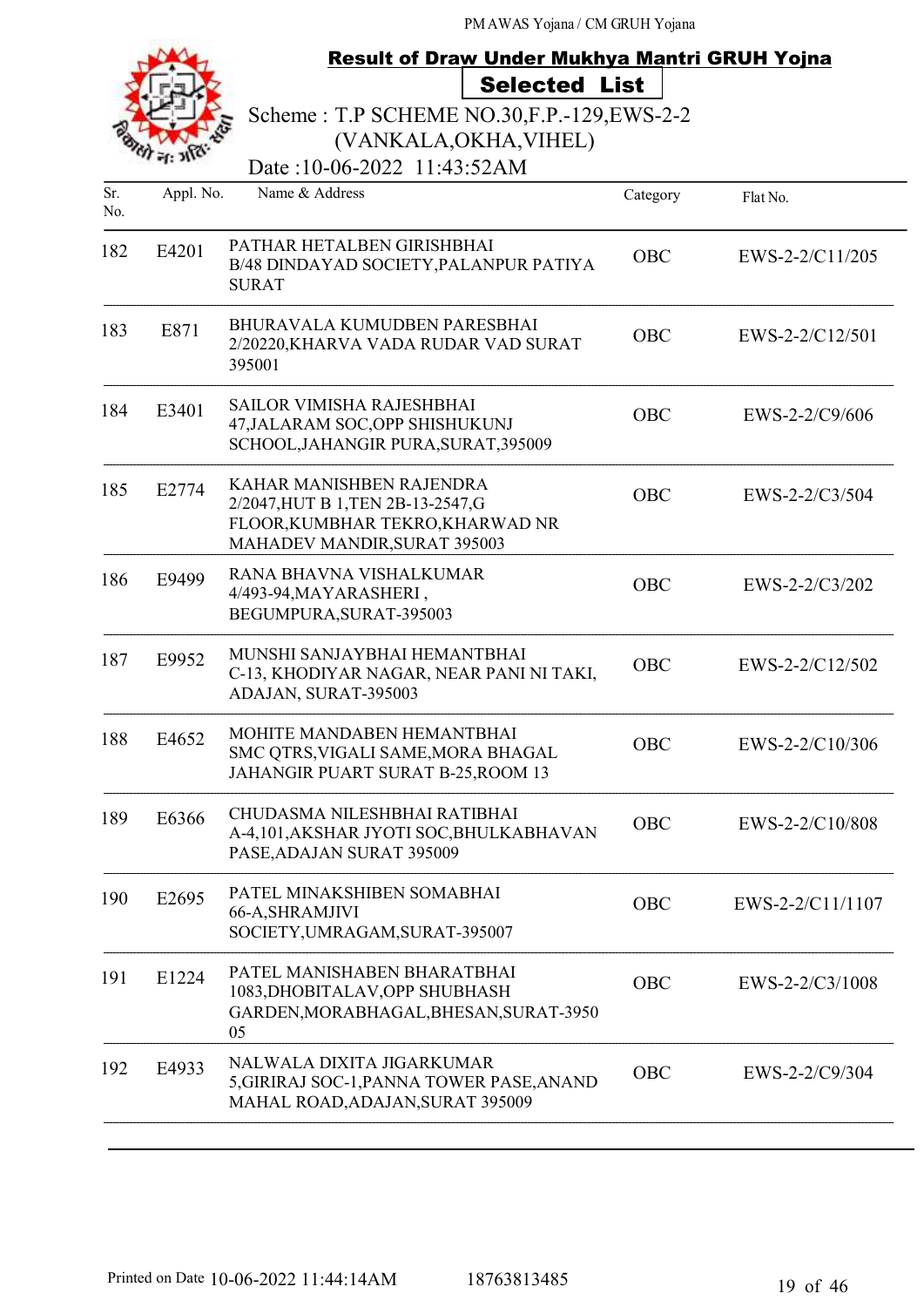PM AWAS Yojana / CM GRUH Yojana

## Result of Draw Under Mukhya Mantri GRUH Yojna

### Selected List

Scheme : T.P SCHEME NO.30,F.P.-129,EWS-2-2 (VANKALA,OKHA,VIHEL)

Date :10-06-2022 11:43:52AM

| Sr. No. | Appl. No. | Name & Address | Category | Flat No. |
|---|---|---|---|---|
| 182 | E4201 | PATHAR HETALBEN GIRISHBHAI B/48 DINDAYAD SOCIETY,PALANPUR PATIYA SURAT | OBC | EWS-2-2/C11/205 |
| 183 | E871 | BHURAVALA KUMUDBEN PARESBHAI 2/20220,KHARVA VADA RUDAR VAD SURAT 395001 | OBC | EWS-2-2/C12/501 |
| 184 | E3401 | SAILOR VIMISHA RAJESHBHAI 47,JALARAM SOC,OPP SHISHUKUNJ SCHOOL,JAHANGIR PURA,SURAT,395009 | OBC | EWS-2-2/C9/606 |
| 185 | E2774 | KAHAR MANISHBEN RAJENDRA 2/2047,HUT B 1,TEN 2B-13-2547,G FLOOR,KUMBHAR TEKRO,KHARWAD NR MAHADEV MANDIR,SURAT 395003 | OBC | EWS-2-2/C3/504 |
| 186 | E9499 | RANA BHAVNA VISHALKUMAR 4/493-94,MAYARASHERI , BEGUMPURA,SURAT-395003 | OBC | EWS-2-2/C3/202 |
| 187 | E9952 | MUNSHI SANJAYBHAI HEMANTBHAI C-13, KHODIYAR NAGAR, NEAR PANI NI TAKI, ADAJAN, SURAT-395003 | OBC | EWS-2-2/C12/502 |
| 188 | E4652 | MOHITE MANDABEN HEMANTBHAI SMC QTRS,VIGALI SAME,MORA BHAGAL JAHANGIR PUART SURAT B-25,ROOM 13 | OBC | EWS-2-2/C10/306 |
| 189 | E6366 | CHUDASMA NILESHBHAI RATIBHAI A-4,101,AKSHAR JYOTI SOC,BHULKABHAVAN PASE,ADAJAN SURAT 395009 | OBC | EWS-2-2/C10/808 |
| 190 | E2695 | PATEL MINAKSHIBEN SOMABHAI 66-A,SHRAMJIVI SOCIETY,UMRAGAM,SURAT-395007 | OBC | EWS-2-2/C11/1107 |
| 191 | E1224 | PATEL MANISHABEN BHARATBHAI 1083,DHOBITALAV,OPP SHUBHASH GARDEN,MORABHAGAL,BHESAN,SURAT-395005 | OBC | EWS-2-2/C3/1008 |
| 192 | E4933 | NALWALA DIXITA JIGARKUMAR 5,GIRIRAJ SOC-1,PANNA TOWER PASE,ANAND MAHAL ROAD,ADAJAN,SURAT 395009 | OBC | EWS-2-2/C9/304 |

Printed on Date 10-06-2022 11:44:14AM 18763813485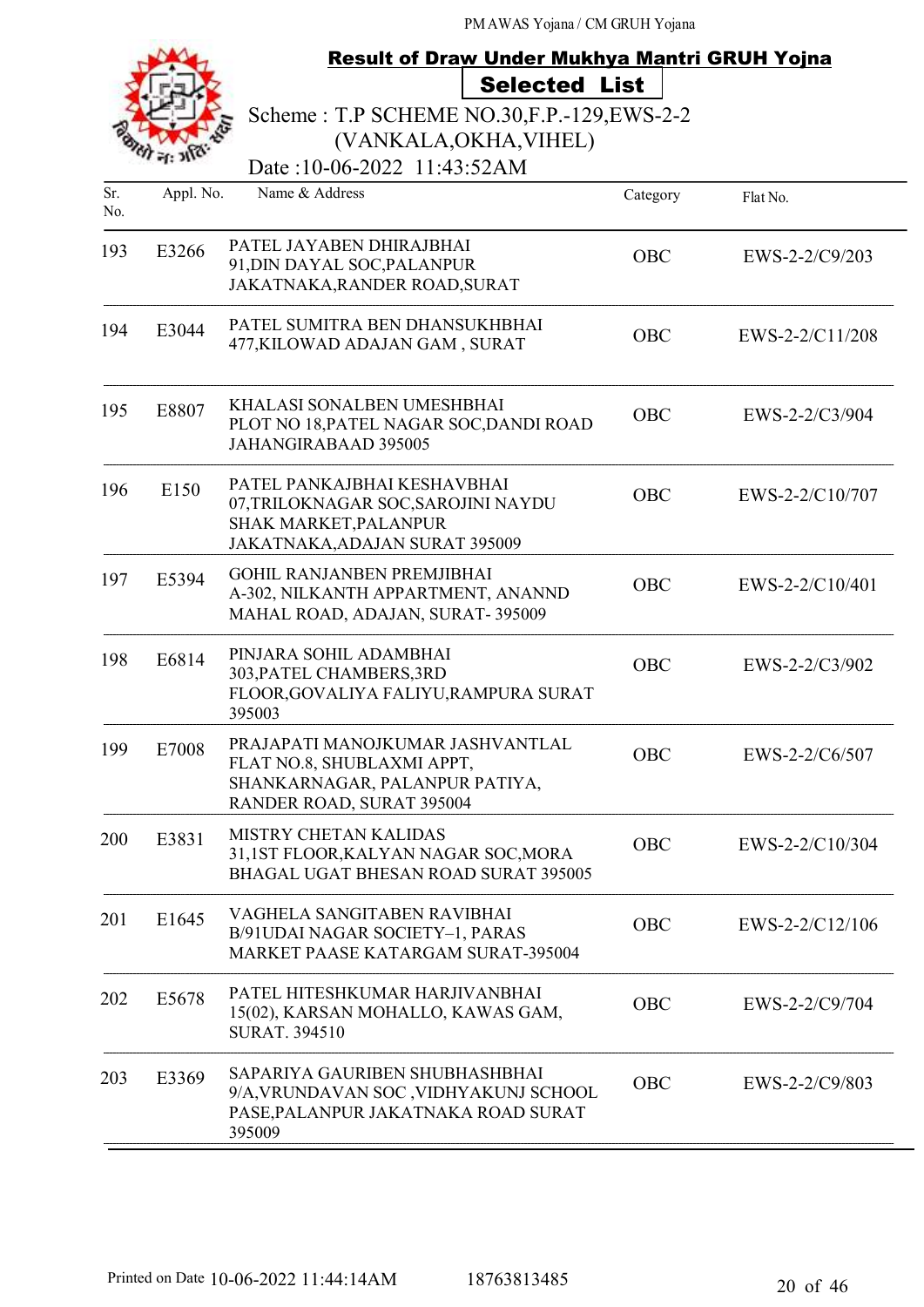PM AWAS Yojana / CM GRUH Yojana

## Result of Draw Under Mukhya Mantri GRUH Yojna

### Selected List

Scheme : T.P SCHEME NO.30,F.P.-129,EWS-2-2 (VANKALA,OKHA,VIHEL)

Date :10-06-2022 11:43:52AM

| Sr. No. | Appl. No. | Name & Address | Category | Flat No. |
|---|---|---|---|---|
| 193 | E3266 | PATEL JAYABEN DHIRAJBHAI 91,DIN DAYAL SOC,PALANPUR JAKATNAKA,RANDER ROAD,SURAT | OBC | EWS-2-2/C9/203 |
| 194 | E3044 | PATEL SUMITRA BEN DHANSUKHBHAI 477,KILOWAD ADAJAN GAM , SURAT | OBC | EWS-2-2/C11/208 |
| 195 | E8807 | KHALASI SONALBEN UMESHBHAI PLOT NO 18,PATEL NAGAR SOC,DANDI ROAD JAHANGIRABAAD 395005 | OBC | EWS-2-2/C3/904 |
| 196 | E150 | PATEL PANKAJBHAI KESHAVBHAI 07,TRILOKNAGAR SOC,SAROJINI NAYDU SHAK MARKET,PALANPUR JAKATNAKA,ADAJAN SURAT 395009 | OBC | EWS-2-2/C10/707 |
| 197 | E5394 | GOHIL RANJANBEN PREMJIBHAI A-302, NILKANTH APPARTMENT, ANANND MAHAL ROAD, ADAJAN, SURAT- 395009 | OBC | EWS-2-2/C10/401 |
| 198 | E6814 | PINJARA SOHIL ADAMBHAI 303,PATEL CHAMBERS,3RD FLOOR,GOVALIYA FALIYU,RAMPURA SURAT 395003 | OBC | EWS-2-2/C3/902 |
| 199 | E7008 | PRAJAPATI MANOJKUMAR JASHVANTLAL FLAT NO.8, SHUBLAXMI APPT, SHANKARNAGAR, PALANPUR PATIYA, RANDER ROAD, SURAT 395004 | OBC | EWS-2-2/C6/507 |
| 200 | E3831 | MISTRY CHETAN KALIDAS 31,1ST FLOOR,KALYAN NAGAR SOC,MORA BHAGAL UGAT BHESAN ROAD SURAT 395005 | OBC | EWS-2-2/C10/304 |
| 201 | E1645 | VAGHELA SANGITABEN RAVIBHAI B/91UDAI NAGAR SOCIETY–1, PARAS MARKET PAASE KATARGAM SURAT-395004 | OBC | EWS-2-2/C12/106 |
| 202 | E5678 | PATEL HITESHKUMAR HARJIVANBHAI 15(02), KARSAN MOHALLO, KAWAS GAM, SURAT. 394510 | OBC | EWS-2-2/C9/704 |
| 203 | E3369 | SAPARIYA GAURIBEN SHUBHASHBHAI 9/A,VRUNDAVAN SOC ,VIDHYAKUNJ SCHOOL PASE,PALANPUR JAKATNAKA ROAD SURAT 395009 | OBC | EWS-2-2/C9/803 |

Printed on Date 10-06-2022 11:44:14AM 18763813485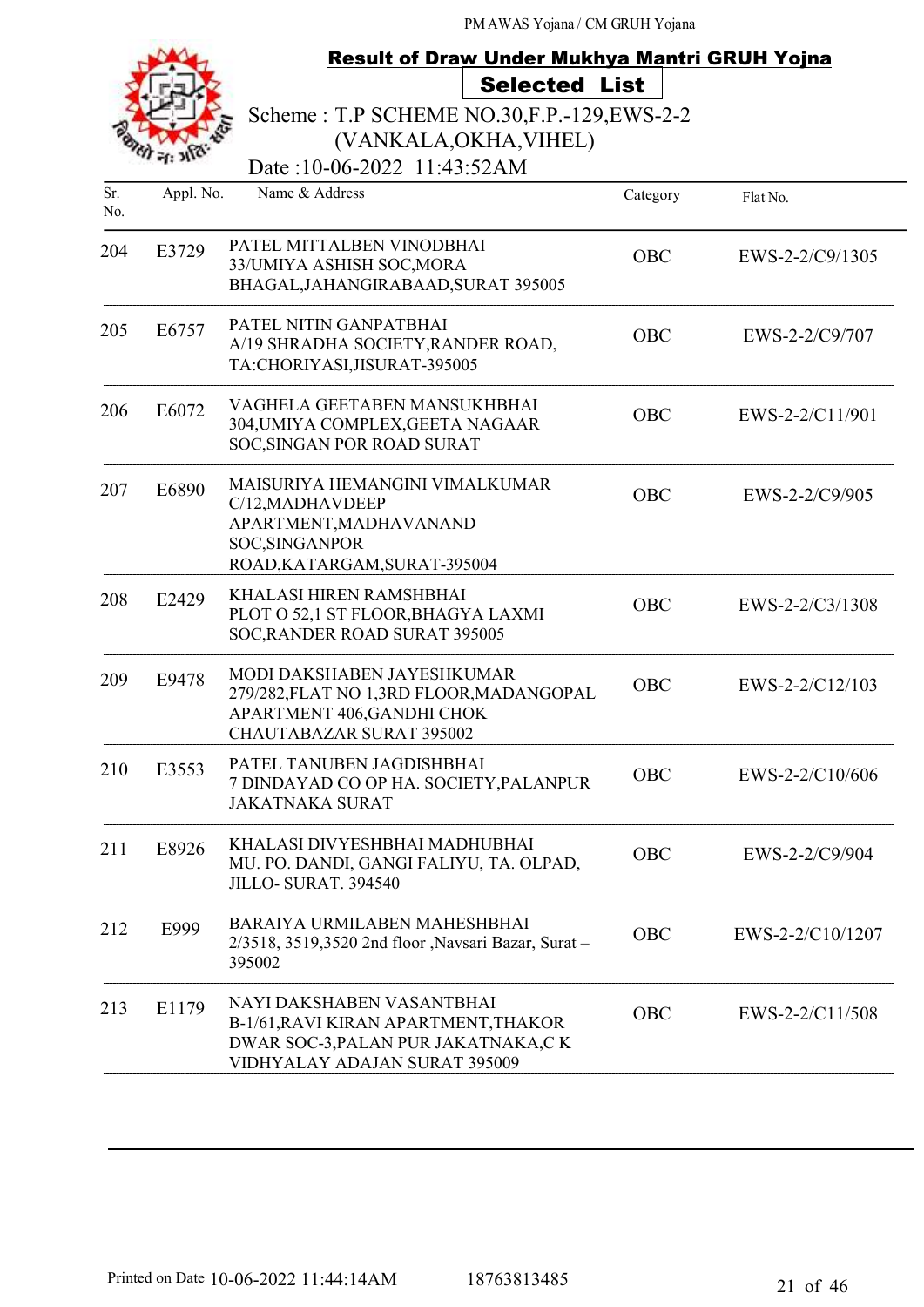PM AWAS Yojana / CM GRUH Yojana

## Result of Draw Under Mukhya Mantri GRUH Yojna

### Selected List

Scheme : T.P SCHEME NO.30,F.P.-129,EWS-2-2 (VANKALA,OKHA,VIHEL)

Date :10-06-2022 11:43:52AM

| Sr. No. | Appl. No. | Name & Address | Category | Flat No. |
|---|---|---|---|---|
| 204 | E3729 | PATEL MITTALBEN VINODBHAI 33/UMIYA ASHISH SOC,MORA BHAGAL,JAHANGIRABAAD,SURAT 395005 | OBC | EWS-2-2/C9/1305 |
| 205 | E6757 | PATEL NITIN GANPATBHAI A/19 SHRADHA SOCIETY,RANDER ROAD, TA:CHORIYASI,JISURAT-395005 | OBC | EWS-2-2/C9/707 |
| 206 | E6072 | VAGHELA GEETABEN MANSUKHBHAI 304,UMIYA COMPLEX,GEETA NAGAAR SOC,SINGAN POR ROAD SURAT | OBC | EWS-2-2/C11/901 |
| 207 | E6890 | MAISURIYA HEMANGINI VIMALKUMAR C/12,MADHAVDEEP APARTMENT,MADHAVANAND SOC,SINGANPOR ROAD,KATARGAM,SURAT-395004 | OBC | EWS-2-2/C9/905 |
| 208 | E2429 | KHALASI HIREN RAMSHBHAI PLOT O 52,1 ST FLOOR,BHAGYA LAXMI SOC,RANDER ROAD SURAT 395005 | OBC | EWS-2-2/C3/1308 |
| 209 | E9478 | MODI DAKSHABEN JAYESHKUMAR 279/282,FLAT NO 1,3RD FLOOR,MADANGOPAL APARTMENT 406,GANDHI CHOK CHAUTABAZAR SURAT 395002 | OBC | EWS-2-2/C12/103 |
| 210 | E3553 | PATEL TANUBEN JAGDISHBHAI 7 DINDAYAD CO OP HA. SOCIETY,PALANPUR JAKATNAKA SURAT | OBC | EWS-2-2/C10/606 |
| 211 | E8926 | KHALASI DIVYESHBHAI MADHUBHAI MU. PO. DANDI, GANGI FALIYU, TA. OLPAD, JILLO- SURAT. 394540 | OBC | EWS-2-2/C9/904 |
| 212 | E999 | BARAIYA URMILABEN MAHESHBHAI 2/3518, 3519,3520 2nd floor ,Navsari Bazar, Surat – 395002 | OBC | EWS-2-2/C10/1207 |
| 213 | E1179 | NAYI DAKSHABEN VASANTBHAI B-1/61,RAVI KIRAN APARTMENT,THAKOR DWAR SOC-3,PALAN PUR JAKATNAKA,C K VIDHYALAY ADAJAN SURAT 395009 | OBC | EWS-2-2/C11/508 |

Printed on Date 10-06-2022 11:44:14AM 18763813485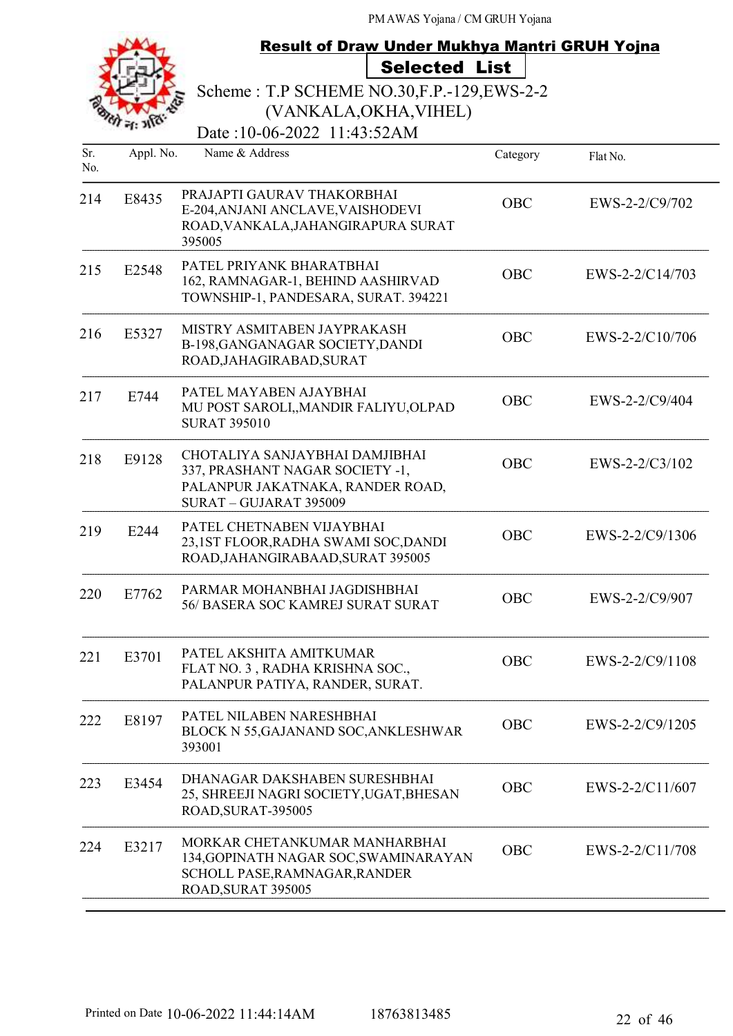PM AWAS Yojana / CM GRUH Yojana

## Result of Draw Under Mukhya Mantri GRUH Yojna

### Selected List

Scheme : T.P SCHEME NO.30,F.P.-129,EWS-2-2 (VANKALA,OKHA,VIHEL)

Date :10-06-2022 11:43:52AM

| Sr. No. | Appl. No. | Name & Address | Category | Flat No. |
|---|---|---|---|---|
| 214 | E8435 | PRAJAPTI GAURAV THAKORBHAI E-204,ANJANI ANCLAVE,VAISHODEVI ROAD,VANKALA,JAHANGIRAPURA SURAT 395005 | OBC | EWS-2-2/C9/702 |
| 215 | E2548 | PATEL PRIYANK BHARATBHAI 162, RAMNAGAR-1, BEHIND AASHIRVAD TOWNSHIP-1, PANDESARA, SURAT. 394221 | OBC | EWS-2-2/C14/703 |
| 216 | E5327 | MISTRY ASMITABEN JAYPRAKASH B-198,GANGANAGAR SOCIETY,DANDI ROAD,JAHAGIRABAD,SURAT | OBC | EWS-2-2/C10/706 |
| 217 | E744 | PATEL MAYABEN AJAYBHAI MU POST SAROLI,,MANDIR FALIYU,OLPAD SURAT 395010 | OBC | EWS-2-2/C9/404 |
| 218 | E9128 | CHOTALIYA SANJAYBHAI DAMJIBHAI 337, PRASHANT NAGAR SOCIETY -1, PALANPUR JAKATNAKA, RANDER ROAD, SURAT – GUJARAT 395009 | OBC | EWS-2-2/C3/102 |
| 219 | E244 | PATEL CHETNABEN VIJAYBHAI 23,1ST FLOOR,RADHA SWAMI SOC,DANDI ROAD,JAHANGIRABAAD,SURAT 395005 | OBC | EWS-2-2/C9/1306 |
| 220 | E7762 | PARMAR MOHANBHAI JAGDISHBHAI 56/ BASERA SOC KAMREJ SURAT SURAT | OBC | EWS-2-2/C9/907 |
| 221 | E3701 | PATEL AKSHITA AMITKUMAR FLAT NO. 3 , RADHA KRISHNA SOC., PALANPUR PATIYA, RANDER, SURAT. | OBC | EWS-2-2/C9/1108 |
| 222 | E8197 | PATEL NILABEN NARESHBHAI BLOCK N 55,GAJANAND SOC,ANKLESHWAR 393001 | OBC | EWS-2-2/C9/1205 |
| 223 | E3454 | DHANAGAR DAKSHABEN SURESHBHAI 25, SHREEJI NAGRI SOCIETY,UGAT,BHESAN ROAD,SURAT-395005 | OBC | EWS-2-2/C11/607 |
| 224 | E3217 | MORKAR CHETANKUMAR MANHARBHAI 134,GOPINATH NAGAR SOC,SWAMINARAYAN SCHOLL PASE,RAMNAGAR,RANDER ROAD,SURAT 395005 | OBC | EWS-2-2/C11/708 |

Printed on Date 10-06-2022 11:44:14AM 18763813485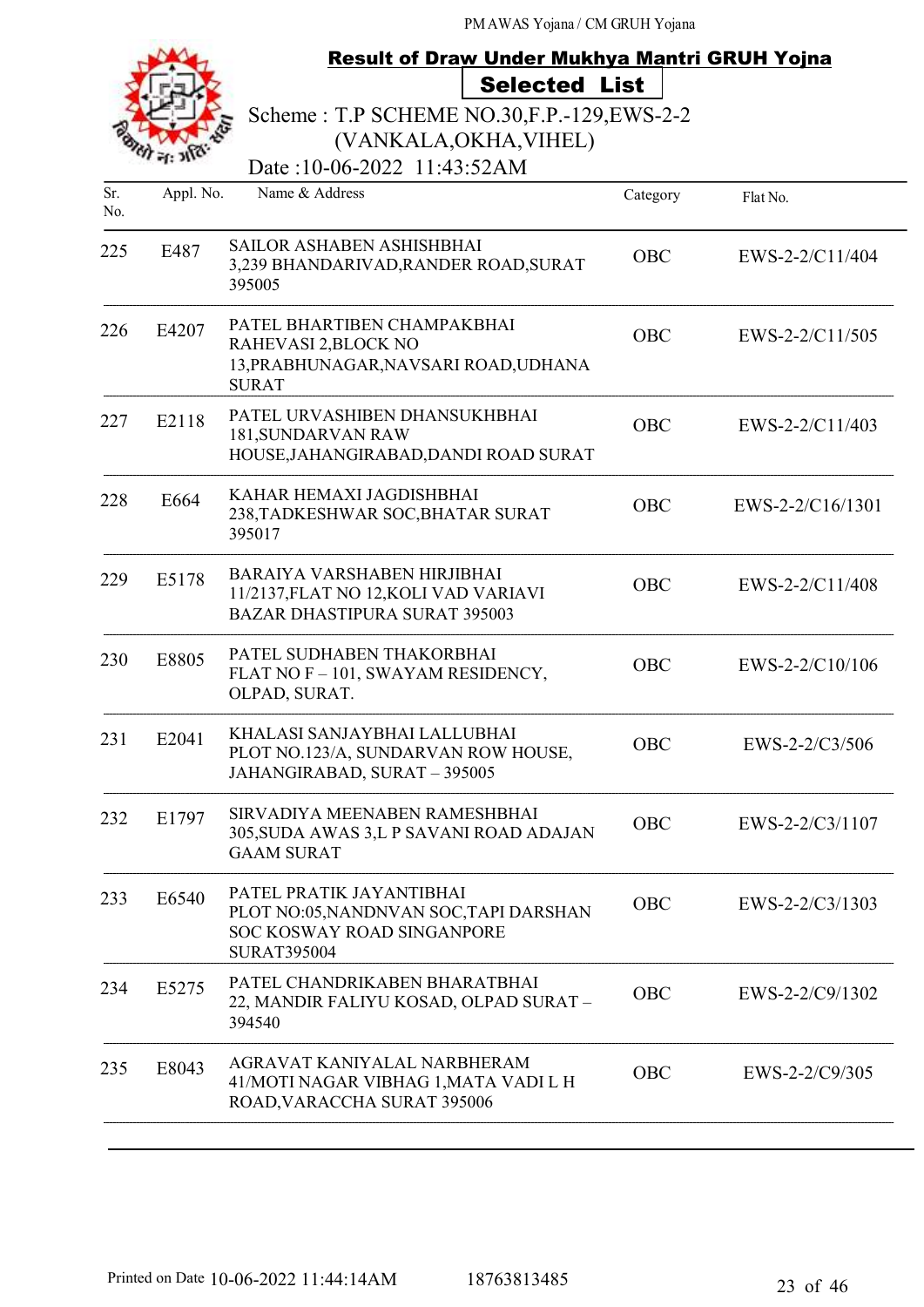PM AWAS Yojana / CM GRUH Yojana

## Result of Draw Under Mukhya Mantri GRUH Yojna

### Selected List

Scheme : T.P SCHEME NO.30,F.P.-129,EWS-2-2 (VANKALA,OKHA,VIHEL)

Date :10-06-2022 11:43:52AM

| Sr. No. | Appl. No. | Name & Address | Category | Flat No. |
|---|---|---|---|---|
| 225 | E487 | SAILOR ASHABEN ASHISHBHAI 3,239 BHANDARIVAD,RANDER ROAD,SURAT 395005 | OBC | EWS-2-2/C11/404 |
| 226 | E4207 | PATEL BHARTIBEN CHAMPAKBHAI RAHEVASI 2,BLOCK NO 13,PRABHUNAGAR,NAVSARI ROAD,UDHANA SURAT | OBC | EWS-2-2/C11/505 |
| 227 | E2118 | PATEL URVASHIBEN DHANSUKHBHAI 181,SUNDARVAN RAW HOUSE,JAHANGIRABAD,DANDI ROAD SURAT | OBC | EWS-2-2/C11/403 |
| 228 | E664 | KAHAR HEMAXI JAGDISHBHAI 238,TADKESHWAR SOC,BHATAR SURAT 395017 | OBC | EWS-2-2/C16/1301 |
| 229 | E5178 | BARAIYA VARSHABEN HIRJIBHAI 11/2137,FLAT NO 12,KOLI VAD VARIAVI BAZAR DHASTIPURA SURAT 395003 | OBC | EWS-2-2/C11/408 |
| 230 | E8805 | PATEL SUDHABEN THAKORBHAI FLAT NO F – 101, SWAYAM RESIDENCY, OLPAD, SURAT. | OBC | EWS-2-2/C10/106 |
| 231 | E2041 | KHALASI SANJAYBHAI LALLUBHAI PLOT NO.123/A, SUNDARVAN ROW HOUSE, JAHANGIRABAD, SURAT – 395005 | OBC | EWS-2-2/C3/506 |
| 232 | E1797 | SIRVADIYA MEENABEN RAMESHBHAI 305,SUDA AWAS 3,L P SAVANI ROAD ADAJAN GAAM SURAT | OBC | EWS-2-2/C3/1107 |
| 233 | E6540 | PATEL PRATIK JAYANTIBHAI PLOT NO:05,NANDNVAN SOC,TAPI DARSHAN SOC KOSWAY ROAD SINGANPORE SURAT395004 | OBC | EWS-2-2/C3/1303 |
| 234 | E5275 | PATEL CHANDRIKABEN BHARATBHAI 22, MANDIR FALIYU KOSAD, OLPAD SURAT – 394540 | OBC | EWS-2-2/C9/1302 |
| 235 | E8043 | AGRAVAT KANIYALAL NARBHERAM 41/MOTI NAGAR VIBHAG 1,MATA VADI L H ROAD,VARACCHA SURAT 395006 | OBC | EWS-2-2/C9/305 |

Printed on Date 10-06-2022 11:44:14AM 18763813485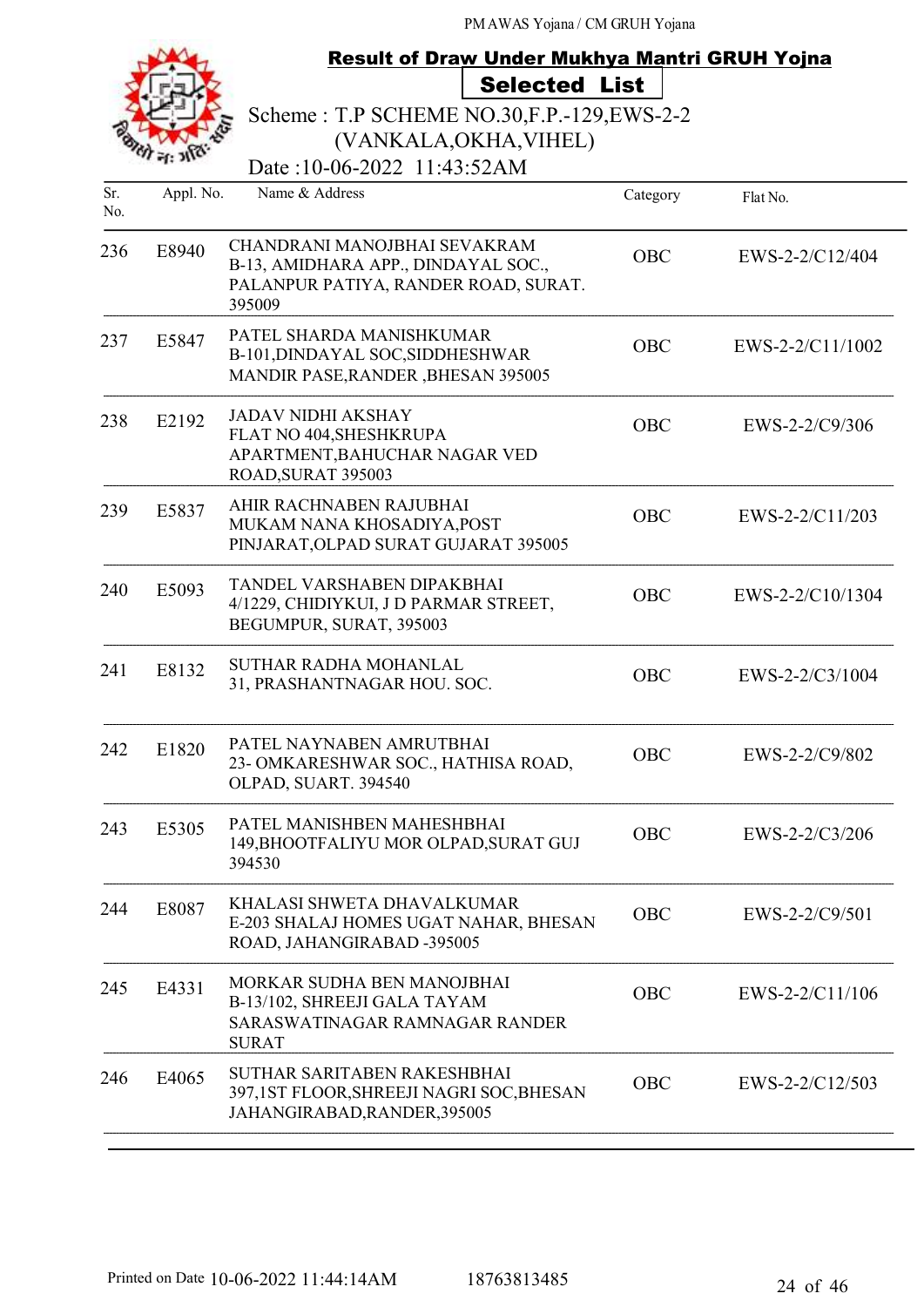PM AWAS Yojana / CM GRUH Yojana

## Result of Draw Under Mukhya Mantri GRUH Yojna

### Selected List

Scheme : T.P SCHEME NO.30,F.P.-129,EWS-2-2 (VANKALA,OKHA,VIHEL)

Date :10-06-2022 11:43:52AM

| Sr. No. | Appl. No. | Name & Address | Category | Flat No. |
|---|---|---|---|---|
| 236 | E8940 | CHANDRANI MANOJBHAI SEVAKRAM B-13, AMIDHARA APP., DINDAYAL SOC., PALANPUR PATIYA, RANDER ROAD, SURAT. 395009 | OBC | EWS-2-2/C12/404 |
| 237 | E5847 | PATEL SHARDA MANISHKUMAR B-101,DINDAYAL SOC,SIDDHESHWAR MANDIR PASE,RANDER ,BHESAN 395005 | OBC | EWS-2-2/C11/1002 |
| 238 | E2192 | JADAV NIDHI AKSHAY FLAT NO 404,SHESHKRUPA APARTMENT,BAHUCHAR NAGAR VED ROAD,SURAT 395003 | OBC | EWS-2-2/C9/306 |
| 239 | E5837 | AHIR RACHNABEN RAJUBHAI MUKAM NANA KHOSADIYA,POST PINJARAT,OLPAD SURAT GUJARAT 395005 | OBC | EWS-2-2/C11/203 |
| 240 | E5093 | TANDEL VARSHABEN DIPAKBHAI 4/1229, CHIDIYKUI, J D PARMAR STREET, BEGUMPUR, SURAT, 395003 | OBC | EWS-2-2/C10/1304 |
| 241 | E8132 | SUTHAR RADHA MOHANLAL 31, PRASHANTNAGAR HOU. SOC. | OBC | EWS-2-2/C3/1004 |
| 242 | E1820 | PATEL NAYNABEN AMRUTBHAI 23- OMKARESHWAR SOC., HATHISA ROAD, OLPAD, SUART. 394540 | OBC | EWS-2-2/C9/802 |
| 243 | E5305 | PATEL MANISHBEN MAHESHBHAI 149,BHOOTFALIYU MOR OLPAD,SURAT GUJ 394530 | OBC | EWS-2-2/C3/206 |
| 244 | E8087 | KHALASI SHWETA DHAVALKUMAR E-203 SHALAJ HOMES UGAT NAHAR, BHESAN ROAD, JAHANGIRABAD -395005 | OBC | EWS-2-2/C9/501 |
| 245 | E4331 | MORKAR SUDHA BEN MANOJBHAI B-13/102, SHREEJI GALA TAYAM SARASWATINAGAR RAMNAGAR RANDER SURAT | OBC | EWS-2-2/C11/106 |
| 246 | E4065 | SUTHAR SARITABEN RAKESHBHAI 397,1ST FLOOR,SHREEJI NAGRI SOC,BHESAN JAHANGIRABAD,RANDER,395005 | OBC | EWS-2-2/C12/503 |

Printed on Date 10-06-2022 11:44:14AM 18763813485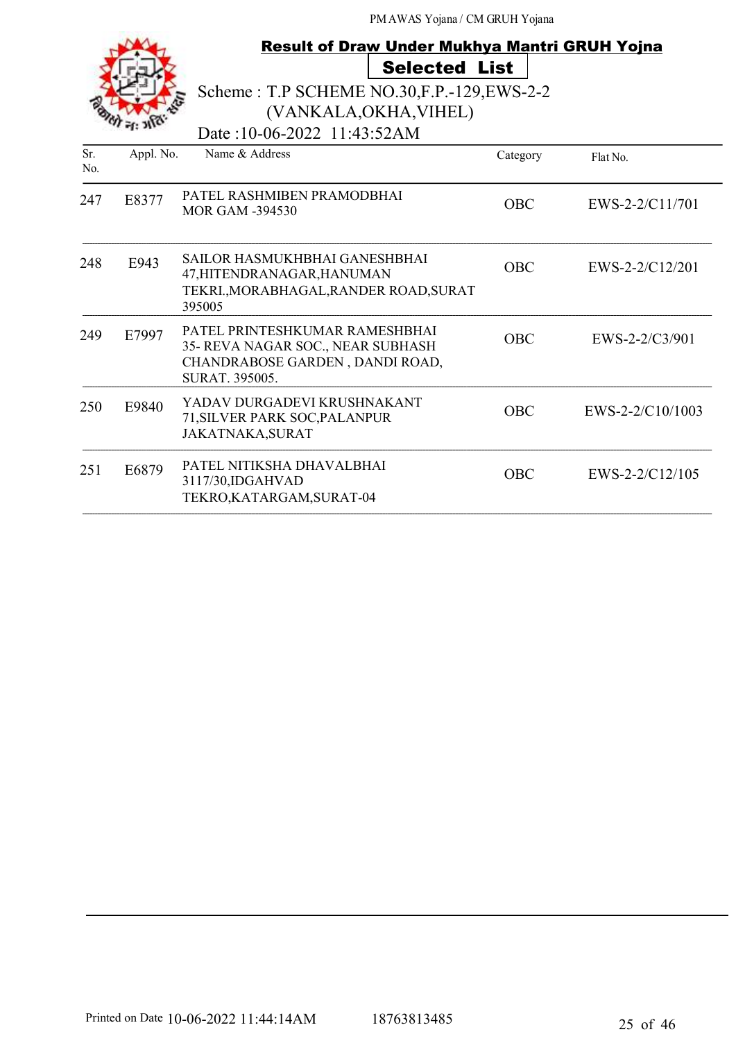PM AWAS Yojana / CM GRUH Yojana

## Result of Draw Under Mukhya Mantri GRUH Yojna

### Selected List

Scheme : T.P SCHEME NO.30,F.P.-129,EWS-2-2 (VANKALA,OKHA,VIHEL)

Date :10-06-2022 11:43:52AM

| Sr. No. | Appl. No. | Name & Address | Category | Flat No. |
|---|---|---|---|---|
| 247 | E8377 | PATEL RASHMIBEN PRAMODBHAI MOR GAM -394530 | OBC | EWS-2-2/C11/701 |
| 248 | E943 | SAILOR HASMUKHBHAI GANESHBHAI 47,HITENDRANAGAR,HANUMAN TEKRI.,MORABHAGAL,RANDER ROAD,SURAT 395005 | OBC | EWS-2-2/C12/201 |
| 249 | E7997 | PATEL PRINTESHKUMAR RAMESHBHAI 35- REVA NAGAR SOC., NEAR SUBHASH CHANDRABOSE GARDEN , DANDI ROAD, SURAT. 395005. | OBC | EWS-2-2/C3/901 |
| 250 | E9840 | YADAV DURGADEVI KRUSHNAKANT 71,SILVER PARK SOC,PALANPUR JAKATNAKA,SURAT | OBC | EWS-2-2/C10/1003 |
| 251 | E6879 | PATEL NITIKSHA DHAVALBHAI 3117/30,IDGAHVAD TEKRO,KATARGAM,SURAT-04 | OBC | EWS-2-2/C12/105 |

Printed on Date 10-06-2022 11:44:14AM 18763813485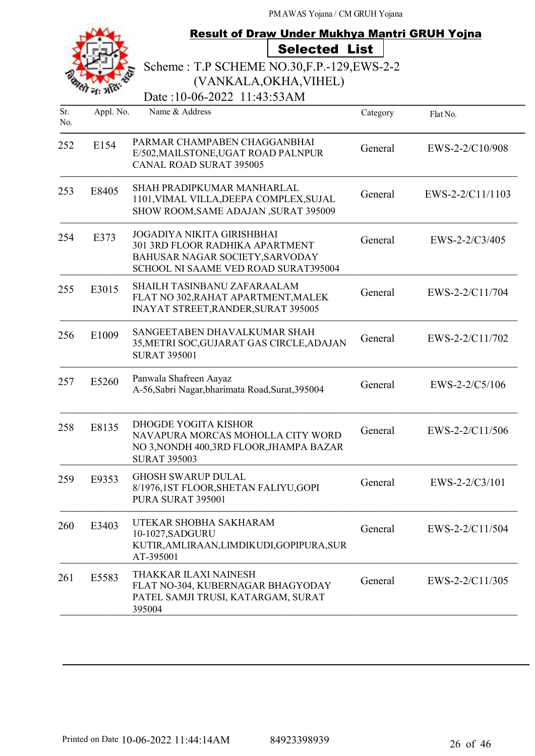PM AWAS Yojana / CM GRUH Yojana

## Result of Draw Under Mukhya Mantri GRUH Yojna

### Selected List

Scheme : T.P SCHEME NO.30,F.P.-129,EWS-2-2 (VANKALA,OKHA,VIHEL)

Date :10-06-2022 11:43:53AM

| Sr. No. | Appl. No. | Name & Address | Category | Flat No. |
|---|---|---|---|---|
| 252 | E154 | PARMAR CHAMPABEN CHAGGANBHAI E/502,MAILSTONE,UGAT ROAD PALNPUR CANAL ROAD SURAT 395005 | General | EWS-2-2/C10/908 |
| 253 | E8405 | SHAH PRADIPKUMAR MANHARLAL 1101,VIMAL VILLA,DEEPA COMPLEX,SUJAL SHOW ROOM,SAME ADAJAN ,SURAT 395009 | General | EWS-2-2/C11/1103 |
| 254 | E373 | JOGADIYA NIKITA GIRISHBHAI 301 3RD FLOOR RADHIKA APARTMENT BAHUSAR NAGAR SOCIETY,SARVODAY SCHOOL NI SAAME VED ROAD SURAT395004 | General | EWS-2-2/C3/405 |
| 255 | E3015 | SHAILH TASINBANU ZAFARAALAM FLAT NO 302,RAHAT APARTMENT,MALEK INAYAT STREET,RANDER,SURAT 395005 | General | EWS-2-2/C11/704 |
| 256 | E1009 | SANGEETABEN DHAVALKUMAR SHAH 35,METRI SOC,GUJARAT GAS CIRCLE,ADAJAN SURAT 395001 | General | EWS-2-2/C11/702 |
| 257 | E5260 | Panwala Shafreen Aayaz A-56,Sabri Nagar,bharimata Road,Surat,395004 | General | EWS-2-2/C5/106 |
| 258 | E8135 | DHOGDE YOGITA KISHOR NAVAPURA MORCAS MOHOLLA CITY WORD NO 3,NONDH 400,3RD FLOOR,JHAMPA BAZAR SURAT 395003 | General | EWS-2-2/C11/506 |
| 259 | E9353 | GHOSH SWARUP DULAL 8/1976,1ST FLOOR,SHETAN FALIYU,GOPI PURA SURAT 395001 | General | EWS-2-2/C3/101 |
| 260 | E3403 | UTEKAR SHOBHA SAKHARAM 10-1027,SADGURU KUTIR,AMLIRAAN,LIMDIKUDI,GOPIPURA,SURAT-395001 | General | EWS-2-2/C11/504 |
| 261 | E5583 | THAKKAR ILAXI NAINESH FLAT NO-304, KUBERNAGAR BHAGYODAY PATEL SAMJI TRUSI, KATARGAM, SURAT 395004 | General | EWS-2-2/C11/305 |

Printed on Date 10-06-2022 11:44:14AM 84923398939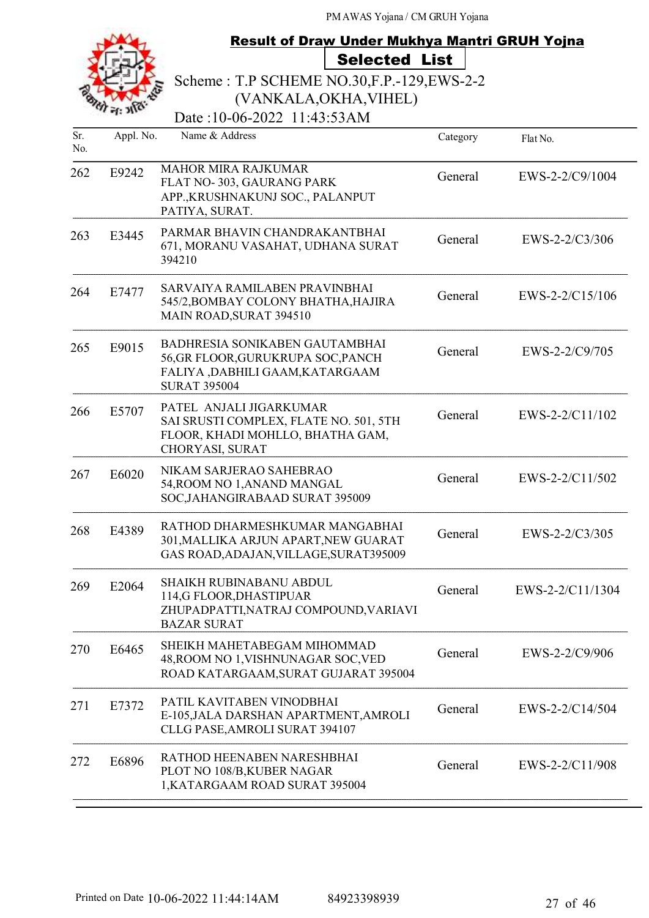PM AWAS Yojana / CM GRUH Yojana

## Result of Draw Under Mukhya Mantri GRUH Yojna

### Selected List

Scheme : T.P SCHEME NO.30,F.P.-129,EWS-2-2 (VANKALA,OKHA,VIHEL)

Date :10-06-2022 11:43:53AM

| Sr. No. | Appl. No. | Name & Address | Category | Flat No. |
|---|---|---|---|---|
| 262 | E9242 | MAHOR MIRA RAJKUMAR FLAT NO- 303, GAURANG PARK APP.,KRUSHNAKUNJ SOC., PALANPUT PATIYA, SURAT. | General | EWS-2-2/C9/1004 |
| 263 | E3445 | PARMAR BHAVIN CHANDRAKANTBHAI 671, MORANU VASAHAT, UDHANA SURAT 394210 | General | EWS-2-2/C3/306 |
| 264 | E7477 | SARVAIYA RAMILABEN PRAVINBHAI 545/2,BOMBAY COLONY BHATHA,HAJIRA MAIN ROAD,SURAT 394510 | General | EWS-2-2/C15/106 |
| 265 | E9015 | BADHRESIA SONIKABEN GAUTAMBHAI 56,GR FLOOR,GURUKRUPA SOC,PANCH FALIYA ,DABHILI GAAM,KATARGAAM SURAT 395004 | General | EWS-2-2/C9/705 |
| 266 | E5707 | PATEL ANJALI JIGARKUMAR SAI SRUSTI COMPLEX, FLATE NO. 501, 5TH FLOOR, KHADI MOHLLO, BHATHA GAM, CHORYASI, SURAT | General | EWS-2-2/C11/102 |
| 267 | E6020 | NIKAM SARJERAO SAHEBRAO 54,ROOM NO 1,ANAND MANGAL SOC,JAHANGIRABAAD SURAT 395009 | General | EWS-2-2/C11/502 |
| 268 | E4389 | RATHOD DHARMESHKUMAR MANGABHAI 301,MALLIKA ARJUN APART,NEW GUARAT GAS ROAD,ADAJAN,VILLAGE,SURAT395009 | General | EWS-2-2/C3/305 |
| 269 | E2064 | SHAIKH RUBINABANU ABDUL 114,G FLOOR,DHASTIPUAR ZHUPADPATTI,NATRAJ COMPOUND,VARIAVI BAZAR SURAT | General | EWS-2-2/C11/1304 |
| 270 | E6465 | SHEIKH MAHETABEGAM MIHOMMAD 48,ROOM NO 1,VISHNUNAGAR SOC,VED ROAD KATARGAAM,SURAT GUJARAT 395004 | General | EWS-2-2/C9/906 |
| 271 | E7372 | PATIL KAVITABEN VINODBHAI E-105,JALA DARSHAN APARTMENT,AMROLI CLLG PASE,AMROLI SURAT 394107 | General | EWS-2-2/C14/504 |
| 272 | E6896 | RATHOD HEENABEN NARESHBHAI PLOT NO 108/B,KUBER NAGAR 1,KATARGAAM ROAD SURAT 395004 | General | EWS-2-2/C11/908 |

Printed on Date 10-06-2022 11:44:14AM 84923398939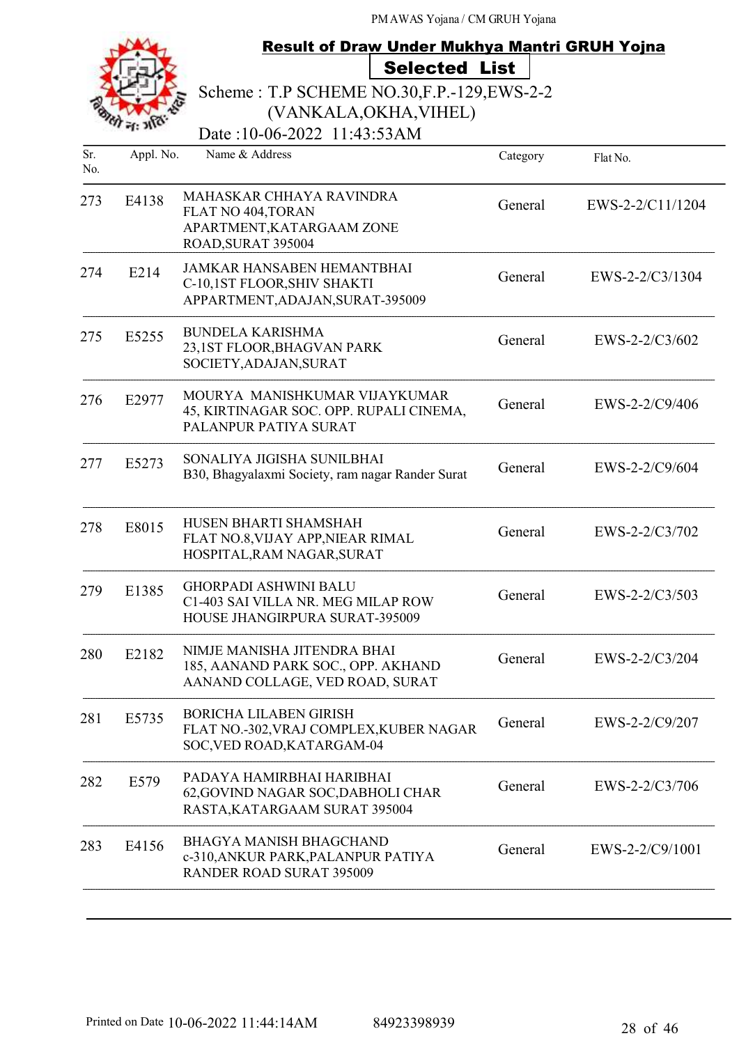PM AWAS Yojana / CM GRUH Yojana

## Result of Draw Under Mukhya Mantri GRUH Yojna

### Selected List

Scheme : T.P SCHEME NO.30,F.P.-129,EWS-2-2 (VANKALA,OKHA,VIHEL)

Date :10-06-2022 11:43:53AM

| Sr. No. | Appl. No. | Name & Address | Category | Flat No. |
|---|---|---|---|---|
| 273 | E4138 | MAHASKAR CHHAYA RAVINDRA FLAT NO 404,TORAN APARTMENT,KATARGAAM ZONE ROAD,SURAT 395004 | General | EWS-2-2/C11/1204 |
| 274 | E214 | JAMKAR HANSABEN HEMANTBHAI C-10,1ST FLOOR,SHIV SHAKTI APPARTMENT,ADAJAN,SURAT-395009 | General | EWS-2-2/C3/1304 |
| 275 | E5255 | BUNDELA KARISHMA 23,1ST FLOOR,BHAGVAN PARK SOCIETY,ADAJAN,SURAT | General | EWS-2-2/C3/602 |
| 276 | E2977 | MOURYA MANISHKUMAR VIJAYKUMAR 45, KIRTINAGAR SOC. OPP. RUPALI CINEMA, PALANPUR PATIYA SURAT | General | EWS-2-2/C9/406 |
| 277 | E5273 | SONALIYA JIGISHA SUNILBHAI B30, Bhagyalaxmi Society, ram nagar Rander Surat | General | EWS-2-2/C9/604 |
| 278 | E8015 | HUSEN BHARTI SHAMSHAH FLAT NO.8,VIJAY APP,NIEAR RIMAL HOSPITAL,RAM NAGAR,SURAT | General | EWS-2-2/C3/702 |
| 279 | E1385 | GHORPADI ASHWINI BALU C1-403 SAI VILLA NR. MEG MILAP ROW HOUSE JHANGIRPURA SURAT-395009 | General | EWS-2-2/C3/503 |
| 280 | E2182 | NIMJE MANISHA JITENDRA BHAI 185, AANAND PARK SOC., OPP. AKHAND AANAND COLLAGE, VED ROAD, SURAT | General | EWS-2-2/C3/204 |
| 281 | E5735 | BORICHA LILABEN GIRISH FLAT NO.-302,VRAJ COMPLEX,KUBER NAGAR SOC,VED ROAD,KATARGAM-04 | General | EWS-2-2/C9/207 |
| 282 | E579 | PADAYA HAMIRBHAI HARIBHAI 62,GOVIND NAGAR SOC,DABHOLI CHAR RASTA,KATARGAAM SURAT 395004 | General | EWS-2-2/C3/706 |
| 283 | E4156 | BHAGYA MANISH BHAGCHAND c-310,ANKUR PARK,PALANPUR PATIYA RANDER ROAD SURAT 395009 | General | EWS-2-2/C9/1001 |

Printed on Date 10-06-2022 11:44:14AM 84923398939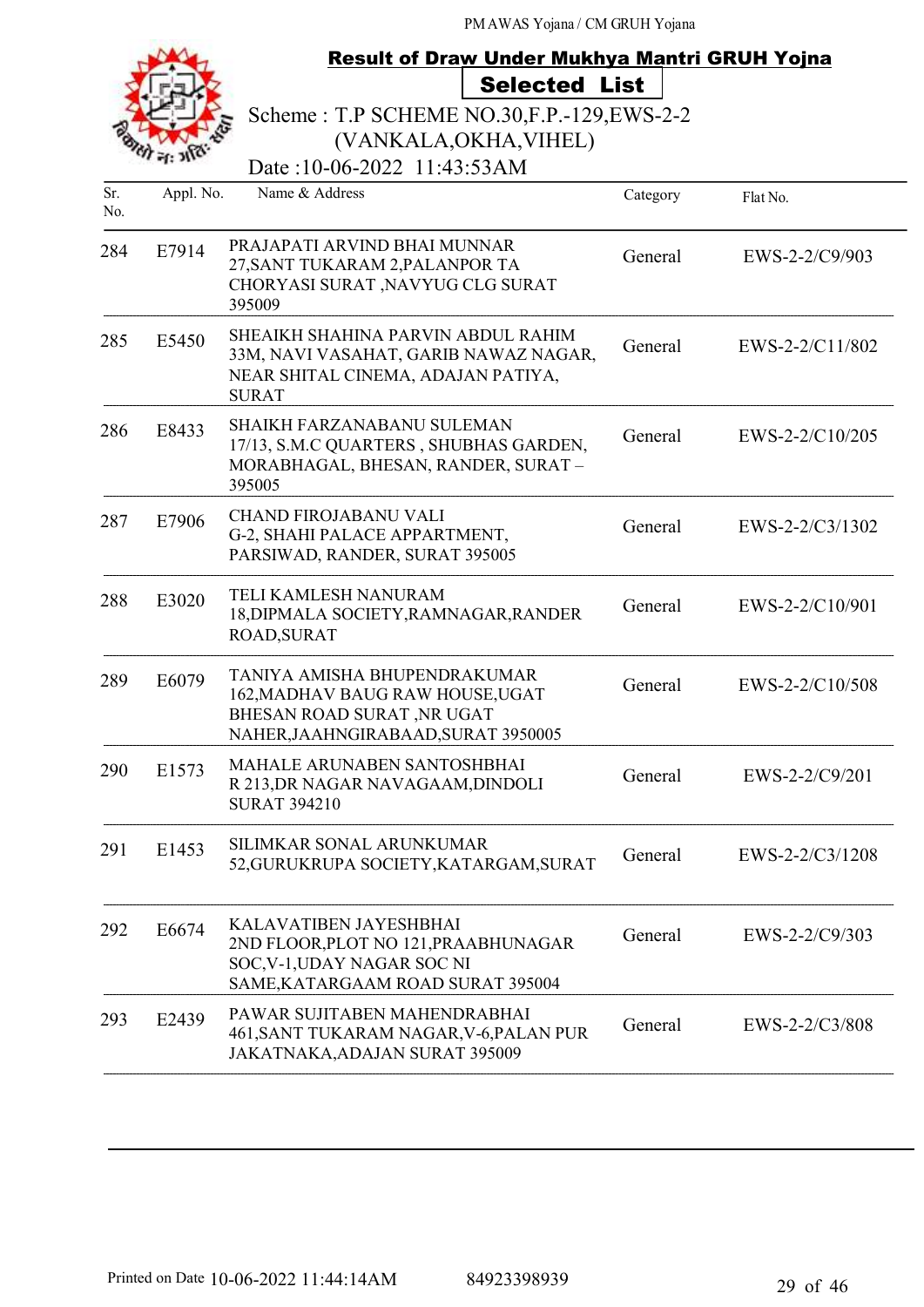PM AWAS Yojana / CM GRUH Yojana

## Result of Draw Under Mukhya Mantri GRUH Yojna

### Selected List

Scheme : T.P SCHEME NO.30,F.P.-129,EWS-2-2 (VANKALA,OKHA,VIHEL)

Date :10-06-2022 11:43:53AM

| Sr. No. | Appl. No. | Name & Address | Category | Flat No. |
|---|---|---|---|---|
| 284 | E7914 | PRAJAPATI ARVIND BHAI MUNNAR 27,SANT TUKARAM 2,PALANPOR TA CHORYASI SURAT ,NAVYUG CLG SURAT 395009 | General | EWS-2-2/C9/903 |
| 285 | E5450 | SHEAIKH SHAHINA PARVIN ABDUL RAHIM 33M, NAVI VASAHAT, GARIB NAWAZ NAGAR, NEAR SHITAL CINEMA, ADAJAN PATIYA, SURAT | General | EWS-2-2/C11/802 |
| 286 | E8433 | SHAIKH FARZANABANU SULEMAN 17/13, S.M.C QUARTERS , SHUBHAS GARDEN, MORABHAGAL, BHESAN, RANDER, SURAT – 395005 | General | EWS-2-2/C10/205 |
| 287 | E7906 | CHAND FIROJABANU VALI G-2, SHAHI PALACE APPARTMENT, PARSIWAD, RANDER, SURAT 395005 | General | EWS-2-2/C3/1302 |
| 288 | E3020 | TELI KAMLESH NANURAM 18,DIPMALA SOCIETY,RAMNAGAR,RANDER ROAD,SURAT | General | EWS-2-2/C10/901 |
| 289 | E6079 | TANIYA AMISHA BHUPENDRAKUMAR 162,MADHAV BAUG RAW HOUSE,UGAT BHESAN ROAD SURAT ,NR UGAT NAHER,JAAHNGIRABAAD,SURAT 3950005 | General | EWS-2-2/C10/508 |
| 290 | E1573 | MAHALE ARUNABEN SANTOSHBHAI R 213,DR NAGAR NAVAGAAM,DINDOLI SURAT 394210 | General | EWS-2-2/C9/201 |
| 291 | E1453 | SILIMKAR SONAL ARUNKUMAR 52,GURUKRUPA SOCIETY,KATARGAM,SURAT | General | EWS-2-2/C3/1208 |
| 292 | E6674 | KALAVATIBEN JAYESHBHAI 2ND FLOOR,PLOT NO 121,PRAABHUNAGAR SOC,V-1,UDAY NAGAR SOC NI SAME,KATARGAAM ROAD SURAT 395004 | General | EWS-2-2/C9/303 |
| 293 | E2439 | PAWAR SUJITABEN MAHENDRABHAI 461,SANT TUKARAM NAGAR,V-6,PALAN PUR JAKATNAKA,ADAJAN SURAT 395009 | General | EWS-2-2/C3/808 |

Printed on Date 10-06-2022 11:44:14AM 84923398939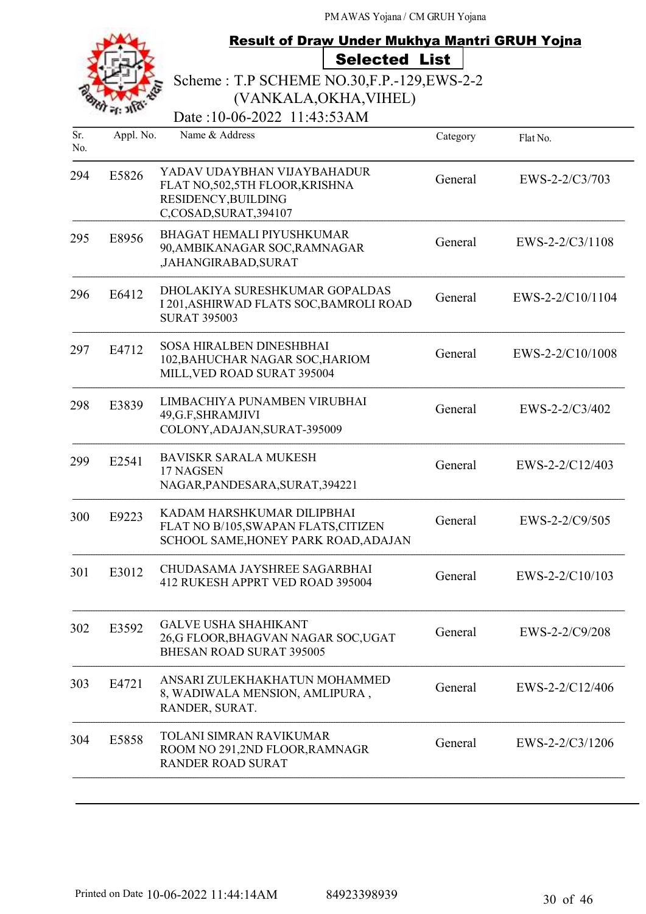PM AWAS Yojana / CM GRUH Yojana

## Result of Draw Under Mukhya Mantri GRUH Yojna

### Selected List

Scheme : T.P SCHEME NO.30,F.P.-129,EWS-2-2 (VANKALA,OKHA,VIHEL)

Date :10-06-2022 11:43:53AM

| Sr. No. | Appl. No. | Name & Address | Category | Flat No. |
|---|---|---|---|---|
| 294 | E5826 | YADAV UDAYBHAN VIJAYBAHADUR FLAT NO,502,5TH FLOOR,KRISHNA RESIDENCY,BUILDING C,COSAD,SURAT,394107 | General | EWS-2-2/C3/703 |
| 295 | E8956 | BHAGAT HEMALI PIYUSHKUMAR 90,AMBIKANAGAR SOC,RAMNAGAR ,JAHANGIRABAD,SURAT | General | EWS-2-2/C3/1108 |
| 296 | E6412 | DHOLAKIYA SURESHKUMAR GOPALDAS I 201,ASHIRWAD FLATS SOC,BAMROLI ROAD SURAT 395003 | General | EWS-2-2/C10/1104 |
| 297 | E4712 | SOSA HIRALBEN DINESHBHAI 102,BAHUCHAR NAGAR SOC,HARIOM MILL,VED ROAD SURAT 395004 | General | EWS-2-2/C10/1008 |
| 298 | E3839 | LIMBACHIYA PUNAMBEN VIRUBHAI 49,G.F,SHRAMJIVI COLONY,ADAJAN,SURAT-395009 | General | EWS-2-2/C3/402 |
| 299 | E2541 | BAVISKR SARALA MUKESH 17 NAGSEN NAGAR,PANDESARA,SURAT,394221 | General | EWS-2-2/C12/403 |
| 300 | E9223 | KADAM HARSHKUMAR DILIPBHAI FLAT NO B/105,SWAPAN FLATS,CITIZEN SCHOOL SAME,HONEY PARK ROAD,ADAJAN | General | EWS-2-2/C9/505 |
| 301 | E3012 | CHUDASAMA JAYSHREE SAGARBHAI 412 RUKESH APPRT VED ROAD 395004 | General | EWS-2-2/C10/103 |
| 302 | E3592 | GALVE USHA SHAHIKANT 26,G FLOOR,BHAGVAN NAGAR SOC,UGAT BHESAN ROAD SURAT 395005 | General | EWS-2-2/C9/208 |
| 303 | E4721 | ANSARI ZULEKHAKHATUN MOHAMMED 8, WADIWALA MENSION, AMLIPURA , RANDER, SURAT. | General | EWS-2-2/C12/406 |
| 304 | E5858 | TOLANI SIMRAN RAVIKUMAR ROOM NO 291,2ND FLOOR,RAMNAGR RANDER ROAD SURAT | General | EWS-2-2/C3/1206 |

Printed on Date 10-06-2022 11:44:14AM 84923398939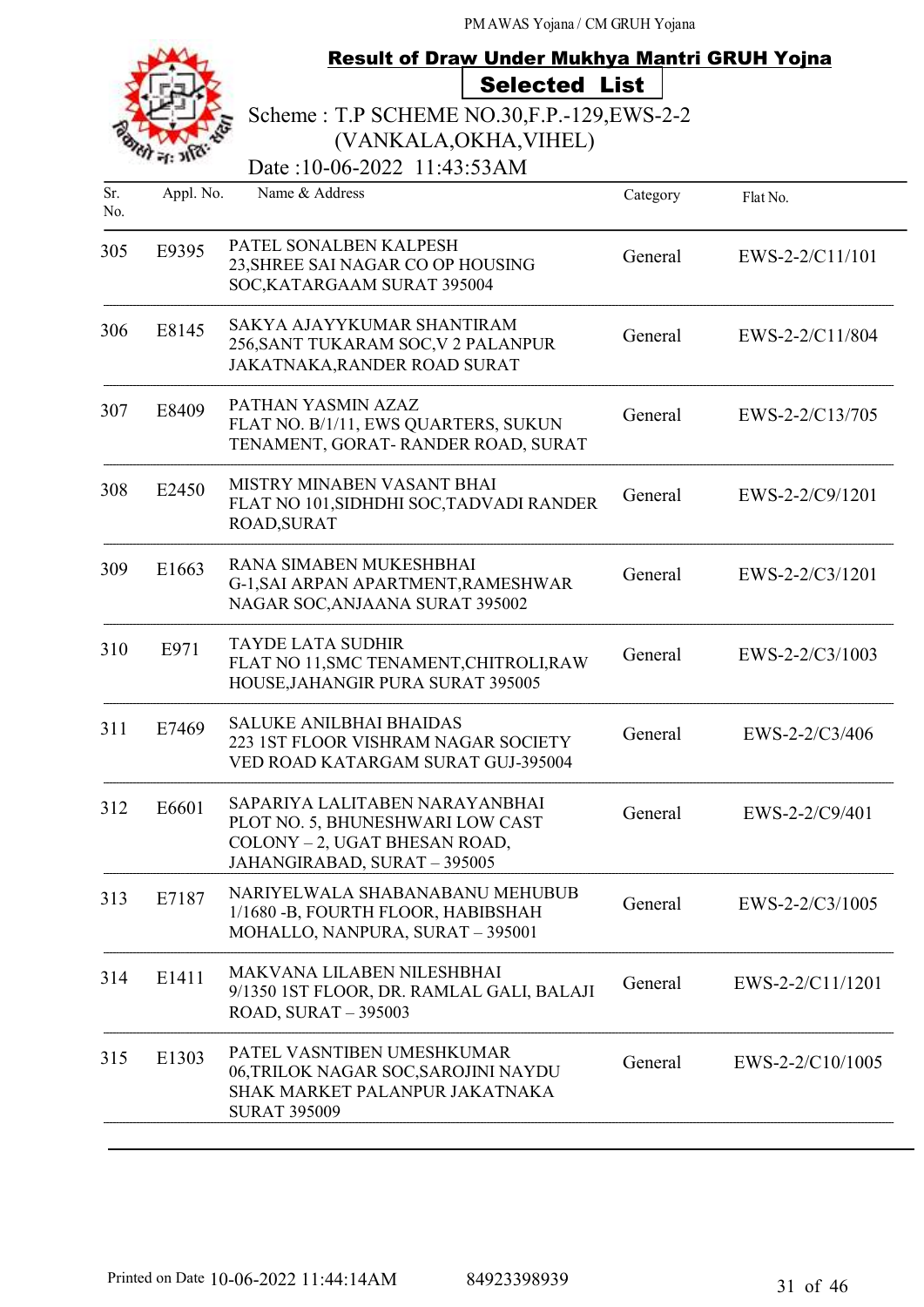PM AWAS Yojana / CM GRUH Yojana

## Result of Draw Under Mukhya Mantri GRUH Yojna

**Selected List**

Scheme : T.P SCHEME NO.30,F.P.-129,EWS-2-2 (VANKALA,OKHA,VIHEL)

Date :10-06-2022 11:43:53AM

| Sr. No. | Appl. No. | Name & Address | Category | Flat No. |
|---|---|---|---|---|
| 305 | E9395 | PATEL SONALBEN KALPESH 23,SHREE SAI NAGAR CO OP HOUSING SOC,KATARGAAM SURAT 395004 | General | EWS-2-2/C11/101 |
| 306 | E8145 | SAKYA AJAYYKUMAR SHANTIRAM 256,SANT TUKARAM SOC,V 2 PALANPUR JAKATNAKA,RANDER ROAD SURAT | General | EWS-2-2/C11/804 |
| 307 | E8409 | PATHAN YASMIN AZAZ FLAT NO. B/1/11, EWS QUARTERS, SUKUN TENAMENT, GORAT- RANDER ROAD, SURAT | General | EWS-2-2/C13/705 |
| 308 | E2450 | MISTRY MINABEN VASANT BHAI FLAT NO 101,SIDHDHI SOC,TADVADI RANDER ROAD,SURAT | General | EWS-2-2/C9/1201 |
| 309 | E1663 | RANA SIMABEN MUKESHBHAI G-1,SAI ARPAN APARTMENT,RAMESHWAR NAGAR SOC,ANJAANA SURAT 395002 | General | EWS-2-2/C3/1201 |
| 310 | E971 | TAYDE LATA SUDHIR FLAT NO 11,SMC TENAMENT,CHITROLI,RAW HOUSE,JAHANGIR PURA SURAT 395005 | General | EWS-2-2/C3/1003 |
| 311 | E7469 | SALUKE ANILBHAI BHAIDAS 223 1ST FLOOR VISHRAM NAGAR SOCIETY VED ROAD KATARGAM SURAT GUJ-395004 | General | EWS-2-2/C3/406 |
| 312 | E6601 | SAPARIYA LALITABEN NARAYANBHAI PLOT NO. 5, BHUNESHWARI LOW CAST COLONY – 2, UGAT BHESAN ROAD, JAHANGIRABAD, SURAT – 395005 | General | EWS-2-2/C9/401 |
| 313 | E7187 | NARIYELWALA SHABANABANU MEHUBUB 1/1680 -B, FOURTH FLOOR, HABIBSHAH MOHALLO, NANPURA, SURAT – 395001 | General | EWS-2-2/C3/1005 |
| 314 | E1411 | MAKVANA LILABEN NILESHBHAI 9/1350 1ST FLOOR, DR. RAMLAL GALI, BALAJI ROAD, SURAT – 395003 | General | EWS-2-2/C11/1201 |
| 315 | E1303 | PATEL VASNTIBEN UMESHKUMAR 06,TRILOK NAGAR SOC,SAROJINI NAYDU SHAK MARKET PALANPUR JAKATNAKA SURAT 395009 | General | EWS-2-2/C10/1005 |

Printed on Date 10-06-2022 11:44:14AM 84923398939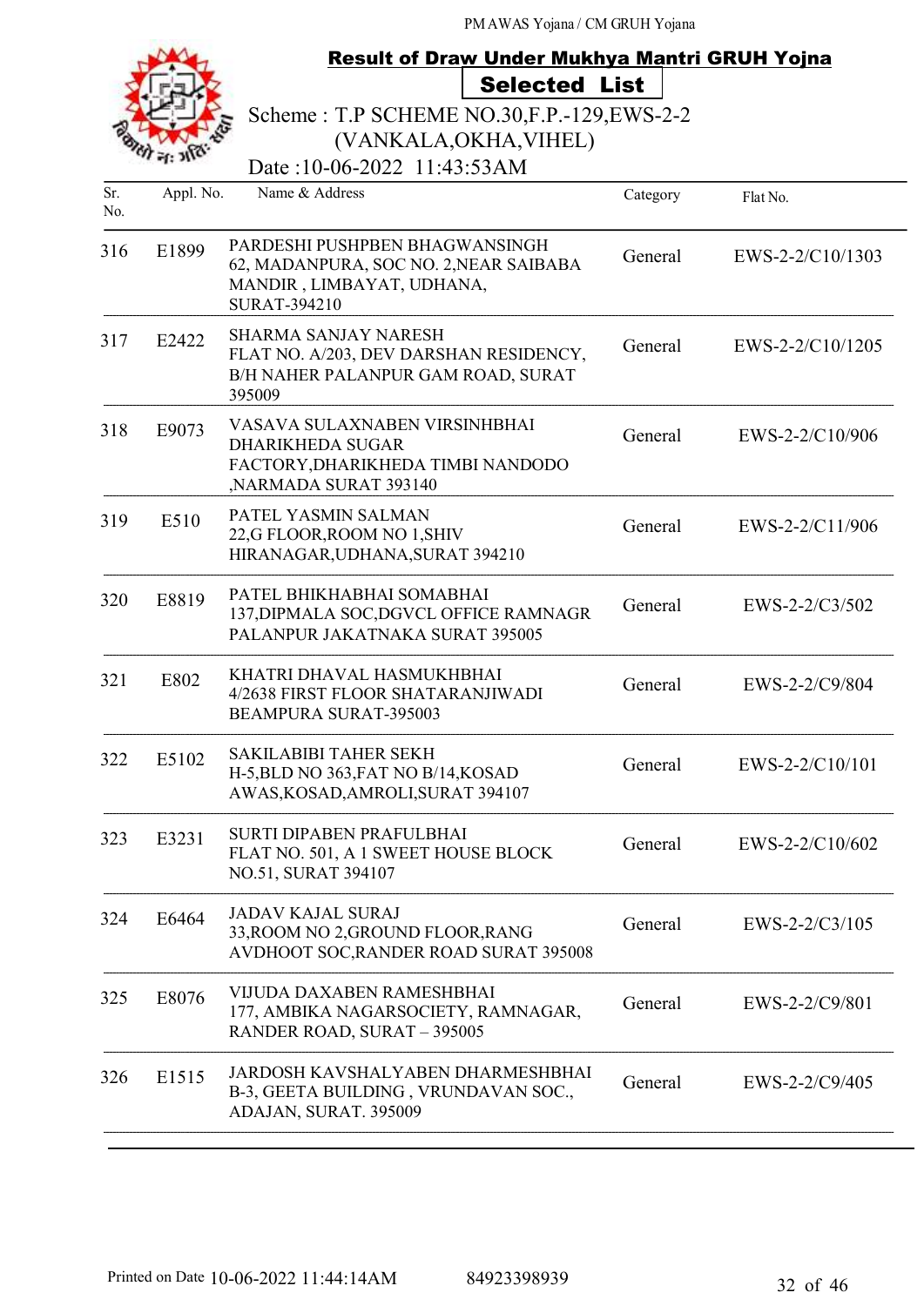PM AWAS Yojana / CM GRUH Yojana

## Result of Draw Under Mukhya Mantri GRUH Yojna

### Selected List

Scheme : T.P SCHEME NO.30,F.P.-129,EWS-2-2 (VANKALA,OKHA,VIHEL)

Date :10-06-2022 11:43:53AM

| Sr. No. | Appl. No. | Name & Address | Category | Flat No. |
|---|---|---|---|---|
| 316 | E1899 | PARDESHI PUSHPBEN BHAGWANSINGH 62, MADANPURA, SOC NO. 2,NEAR SAIBABA MANDIR , LIMBAYAT, UDHANA, SURAT-394210 | General | EWS-2-2/C10/1303 |
| 317 | E2422 | SHARMA SANJAY NARESH FLAT NO. A/203, DEV DARSHAN RESIDENCY, B/H NAHER PALANPUR GAM ROAD, SURAT 395009 | General | EWS-2-2/C10/1205 |
| 318 | E9073 | VASAVA SULAXNABEN VIRSINHBHAI DHARIKHEDA SUGAR FACTORY,DHARIKHEDA TIMBI NANDODO ,NARMADA SURAT 393140 | General | EWS-2-2/C10/906 |
| 319 | E510 | PATEL YASMIN SALMAN 22,G FLOOR,ROOM NO 1,SHIV HIRANAGAR,UDHANA,SURAT 394210 | General | EWS-2-2/C11/906 |
| 320 | E8819 | PATEL BHIKHABHAI SOMABHAI 137,DIPMALA SOC,DGVCL OFFICE RAMNAGR PALANPUR JAKATNAKA SURAT 395005 | General | EWS-2-2/C3/502 |
| 321 | E802 | KHATRI DHAVAL HASMUKHBHAI 4/2638 FIRST FLOOR SHATARANJIWADI BEAMPURA SURAT-395003 | General | EWS-2-2/C9/804 |
| 322 | E5102 | SAKILABIBI TAHER SEKH H-5,BLD NO 363,FAT NO B/14,KOSAD AWAS,KOSAD,AMROLI,SURAT 394107 | General | EWS-2-2/C10/101 |
| 323 | E3231 | SURTI DIPABEN PRAFULBHAI FLAT NO. 501, A 1 SWEET HOUSE BLOCK NO.51, SURAT 394107 | General | EWS-2-2/C10/602 |
| 324 | E6464 | JADAV KAJAL SURAJ 33,ROOM NO 2,GROUND FLOOR,RANG AVDHOOT SOC,RANDER ROAD SURAT 395008 | General | EWS-2-2/C3/105 |
| 325 | E8076 | VIJUDA DAXABEN RAMESHBHAI 177, AMBIKA NAGARSOCIETY, RAMNAGAR, RANDER ROAD, SURAT – 395005 | General | EWS-2-2/C9/801 |
| 326 | E1515 | JARDOSH KAVSHALYABEN DHARMESHBHAI B-3, GEETA BUILDING , VRUNDAVAN SOC., ADAJAN, SURAT. 395009 | General | EWS-2-2/C9/405 |

Printed on Date 10-06-2022 11:44:14AM 84923398939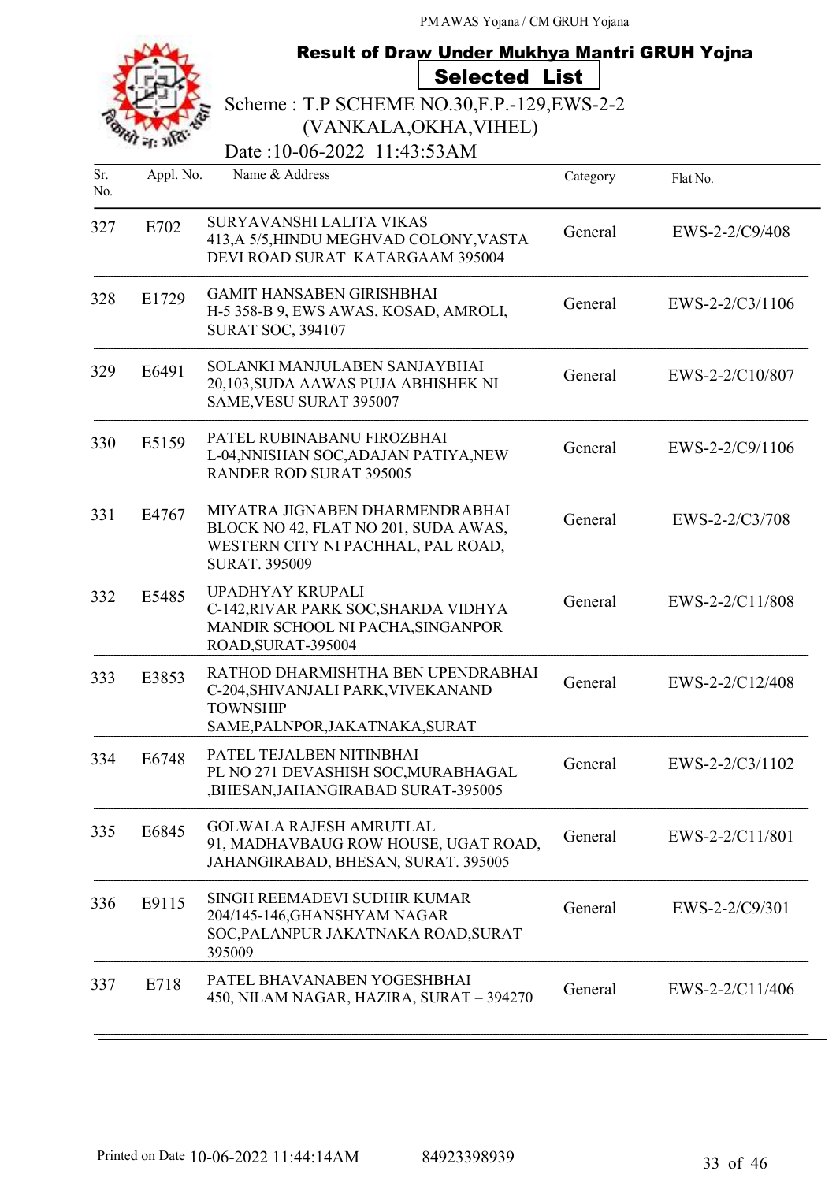PM AWAS Yojana / CM GRUH Yojana

## Result of Draw Under Mukhya Mantri GRUH Yojna

### Selected List

Scheme : T.P SCHEME NO.30,F.P.-129,EWS-2-2 (VANKALA,OKHA,VIHEL)

Date :10-06-2022 11:43:53AM

| Sr. No. | Appl. No. | Name & Address | Category | Flat No. |
|---|---|---|---|---|
| 327 | E702 | SURYAVANSHI LALITA VIKAS 413,A 5/5,HINDU MEGHVAD COLONY,VASTA DEVI ROAD SURAT KATARGAAM 395004 | General | EWS-2-2/C9/408 |
| 328 | E1729 | GAMIT HANSABEN GIRISHBHAI H-5 358-B 9, EWS AWAS, KOSAD, AMROLI, SURAT SOC, 394107 | General | EWS-2-2/C3/1106 |
| 329 | E6491 | SOLANKI MANJULABEN SANJAYBHAI 20,103,SUDA AAWAS PUJA ABHISHEK NI SAME,VESU SURAT 395007 | General | EWS-2-2/C10/807 |
| 330 | E5159 | PATEL RUBINABANU FIROZBHAI L-04,NNISHAN SOC,ADAJAN PATIYA,NEW RANDER ROD SURAT 395005 | General | EWS-2-2/C9/1106 |
| 331 | E4767 | MIYATRA JIGNABEN DHARMENDRABHAI BLOCK NO 42, FLAT NO 201, SUDA AWAS, WESTERN CITY NI PACHHAL, PAL ROAD, SURAT. 395009 | General | EWS-2-2/C3/708 |
| 332 | E5485 | UPADHYAY KRUPALI C-142,RIVAR PARK SOC,SHARDA VIDHYA MANDIR SCHOOL NI PACHA,SINGANPOR ROAD,SURAT-395004 | General | EWS-2-2/C11/808 |
| 333 | E3853 | RATHOD DHARMISHTHA BEN UPENDRABHAI C-204,SHIVANJALI PARK,VIVEKANAND TOWNSHIP SAME,PALNPOR,JAKATNAKA,SURAT | General | EWS-2-2/C12/408 |
| 334 | E6748 | PATEL TEJALBEN NITINBHAI PL NO 271 DEVASHISH SOC,MURABHAGAL ,BHESAN,JAHANGIRABAD SURAT-395005 | General | EWS-2-2/C3/1102 |
| 335 | E6845 | GOLWALA RAJESH AMRUTLAL 91, MADHAVBAUG ROW HOUSE, UGAT ROAD, JAHANGIRABAD, BHESAN, SURAT. 395005 | General | EWS-2-2/C11/801 |
| 336 | E9115 | SINGH REEMADEVI SUDHIR KUMAR 204/145-146,GHANSHYAM NAGAR SOC,PALANPUR JAKATNAKA ROAD,SURAT 395009 | General | EWS-2-2/C9/301 |
| 337 | E718 | PATEL BHAVANABEN YOGESHBHAI 450, NILAM NAGAR, HAZIRA, SURAT – 394270 | General | EWS-2-2/C11/406 |

Printed on Date 10-06-2022 11:44:14AM 84923398939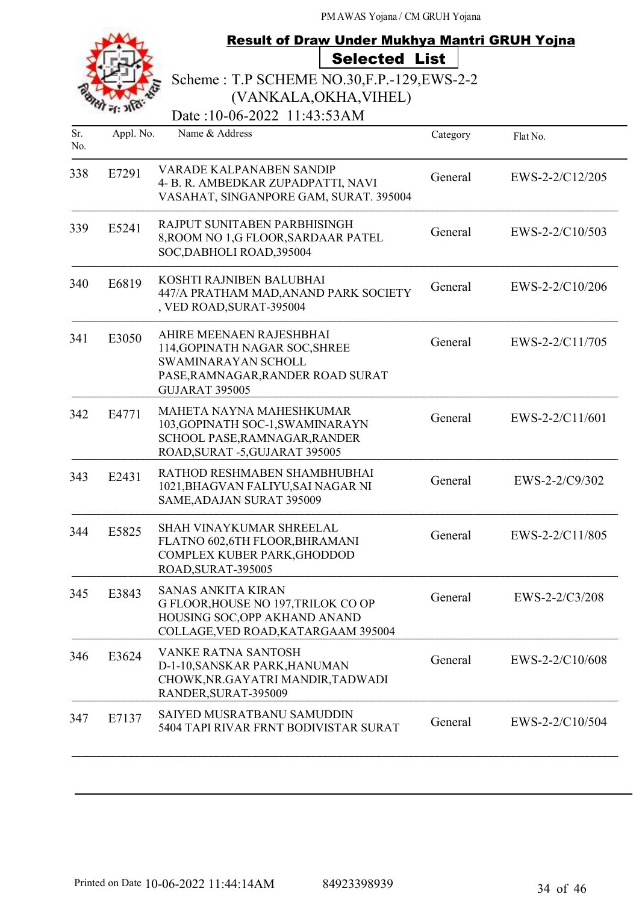PM AWAS Yojana / CM GRUH Yojana

## Result of Draw Under Mukhya Mantri GRUH Yojna

### Selected List

Scheme : T.P SCHEME NO.30,F.P.-129,EWS-2-2 (VANKALA,OKHA,VIHEL)

Date :10-06-2022 11:43:53AM

| Sr. No. | Appl. No. | Name & Address | Category | Flat No. |
|---|---|---|---|---|
| 338 | E7291 | VARADE KALPANABEN SANDIP 4- B. R. AMBEDKAR ZUPADPATTI, NAVI VASAHAT, SINGANPORE GAM, SURAT. 395004 | General | EWS-2-2/C12/205 |
| 339 | E5241 | RAJPUT SUNITABEN PARBHISINGH 8,ROOM NO 1,G FLOOR,SARDAAR PATEL SOC,DABHOLI ROAD,395004 | General | EWS-2-2/C10/503 |
| 340 | E6819 | KOSHTI RAJNIBEN BALUBHAI 447/A PRATHAM MAD,ANAND PARK SOCIETY , VED ROAD,SURAT-395004 | General | EWS-2-2/C10/206 |
| 341 | E3050 | AHIRE MEENAEN RAJESHBHAI 114,GOPINATH NAGAR SOC,SHREE SWAMINARAYAN SCHOLL PASE,RAMNAGAR,RANDER ROAD SURAT GUJARAT 395005 | General | EWS-2-2/C11/705 |
| 342 | E4771 | MAHETA NAYNA MAHESHKUMAR 103,GOPINATH SOC-1,SWAMINARAYN SCHOOL PASE,RAMNAGAR,RANDER ROAD,SURAT -5,GUJARAT 395005 | General | EWS-2-2/C11/601 |
| 343 | E2431 | RATHOD RESHMABEN SHAMBHUBHAI 1021,BHAGVAN FALIYU,SAI NAGAR NI SAME,ADAJAN SURAT 395009 | General | EWS-2-2/C9/302 |
| 344 | E5825 | SHAH VINAYKUMAR SHREELAL FLATNO 602,6TH FLOOR,BHRAMANI COMPLEX KUBER PARK,GHODDOD ROAD,SURAT-395005 | General | EWS-2-2/C11/805 |
| 345 | E3843 | SANAS ANKITA KIRAN G FLOOR,HOUSE NO 197,TRILOK CO OP HOUSING SOC,OPP AKHAND ANAND COLLAGE,VED ROAD,KATARGAAM 395004 | General | EWS-2-2/C3/208 |
| 346 | E3624 | VANKE RATNA SANTOSH D-1-10,SANSKAR PARK,HANUMAN CHOWK,NR.GAYATRI MANDIR,TADWADI RANDER,SURAT-395009 | General | EWS-2-2/C10/608 |
| 347 | E7137 | SAIYED MUSRATBANU SAMUDDIN 5404 TAPI RIVAR FRNT BODIVISTAR SURAT | General | EWS-2-2/C10/504 |

Printed on Date 10-06-2022 11:44:14AM 84923398939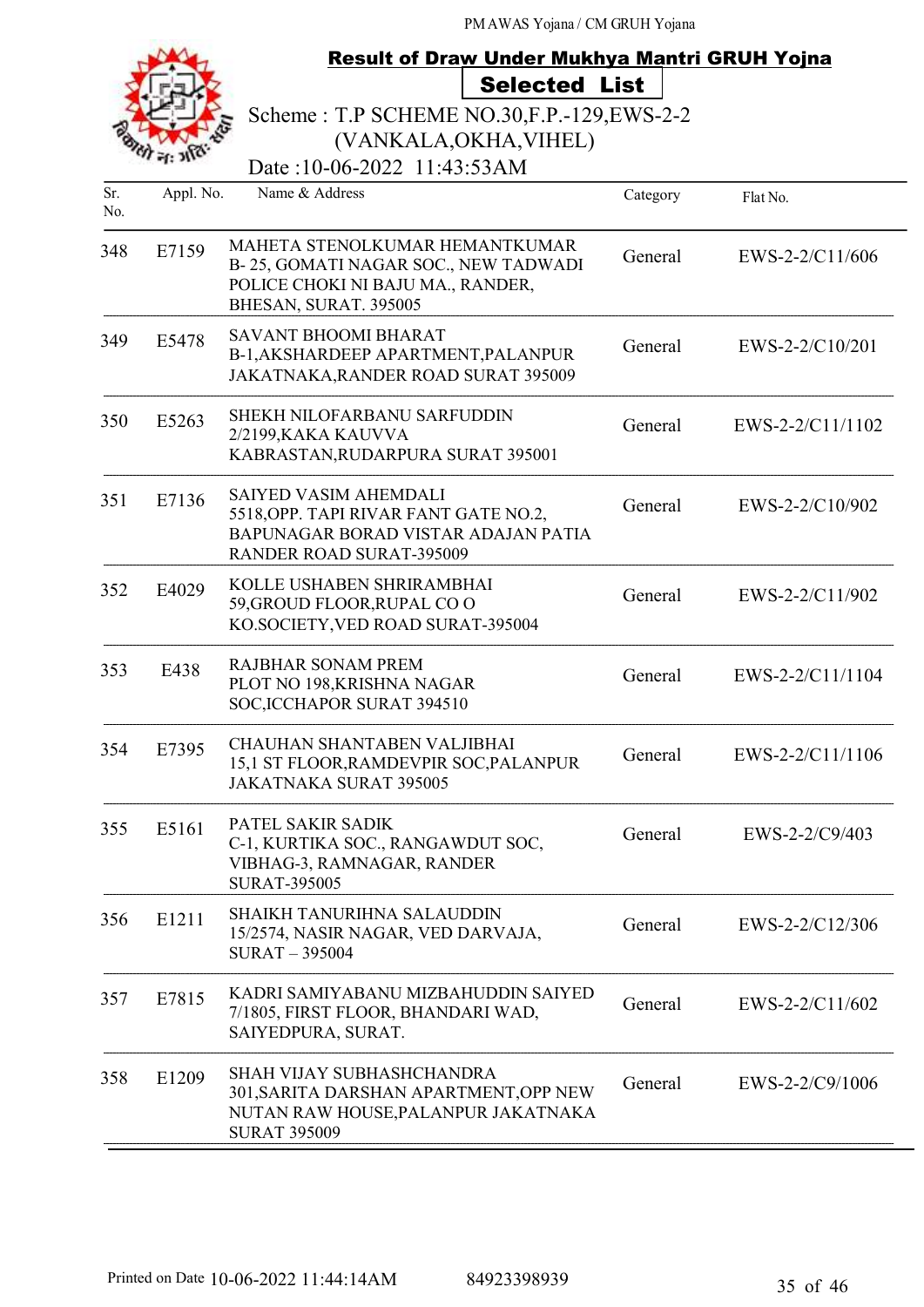PM AWAS Yojana / CM GRUH Yojana

## Result of Draw Under Mukhya Mantri GRUH Yojna

### Selected List

Scheme : T.P SCHEME NO.30,F.P.-129,EWS-2-2 (VANKALA,OKHA,VIHEL)

Date :10-06-2022 11:43:53AM

| Sr. No. | Appl. No. | Name & Address | Category | Flat No. |
|---|---|---|---|---|
| 348 | E7159 | MAHETA STENOLKUMAR HEMANTKUMAR B- 25, GOMATI NAGAR SOC., NEW TADWADI POLICE CHOKI NI BAJU MA., RANDER, BHESAN, SURAT. 395005 | General | EWS-2-2/C11/606 |
| 349 | E5478 | SAVANT BHOOMI BHARAT B-1,AKSHARDEEP APARTMENT,PALANPUR JAKATNAKA,RANDER ROAD SURAT 395009 | General | EWS-2-2/C10/201 |
| 350 | E5263 | SHEKH NILOFARBANU SARFUDDIN 2/2199,KAKA KAUVVA KABRASTAN,RUDARPURA SURAT 395001 | General | EWS-2-2/C11/1102 |
| 351 | E7136 | SAIYED VASIM AHEMDALI 5518,OPP. TAPI RIVAR FANT GATE NO.2, BAPUNAGAR BORAD VISTAR ADAJAN PATIA RANDER ROAD SURAT-395009 | General | EWS-2-2/C10/902 |
| 352 | E4029 | KOLLE USHABEN SHRIRAMBHAI 59,GROUD FLOOR,RUPAL CO O KO.SOCIETY,VED ROAD SURAT-395004 | General | EWS-2-2/C11/902 |
| 353 | E438 | RAJBHAR SONAM PREM PLOT NO 198,KRISHNA NAGAR SOC,ICCHAPOR SURAT 394510 | General | EWS-2-2/C11/1104 |
| 354 | E7395 | CHAUHAN SHANTABEN VALJIBHAI 15,1 ST FLOOR,RAMDEVPIR SOC,PALANPUR JAKATNAKA SURAT 395005 | General | EWS-2-2/C11/1106 |
| 355 | E5161 | PATEL SAKIR SADIK C-1, KURTIKA SOC., RANGAWDUT SOC, VIBHAG-3, RAMNAGAR, RANDER SURAT-395005 | General | EWS-2-2/C9/403 |
| 356 | E1211 | SHAIKH TANURIHNA SALAUDDIN 15/2574, NASIR NAGAR, VED DARVAJA, SURAT – 395004 | General | EWS-2-2/C12/306 |
| 357 | E7815 | KADRI SAMIYABANU MIZBAHUDDIN SAIYED 7/1805, FIRST FLOOR, BHANDARI WAD, SAIYEDPURA, SURAT. | General | EWS-2-2/C11/602 |
| 358 | E1209 | SHAH VIJAY SUBHASHCHANDRA 301,SARITA DARSHAN APARTMENT,OPP NEW NUTAN RAW HOUSE,PALANPUR JAKATNAKA SURAT 395009 | General | EWS-2-2/C9/1006 |

Printed on Date 10-06-2022 11:44:14AM 84923398939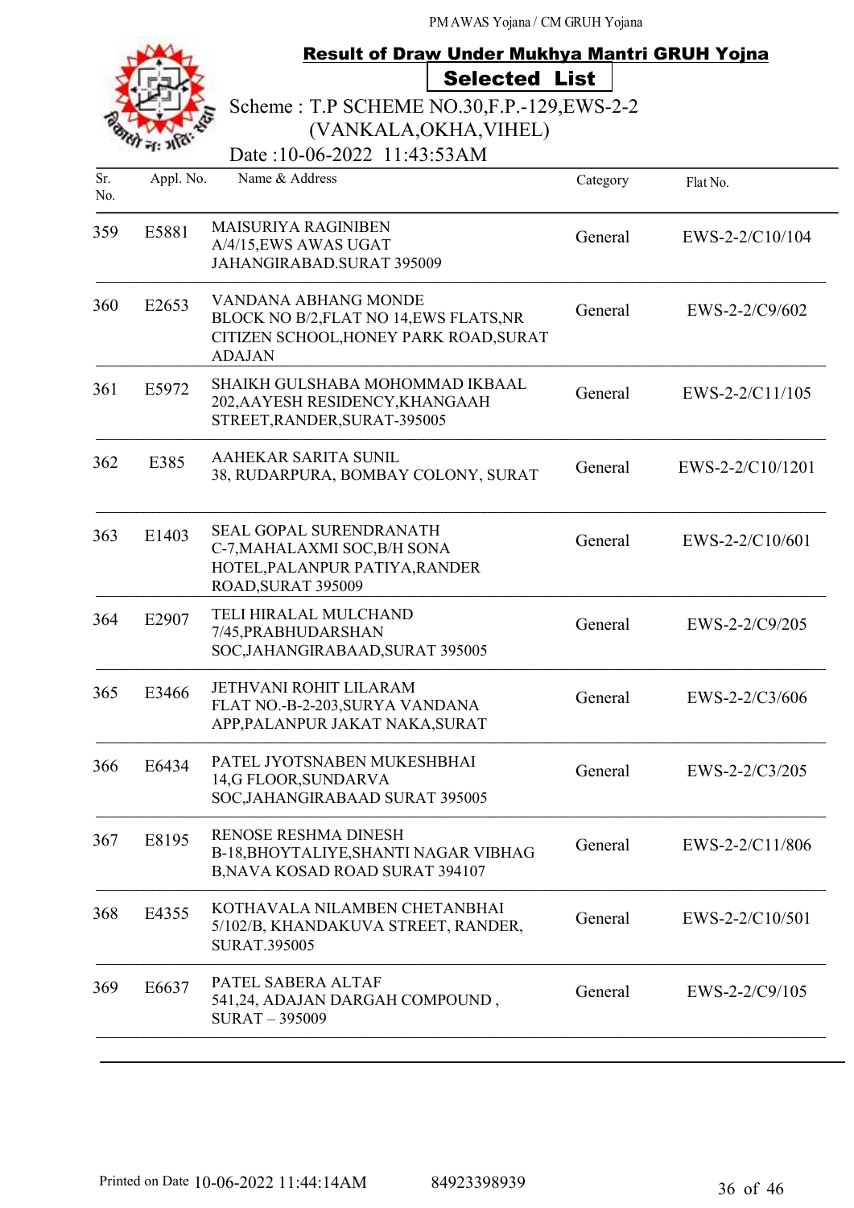PM AWAS Yojana / CM GRUH Yojana

## Result of Draw Under Mukhya Mantri GRUH Yojna

### Selected List

Scheme : T.P SCHEME NO.30,F.P.-129,EWS-2-2 (VANKALA,OKHA,VIHEL)

Date :10-06-2022 11:43:53AM

| Sr. No. | Appl. No. | Name & Address | Category | Flat No. |
|---|---|---|---|---|
| 359 | E5881 | MAISURIYA RAGINIBEN A/4/15,EWS AWAS UGAT JAHANGIRABAD.SURAT 395009 | General | EWS-2-2/C10/104 |
| 360 | E2653 | VANDANA ABHANG MONDE BLOCK NO B/2,FLAT NO 14,EWS FLATS,NR CITIZEN SCHOOL,HONEY PARK ROAD,SURAT ADAJAN | General | EWS-2-2/C9/602 |
| 361 | E5972 | SHAIKH GULSHABA MOHOMMAD IKBAAL 202,AAYESH RESIDENCY,KHANGAAH STREET,RANDER,SURAT-395005 | General | EWS-2-2/C11/105 |
| 362 | E385 | AAHEKAR SARITA SUNIL 38, RUDARPURA, BOMBAY COLONY, SURAT | General | EWS-2-2/C10/1201 |
| 363 | E1403 | SEAL GOPAL SURENDRANATH C-7,MAHALAXMI SOC,B/H SONA HOTEL,PALANPUR PATIYA,RANDER ROAD,SURAT 395009 | General | EWS-2-2/C10/601 |
| 364 | E2907 | TELI HIRALAL MULCHAND 7/45,PRABHUDARSHAN SOC,JAHANGIRABAAD,SURAT 395005 | General | EWS-2-2/C9/205 |
| 365 | E3466 | JETHVANI ROHIT LILARAM FLAT NO.-B-2-203,SURYA VANDANA APP,PALANPUR JAKAT NAKA,SURAT | General | EWS-2-2/C3/606 |
| 366 | E6434 | PATEL JYOTSNABEN MUKESHBHAI 14,G FLOOR,SUNDARVA SOC,JAHANGIRABAAD SURAT 395005 | General | EWS-2-2/C3/205 |
| 367 | E8195 | RENOSE RESHMA DINESH B-18,BHOYTALIYE,SHANTI NAGAR VIBHAG B,NAVA KOSAD ROAD SURAT 394107 | General | EWS-2-2/C11/806 |
| 368 | E4355 | KOTHAVALA NILAMBEN CHETANBHAI 5/102/B, KHANDAKUVA STREET, RANDER, SURAT.395005 | General | EWS-2-2/C10/501 |
| 369 | E6637 | PATEL SABERA ALTAF 541,24, ADAJAN DARGAH COMPOUND , SURAT – 395009 | General | EWS-2-2/C9/105 |

Printed on Date 10-06-2022 11:44:14AM 84923398939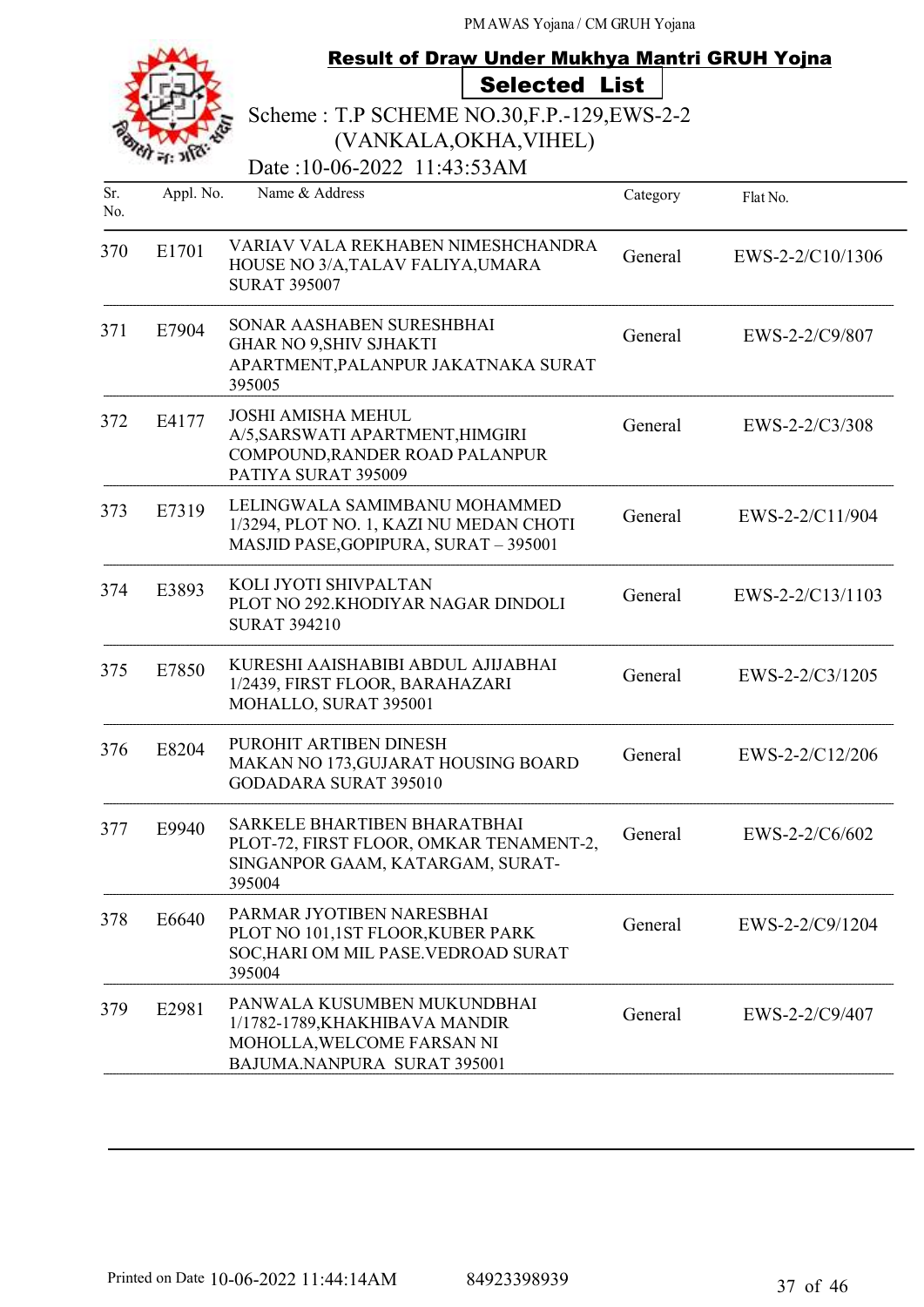PM AWAS Yojana / CM GRUH Yojana

## Result of Draw Under Mukhya Mantri GRUH Yojna

**Selected List**

Scheme : T.P SCHEME NO.30,F.P.-129,EWS-2-2 (VANKALA,OKHA,VIHEL)

Date :10-06-2022 11:43:53AM

| Sr. No. | Appl. No. | Name & Address | Category | Flat No. |
|---|---|---|---|---|
| 370 | E1701 | VARIAV VALA REKHABEN NIMESHCHANDRA HOUSE NO 3/A,TALAV FALIYA,UMARA SURAT 395007 | General | EWS-2-2/C10/1306 |
| 371 | E7904 | SONAR AASHABEN SURESHBHAI GHAR NO 9,SHIV SJHAKTI APARTMENT,PALANPUR JAKATNAKA SURAT 395005 | General | EWS-2-2/C9/807 |
| 372 | E4177 | JOSHI AMISHA MEHUL A/5,SARSWATI APARTMENT,HIMGIRI COMPOUND,RANDER ROAD PALANPUR PATIYA SURAT 395009 | General | EWS-2-2/C3/308 |
| 373 | E7319 | LELINGWALA SAMIMBANU MOHAMMED 1/3294, PLOT NO. 1, KAZI NU MEDAN CHOTI MASJID PASE,GOPIPURA, SURAT – 395001 | General | EWS-2-2/C11/904 |
| 374 | E3893 | KOLI JYOTI SHIVPALTAN PLOT NO 292.KHODIYAR NAGAR DINDOLI SURAT 394210 | General | EWS-2-2/C13/1103 |
| 375 | E7850 | KURESHI AAISHABIBI ABDUL AJIJABHAI 1/2439, FIRST FLOOR, BARAHAZARI MOHALLO, SURAT 395001 | General | EWS-2-2/C3/1205 |
| 376 | E8204 | PUROHIT ARTIBEN DINESH MAKAN NO 173,GUJARAT HOUSING BOARD GODADARA SURAT 395010 | General | EWS-2-2/C12/206 |
| 377 | E9940 | SARKELE BHARTIBEN BHARATBHAI PLOT-72, FIRST FLOOR, OMKAR TENAMENT-2, SINGANPOR GAAM, KATARGAM, SURAT-395004 | General | EWS-2-2/C6/602 |
| 378 | E6640 | PARMAR JYOTIBEN NARESBHAI PLOT NO 101,1ST FLOOR,KUBER PARK SOC,HARI OM MIL PASE.VEDROAD SURAT 395004 | General | EWS-2-2/C9/1204 |
| 379 | E2981 | PANWALA KUSUMBEN MUKUNDBHAI 1/1782-1789,KHAKHIBAVA MANDIR MOHOLLA,WELCOME FARSAN NI BAJUMA.NANPURA SURAT 395001 | General | EWS-2-2/C9/407 |

Printed on Date 10-06-2022 11:44:14AM 84923398939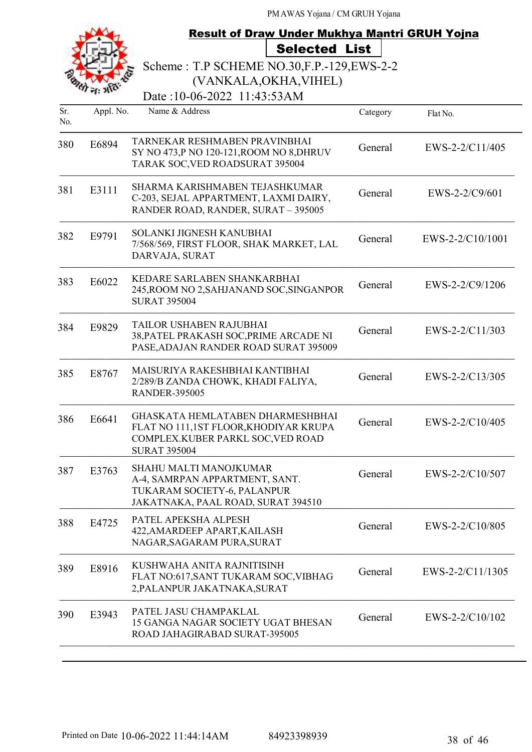PM AWAS Yojana / CM GRUH Yojana

## Result of Draw Under Mukhya Mantri GRUH Yojna

### Selected List

Scheme : T.P SCHEME NO.30,F.P.-129,EWS-2-2 (VANKALA,OKHA,VIHEL)

Date :10-06-2022 11:43:53AM

| Sr. No. | Appl. No. | Name & Address | Category | Flat No. |
|---|---|---|---|---|
| 380 | E6894 | TARNEKAR RESHMABEN PRAVINBHAI SY NO 473,P NO 120-121,ROOM NO 8,DHRUV TARAK SOC,VED ROADSURAT 395004 | General | EWS-2-2/C11/405 |
| 381 | E3111 | SHARMA KARISHMABEN TEJASHKUMAR C-203, SEJAL APPARTMENT, LAXMI DAIRY, RANDER ROAD, RANDER, SURAT – 395005 | General | EWS-2-2/C9/601 |
| 382 | E9791 | SOLANKI JIGNESH KANUBHAI 7/568/569, FIRST FLOOR, SHAK MARKET, LAL DARVAJA, SURAT | General | EWS-2-2/C10/1001 |
| 383 | E6022 | KEDARE SARLABEN SHANKARBHAI 245,ROOM NO 2,SAHJANAND SOC,SINGANPOR SURAT 395004 | General | EWS-2-2/C9/1206 |
| 384 | E9829 | TAILOR USHABEN RAJUBHAI 38,PATEL PRAKASH SOC,PRIME ARCADE NI PASE,ADAJAN RANDER ROAD SURAT 395009 | General | EWS-2-2/C11/303 |
| 385 | E8767 | MAISURIYA RAKESHBHAI KANTIBHAI 2/289/B ZANDA CHOWK, KHADI FALIYA, RANDER-395005 | General | EWS-2-2/C13/305 |
| 386 | E6641 | GHASKATA HEMLATABEN DHARMESHBHAI FLAT NO 111,1ST FLOOR,KHODIYAR KRUPA COMPLEX.KUBER PARKL SOC,VED ROAD SURAT 395004 | General | EWS-2-2/C10/405 |
| 387 | E3763 | SHAHU MALTI MANOJKUMAR A-4, SAMRPAN APPARTMENT, SANT. TUKARAM SOCIETY-6, PALANPUR JAKATNAKA, PAAL ROAD, SURAT 394510 | General | EWS-2-2/C10/507 |
| 388 | E4725 | PATEL APEKSHA ALPESH 422,AMARDEEP APART,KAILASH NAGAR,SAGARAM PURA,SURAT | General | EWS-2-2/C10/805 |
| 389 | E8916 | KUSHWAHA ANITA RAJNITISINH FLAT NO:617,SANT TUKARAM SOC,VIBHAG 2,PALANPUR JAKATNAKA,SURAT | General | EWS-2-2/C11/1305 |
| 390 | E3943 | PATEL JASU CHAMPAKLAL 15 GANGA NAGAR SOCIETY UGAT BHESAN ROAD JAHAGIRABAD SURAT-395005 | General | EWS-2-2/C10/102 |

Printed on Date 10-06-2022 11:44:14AM 84923398939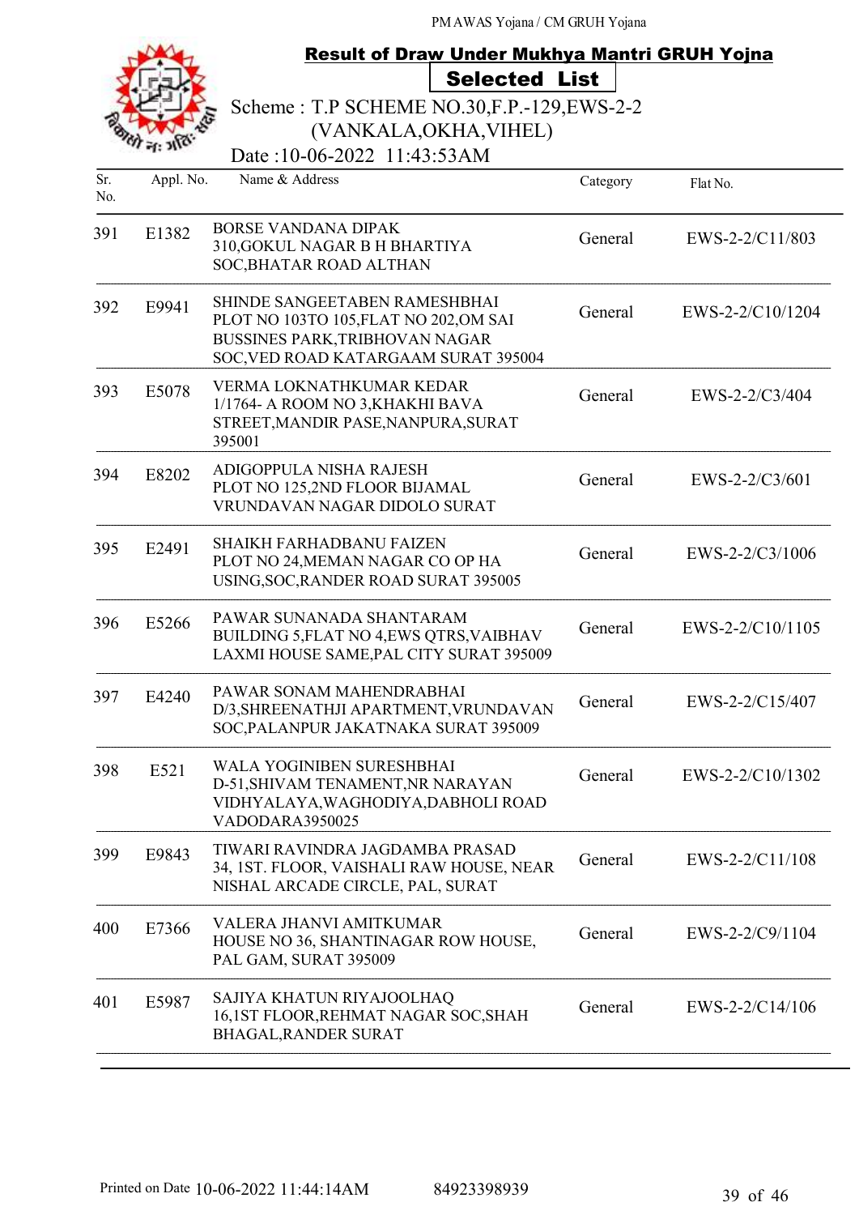PM AWAS Yojana / CM GRUH Yojana

## Result of Draw Under Mukhya Mantri GRUH Yojna

### Selected List

Scheme : T.P SCHEME NO.30,F.P.-129,EWS-2-2 (VANKALA,OKHA,VIHEL)

Date :10-06-2022 11:43:53AM

| Sr. No. | Appl. No. | Name & Address | Category | Flat No. |
|---|---|---|---|---|
| 391 | E1382 | BORSE VANDANA DIPAK 310,GOKUL NAGAR B H BHARTIYA SOC,BHATAR ROAD ALTHAN | General | EWS-2-2/C11/803 |
| 392 | E9941 | SHINDE SANGEETABEN RAMESHBHAI PLOT NO 103TO 105,FLAT NO 202,OM SAI BUSSINES PARK,TRIBHOVAN NAGAR SOC,VED ROAD KATARGAAM SURAT 395004 | General | EWS-2-2/C10/1204 |
| 393 | E5078 | VERMA LOKNATHKUMAR KEDAR 1/1764- A ROOM NO 3,KHAKHI BAVA STREET,MANDIR PASE,NANPURA,SURAT 395001 | General | EWS-2-2/C3/404 |
| 394 | E8202 | ADIGOPPULA NISHA RAJESH PLOT NO 125,2ND FLOOR BIJAMAL VRUNDAVAN NAGAR DIDOLO SURAT | General | EWS-2-2/C3/601 |
| 395 | E2491 | SHAIKH FARHADBANU FAIZEN PLOT NO 24,MEMAN NAGAR CO OP HA USING,SOC,RANDER ROAD SURAT 395005 | General | EWS-2-2/C3/1006 |
| 396 | E5266 | PAWAR SUNANADA SHANTARAM BUILDING 5,FLAT NO 4,EWS QTRS,VAIBHAV LAXMI HOUSE SAME,PAL CITY SURAT 395009 | General | EWS-2-2/C10/1105 |
| 397 | E4240 | PAWAR SONAM MAHENDRABHAI D/3,SHREENATHJI APARTMENT,VRUNDAVAN SOC,PALANPUR JAKATNAKA SURAT 395009 | General | EWS-2-2/C15/407 |
| 398 | E521 | WALA YOGINIBEN SURESHBHAI D-51,SHIVAM TENAMENT,NR NARAYAN VIDHYALAYA,WAGHODIYA,DABHOLI ROAD VADODARA3950025 | General | EWS-2-2/C10/1302 |
| 399 | E9843 | TIWARI RAVINDRA JAGDAMBA PRASAD 34, 1ST. FLOOR, VAISHALI RAW HOUSE, NEAR NISHAL ARCADE CIRCLE, PAL, SURAT | General | EWS-2-2/C11/108 |
| 400 | E7366 | VALERA JHANVI AMITKUMAR HOUSE NO 36, SHANTINAGAR ROW HOUSE, PAL GAM, SURAT 395009 | General | EWS-2-2/C9/1104 |
| 401 | E5987 | SAJIYA KHATUN RIYAJOOLHAQ 16,1ST FLOOR,REHMAT NAGAR SOC,SHAH BHAGAL,RANDER SURAT | General | EWS-2-2/C14/106 |

Printed on Date 10-06-2022 11:44:14AM    84923398939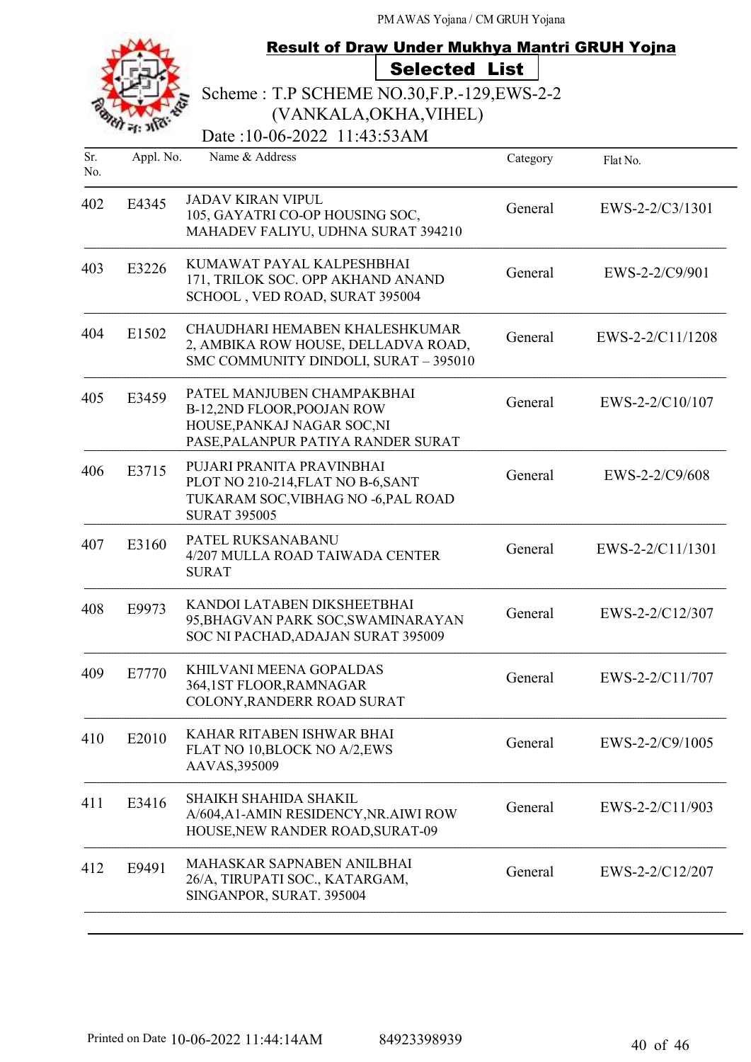PM AWAS Yojana / CM GRUH Yojana

## Result of Draw Under Mukhya Mantri GRUH Yojna

### Selected List

Scheme : T.P SCHEME NO.30,F.P.-129,EWS-2-2 (VANKALA,OKHA,VIHEL)

Date :10-06-2022 11:43:53AM

| Sr. No. | Appl. No. | Name & Address | Category | Flat No. |
|---|---|---|---|---|
| 402 | E4345 | JADAV KIRAN VIPUL<br>105, GAYATRI CO-OP HOUSING SOC, MAHADEV FALIYU, UDHNA SURAT 394210 | General | EWS-2-2/C3/1301 |
| 403 | E3226 | KUMAWAT PAYAL KALPESHBHAI<br>171, TRILOK SOC. OPP AKHAND ANAND SCHOOL , VED ROAD, SURAT 395004 | General | EWS-2-2/C9/901 |
| 404 | E1502 | CHAUDHARI HEMABEN KHALESHKUMAR<br>2, AMBIKA ROW HOUSE, DELLADVA ROAD, SMC COMMUNITY DINDOLI, SURAT – 395010 | General | EWS-2-2/C11/1208 |
| 405 | E3459 | PATEL MANJUBEN CHAMPAKBHAI<br>B-12,2ND FLOOR,POOJAN ROW HOUSE,PANKAJ NAGAR SOC,NI PASE,PALANPUR PATIYA RANDER SURAT | General | EWS-2-2/C10/107 |
| 406 | E3715 | PUJARI PRANITA PRAVINBHAI<br>PLOT NO 210-214,FLAT NO B-6,SANT TUKARAM SOC,VIBHAG NO -6,PAL ROAD SURAT 395005 | General | EWS-2-2/C9/608 |
| 407 | E3160 | PATEL RUKSANABANU<br>4/207 MULLA ROAD TAIWADA CENTER SURAT | General | EWS-2-2/C11/1301 |
| 408 | E9973 | KANDOI LATABEN DIKSHEETBHAI<br>95,BHAGVAN PARK SOC,SWAMINARAYAN SOC NI PACHAD,ADAJAN SURAT 395009 | General | EWS-2-2/C12/307 |
| 409 | E7770 | KHILVANI MEENA GOPALDAS<br>364,1ST FLOOR,RAMNAGAR COLONY,RANDERR ROAD SURAT | General | EWS-2-2/C11/707 |
| 410 | E2010 | KAHAR RITABEN ISHWAR BHAI<br>FLAT NO 10,BLOCK NO A/2,EWS AAVAS,395009 | General | EWS-2-2/C9/1005 |
| 411 | E3416 | SHAIKH SHAHIDA SHAKIL<br>A/604,A1-AMIN RESIDENCY,NR.AIWI ROW HOUSE,NEW RANDER ROAD,SURAT-09 | General | EWS-2-2/C11/903 |
| 412 | E9491 | MAHASKAR SAPNABEN ANILBHAI<br>26/A, TIRUPATI SOC., KATARGAM, SINGANPOR, SURAT. 395004 | General | EWS-2-2/C12/207 |

Printed on Date 10-06-2022 11:44:14AM 84923398939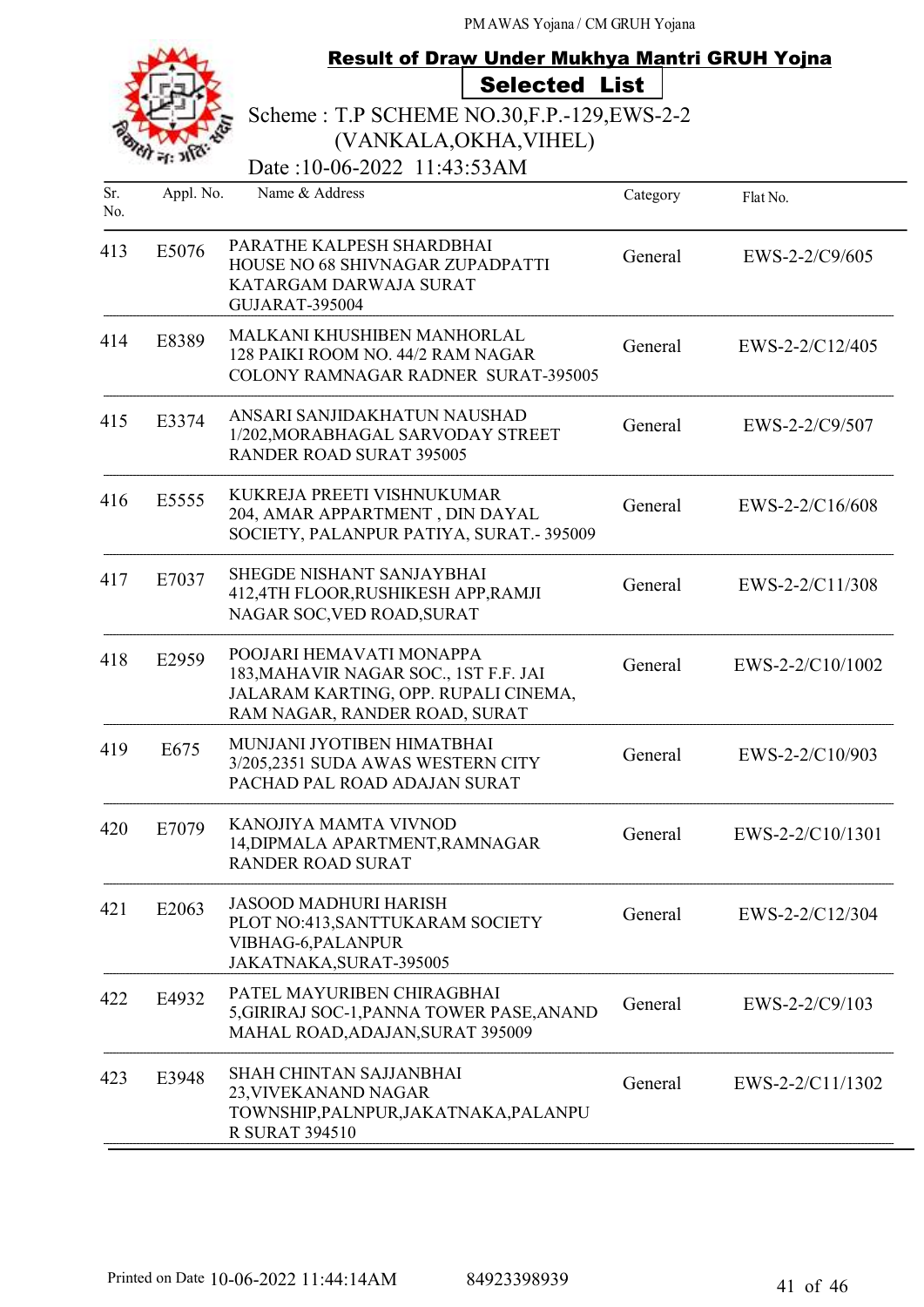PM AWAS Yojana / CM GRUH Yojana

## Result of Draw Under Mukhya Mantri GRUH Yojna

**Selected List**

Scheme : T.P SCHEME NO.30,F.P.-129,EWS-2-2 (VANKALA,OKHA,VIHEL)

Date :10-06-2022 11:43:53AM

| Sr. No. | Appl. No. | Name & Address | Category | Flat No. |
|---|---|---|---|---|
| 413 | E5076 | PARATHE KALPESH SHARDBHAI HOUSE NO 68 SHIVNAGAR ZUPADPATTI KATARGAM DARWAJA SURAT GUJARAT-395004 | General | EWS-2-2/C9/605 |
| 414 | E8389 | MALKANI KHUSHIBEN MANHORLAL 128 PAIKI ROOM NO. 44/2 RAM NAGAR COLONY RAMNAGAR RADNER SURAT-395005 | General | EWS-2-2/C12/405 |
| 415 | E3374 | ANSARI SANJIDAKHATUN NAUSHAD 1/202,MORABHAGAL SARVODAY STREET RANDER ROAD SURAT 395005 | General | EWS-2-2/C9/507 |
| 416 | E5555 | KUKREJA PREETI VISHNUKUMAR 204, AMAR APPARTMENT , DIN DAYAL SOCIETY, PALANPUR PATIYA, SURAT.- 395009 | General | EWS-2-2/C16/608 |
| 417 | E7037 | SHEGDE NISHANT SANJAYBHAI 412,4TH FLOOR,RUSHIKESH APP,RAMJI NAGAR SOC,VED ROAD,SURAT | General | EWS-2-2/C11/308 |
| 418 | E2959 | POOJARI HEMAVATI MONAPPA 183,MAHAVIR NAGAR SOC., 1ST F.F. JAI JALARAM KARTING, OPP. RUPALI CINEMA, RAM NAGAR, RANDER ROAD, SURAT | General | EWS-2-2/C10/1002 |
| 419 | E675 | MUNJANI JYOTIBEN HIMATBHAI 3/205,2351 SUDA AWAS WESTERN CITY PACHAD PAL ROAD ADAJAN SURAT | General | EWS-2-2/C10/903 |
| 420 | E7079 | KANOJIYA MAMTA VIVNOD 14,DIPMALA APARTMENT,RAMNAGAR RANDER ROAD SURAT | General | EWS-2-2/C10/1301 |
| 421 | E2063 | JASOOD MADHURI HARISH PLOT NO:413,SANTTUKARAM SOCIETY VIBHAG-6,PALANPUR JAKATNAKA,SURAT-395005 | General | EWS-2-2/C12/304 |
| 422 | E4932 | PATEL MAYURIBEN CHIRAGBHAI 5,GIRIRAJ SOC-1,PANNA TOWER PASE,ANAND MAHAL ROAD,ADAJAN,SURAT 395009 | General | EWS-2-2/C9/103 |
| 423 | E3948 | SHAH CHINTAN SAJJANBHAI 23,VIVEKANAND NAGAR TOWNSHIP,PALNPUR,JAKATNAKA,PALANPU R SURAT 394510 | General | EWS-2-2/C11/1302 |

Printed on Date 10-06-2022 11:44:14AM 84923398939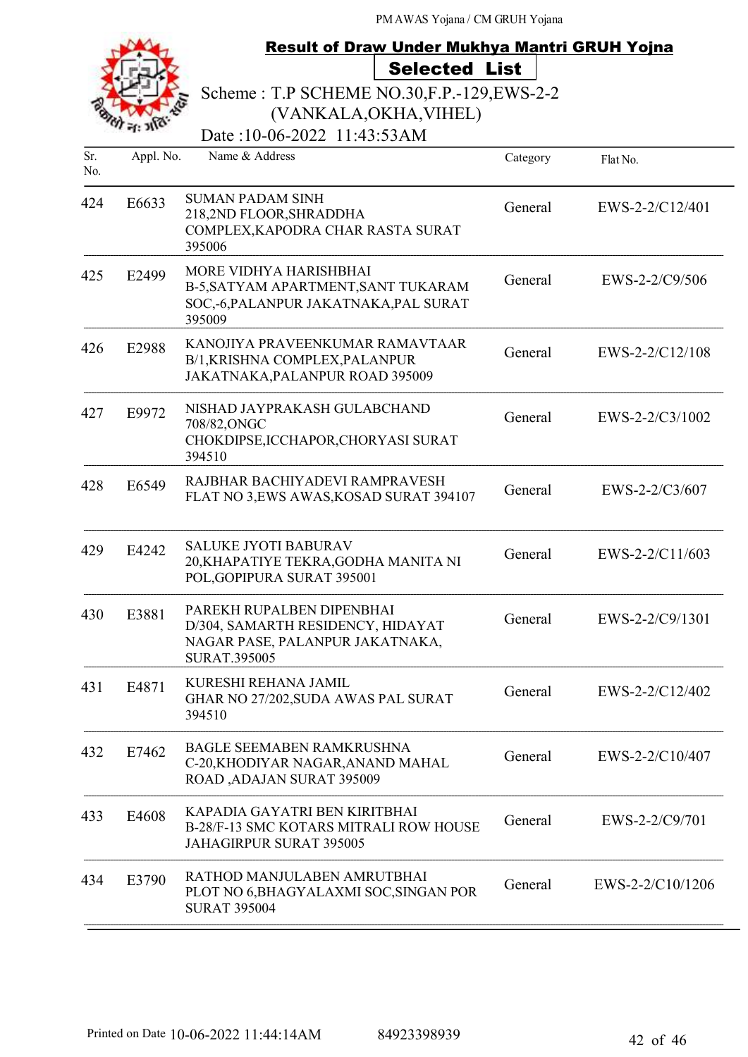PM AWAS Yojana / CM GRUH Yojana

## Result of Draw Under Mukhya Mantri GRUH Yojna

### Selected List

Scheme : T.P SCHEME NO.30,F.P.-129,EWS-2-2 (VANKALA,OKHA,VIHEL)

Date :10-06-2022 11:43:53AM

| Sr. No. | Appl. No. | Name & Address | Category | Flat No. |
|---|---|---|---|---|
| 424 | E6633 | SUMAN PADAM SINH<br>218,2ND FLOOR,SHRADDHA COMPLEX,KAPODRA CHAR RASTA SURAT 395006 | General | EWS-2-2/C12/401 |
| 425 | E2499 | MORE VIDHYA HARISHBHAI<br>B-5,SATYAM APARTMENT,SANT TUKARAM SOC,-6,PALANPUR JAKATNAKA,PAL SURAT 395009 | General | EWS-2-2/C9/506 |
| 426 | E2988 | KANOJIYA PRAVEENKUMAR RAMAVTAAR<br>B/1,KRISHNA COMPLEX,PALANPUR JAKATNAKA,PALANPUR ROAD 395009 | General | EWS-2-2/C12/108 |
| 427 | E9972 | NISHAD JAYPRAKASH GULABCHAND<br>708/82,ONGC CHOKDIPSE,ICCHAPOR,CHORYASI SURAT 394510 | General | EWS-2-2/C3/1002 |
| 428 | E6549 | RAJBHAR BACHIYADEVI RAMPRAVESH<br>FLAT NO 3,EWS AWAS,KOSAD SURAT 394107 | General | EWS-2-2/C3/607 |
| 429 | E4242 | SALUKE JYOTI BABURAV<br>20,KHAPATIYE TEKRA,GODHA MANITA NI POL,GOPIPURA SURAT 395001 | General | EWS-2-2/C11/603 |
| 430 | E3881 | PAREKH RUPALBEN DIPENBHAI<br>D/304, SAMARTH RESIDENCY, HIDAYAT NAGAR PASE, PALANPUR JAKATNAKA, SURAT.395005 | General | EWS-2-2/C9/1301 |
| 431 | E4871 | KURESHI REHANA JAMIL<br>GHAR NO 27/202,SUDA AWAS PAL SURAT 394510 | General | EWS-2-2/C12/402 |
| 432 | E7462 | BAGLE SEEMABEN RAMKRUSHNA<br>C-20,KHODIYAR NAGAR,ANAND MAHAL ROAD ,ADAJAN SURAT 395009 | General | EWS-2-2/C10/407 |
| 433 | E4608 | KAPADIA GAYATRI BEN KIRITBHAI<br>B-28/F-13 SMC KOTARS MITRALI ROW HOUSE JAHAGIRPUR SURAT 395005 | General | EWS-2-2/C9/701 |
| 434 | E3790 | RATHOD MANJULABEN AMRUTBHAI<br>PLOT NO 6,BHAGYALAXMI SOC,SINGAN POR SURAT 395004 | General | EWS-2-2/C10/1206 |

Printed on Date 10-06-2022 11:44:14AM 84923398939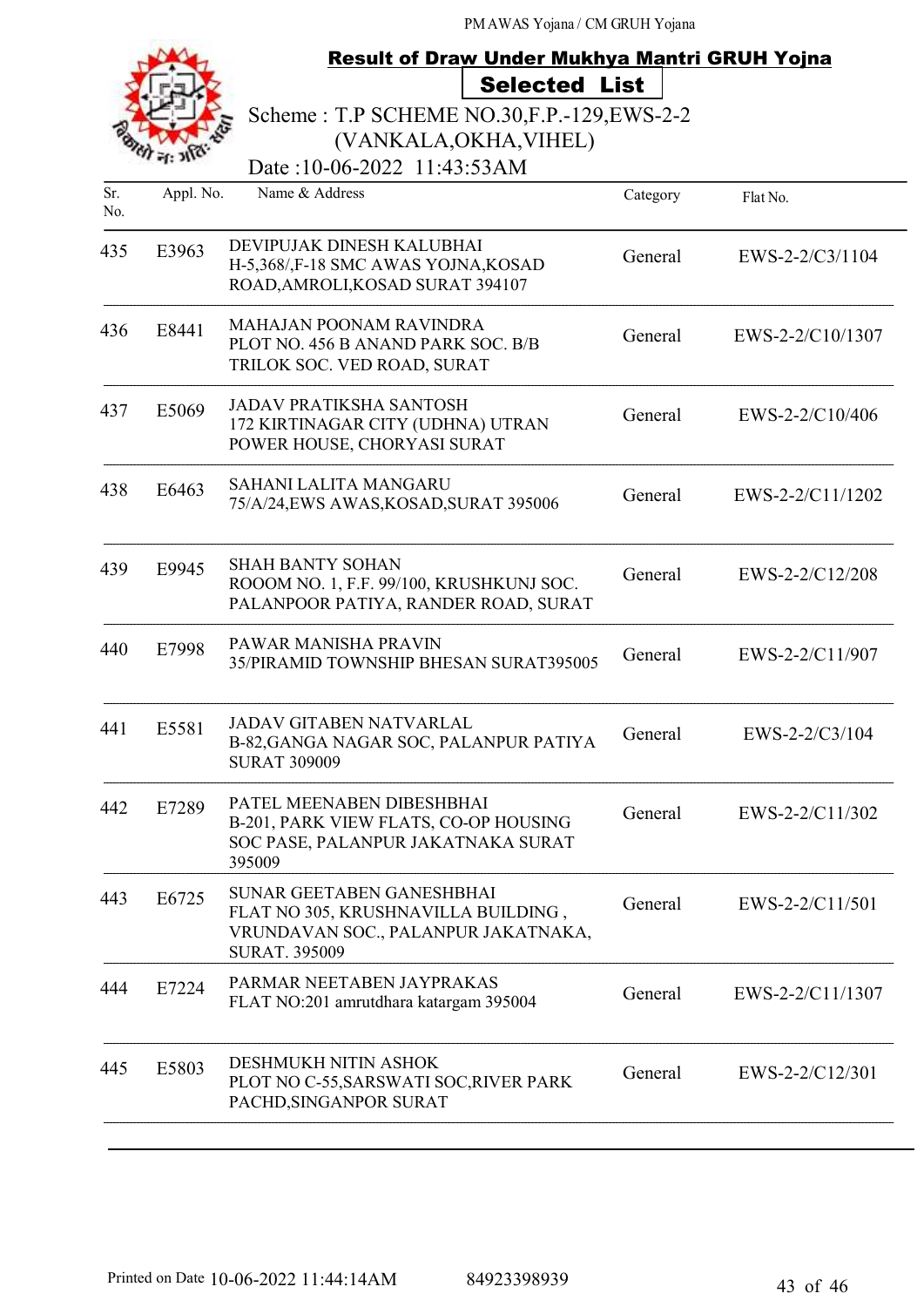PM AWAS Yojana / CM GRUH Yojana

## Result of Draw Under Mukhya Mantri GRUH Yojna

### Selected List

Scheme : T.P SCHEME NO.30,F.P.-129,EWS-2-2 (VANKALA,OKHA,VIHEL)

Date :10-06-2022 11:43:53AM

| Sr. No. | Appl. No. | Name & Address | Category | Flat No. |
|---|---|---|---|---|
| 435 | E3963 | DEVIPUJAK DINESH KALUBHAI H-5,368/,F-18 SMC AWAS YOJNA,KOSAD ROAD,AMROLI,KOSAD SURAT 394107 | General | EWS-2-2/C3/1104 |
| 436 | E8441 | MAHAJAN POONAM RAVINDRA PLOT NO. 456 B ANAND PARK SOC. B/B TRILOK SOC. VED ROAD, SURAT | General | EWS-2-2/C10/1307 |
| 437 | E5069 | JADAV PRATIKSHA SANTOSH 172 KIRTINAGAR CITY (UDHNA) UTRAN POWER HOUSE, CHORYASI SURAT | General | EWS-2-2/C10/406 |
| 438 | E6463 | SAHANI LALITA MANGARU 75/A/24,EWS AWAS,KOSAD,SURAT 395006 | General | EWS-2-2/C11/1202 |
| 439 | E9945 | SHAH BANTY SOHAN ROOOM NO. 1, F.F. 99/100, KRUSHKUNJ SOC. PALANPOOR PATIYA, RANDER ROAD, SURAT | General | EWS-2-2/C12/208 |
| 440 | E7998 | PAWAR MANISHA PRAVIN 35/PIRAMID TOWNSHIP BHESAN SURAT395005 | General | EWS-2-2/C11/907 |
| 441 | E5581 | JADAV GITABEN NATVARLAL B-82,GANGA NAGAR SOC, PALANPUR PATIYA SURAT 309009 | General | EWS-2-2/C3/104 |
| 442 | E7289 | PATEL MEENABEN DIBESHBHAI B-201, PARK VIEW FLATS, CO-OP HOUSING SOC PASE, PALANPUR JAKATNAKA SURAT 395009 | General | EWS-2-2/C11/302 |
| 443 | E6725 | SUNAR GEETABEN GANESHBHAI FLAT NO 305, KRUSHNAVILLA BUILDING , VRUNDAVAN SOC., PALANPUR JAKATNAKA, SURAT. 395009 | General | EWS-2-2/C11/501 |
| 444 | E7224 | PARMAR NEETABEN JAYPRAKAS FLAT NO:201 amrutdhara katargam 395004 | General | EWS-2-2/C11/1307 |
| 445 | E5803 | DESHMUKH NITIN ASHOK PLOT NO C-55,SARSWATI SOC,RIVER PARK PACHD,SINGANPOR SURAT | General | EWS-2-2/C12/301 |

Printed on Date 10-06-2022 11:44:14AM 84923398939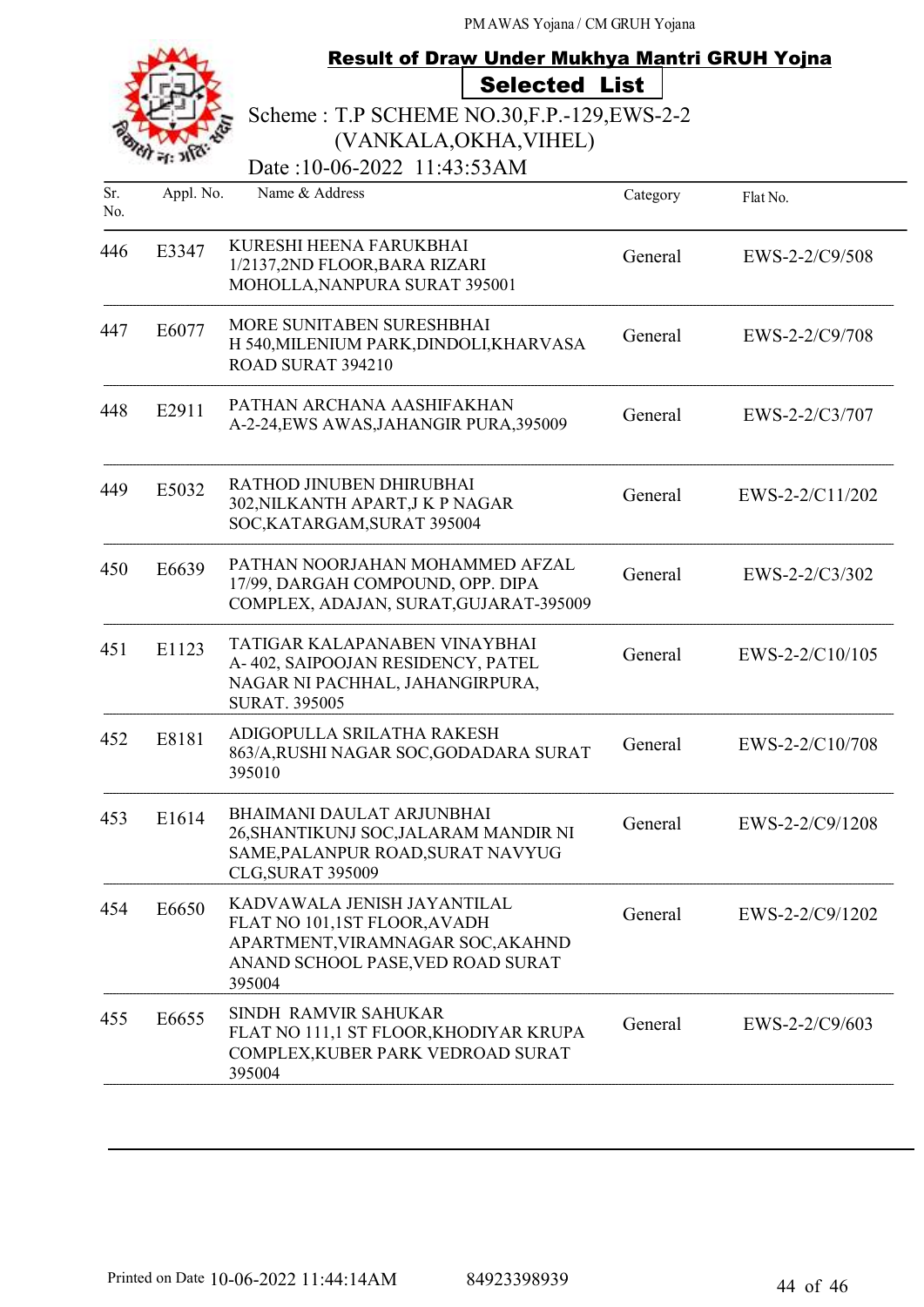PM AWAS Yojana / CM GRUH Yojana

## Result of Draw Under Mukhya Mantri GRUH Yojna

### Selected List

Scheme : T.P SCHEME NO.30,F.P.-129,EWS-2-2 (VANKALA,OKHA,VIHEL)

Date :10-06-2022 11:43:53AM

| Sr. No. | Appl. No. | Name & Address | Category | Flat No. |
|---|---|---|---|---|
| 446 | E3347 | KURESHI HEENA FARUKBHAI 1/2137,2ND FLOOR,BARA RIZARI MOHOLLA,NANPURA SURAT 395001 | General | EWS-2-2/C9/508 |
| 447 | E6077 | MORE SUNITABEN SURESHBHAI H 540,MILENIUM PARK,DINDOLI,KHARVASA ROAD SURAT 394210 | General | EWS-2-2/C9/708 |
| 448 | E2911 | PATHAN ARCHANA AASHIFAKHAN A-2-24,EWS AWAS,JAHANGIR PURA,395009 | General | EWS-2-2/C3/707 |
| 449 | E5032 | RATHOD JINUBEN DHIRUBHAI 302,NILKANTH APART,J K P NAGAR SOC,KATARGAM,SURAT 395004 | General | EWS-2-2/C11/202 |
| 450 | E6639 | PATHAN NOORJAHAN MOHAMMED AFZAL 17/99, DARGAH COMPOUND, OPP. DIPA COMPLEX, ADAJAN, SURAT,GUJARAT-395009 | General | EWS-2-2/C3/302 |
| 451 | E1123 | TATIGAR KALAPANABEN VINAYBHAI A- 402, SAIPOOJAN RESIDENCY, PATEL NAGAR NI PACHHAL, JAHANGIRPURA, SURAT. 395005 | General | EWS-2-2/C10/105 |
| 452 | E8181 | ADIGOPULLA SRILATHA RAKESH 863/A,RUSHI NAGAR SOC,GODADARA SURAT 395010 | General | EWS-2-2/C10/708 |
| 453 | E1614 | BHAIMANI DAULAT ARJUNBHAI 26,SHANTIKUNJ SOC,JALARAM MANDIR NI SAME,PALANPUR ROAD,SURAT NAVYUG CLG,SURAT 395009 | General | EWS-2-2/C9/1208 |
| 454 | E6650 | KADVAWALA JENISH JAYANTILAL FLAT NO 101,1ST FLOOR,AVADH APARTMENT,VIRAMNAGAR SOC,AKAHND ANAND SCHOOL PASE,VED ROAD SURAT 395004 | General | EWS-2-2/C9/1202 |
| 455 | E6655 | SINDH RAMVIR SAHUKAR FLAT NO 111,1 ST FLOOR,KHODIYAR KRUPA COMPLEX,KUBER PARK VEDROAD SURAT 395004 | General | EWS-2-2/C9/603 |

Printed on Date 10-06-2022 11:44:14AM 84923398939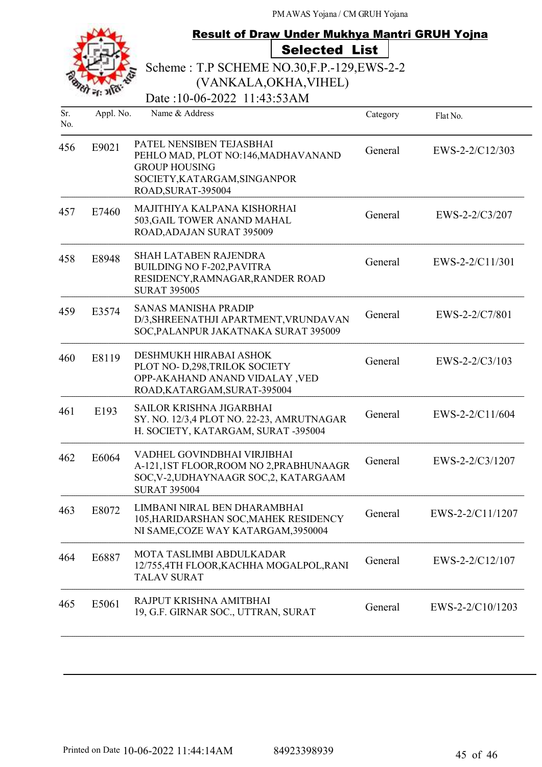PM AWAS Yojana / CM GRUH Yojana

## Result of Draw Under Mukhya Mantri GRUH Yojna

### Selected List

Scheme : T.P SCHEME NO.30,F.P.-129,EWS-2-2 (VANKALA,OKHA,VIHEL)

Date :10-06-2022 11:43:53AM

| Sr. No. | Appl. No. | Name & Address | Category | Flat No. |
|---|---|---|---|---|
| 456 | E9021 | PATEL NENSIBEN TEJASBHAI<br>PEHLO MAD, PLOT NO:146,MADHAVANAND GROUP HOUSING SOCIETY,KATARGAM,SINGANPOR ROAD,SURAT-395004 | General | EWS-2-2/C12/303 |
| 457 | E7460 | MAJITHIYA KALPANA KISHORHAI<br>503,GAIL TOWER ANAND MAHAL ROAD,ADAJAN SURAT 395009 | General | EWS-2-2/C3/207 |
| 458 | E8948 | SHAH LATABEN RAJENDRA<br>BUILDING NO F-202,PAVITRA RESIDENCY,RAMNAGAR,RANDER ROAD SURAT 395005 | General | EWS-2-2/C11/301 |
| 459 | E3574 | SANAS MANISHA PRADIP<br>D/3,SHREENATHJI APARTMENT,VRUNDAVAN SOC,PALANPUR JAKATNAKA SURAT 395009 | General | EWS-2-2/C7/801 |
| 460 | E8119 | DESHMUKH HIRABAI ASHOK<br>PLOT NO- D,298,TRILOK SOCIETY OPP-AKAHAND ANAND VIDALAY ,VED ROAD,KATARGAM,SURAT-395004 | General | EWS-2-2/C3/103 |
| 461 | E193 | SAILOR KRISHNA JIGARBHAI<br>SY. NO. 12/3,4 PLOT NO. 22-23, AMRUTNAGAR H. SOCIETY, KATARGAM, SURAT -395004 | General | EWS-2-2/C11/604 |
| 462 | E6064 | VADHEL GOVINDBHAI VIRJIBHAI<br>A-121,1ST FLOOR,ROOM NO 2,PRABHUNAAGR SOC,V-2,UDHAYNAAGR SOC,2, KATARGAAM SURAT 395004 | General | EWS-2-2/C3/1207 |
| 463 | E8072 | LIMBANI NIRAL BEN DHARAMBHAI<br>105,HARIDARSHAN SOC,MAHEK RESIDENCY NI SAME,COZE WAY KATARGAM,3950004 | General | EWS-2-2/C11/1207 |
| 464 | E6887 | MOTA TASLIMBI ABDULKADAR<br>12/755,4TH FLOOR,KACHHA MOGALPOL,RANI TALAV SURAT | General | EWS-2-2/C12/107 |
| 465 | E5061 | RAJPUT KRISHNA AMITBHAI<br>19, G.F. GIRNAR SOC., UTTRAN, SURAT | General | EWS-2-2/C10/1203 |

Printed on Date 10-06-2022 11:44:14AM 84923398939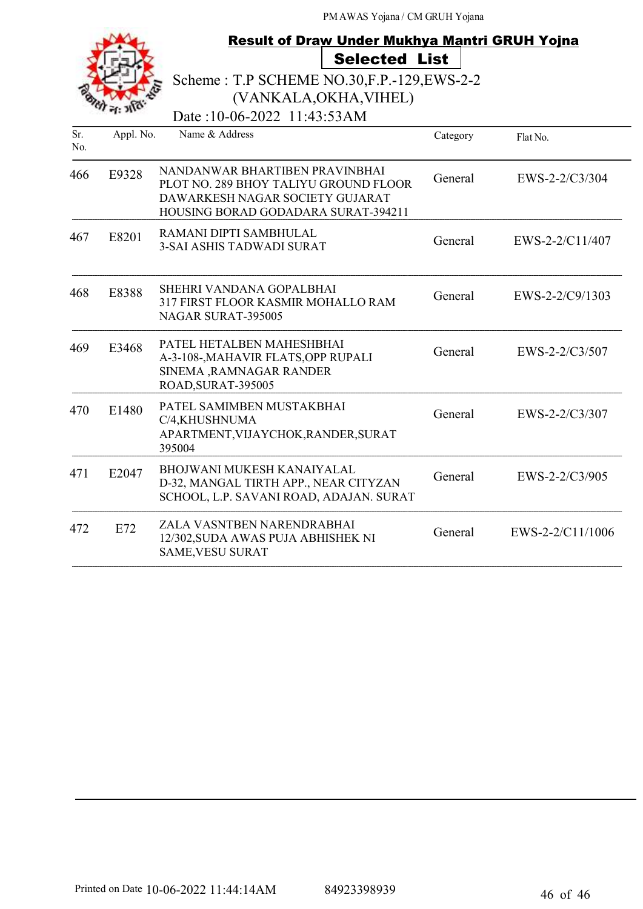PM AWAS Yojana / CM GRUH Yojana

## Result of Draw Under Mukhya Mantri GRUH Yojna

### Selected List

Scheme : T.P SCHEME NO.30,F.P.-129,EWS-2-2 (VANKALA,OKHA,VIHEL)

Date :10-06-2022 11:43:53AM

| Sr. No. | Appl. No. | Name & Address | Category | Flat No. |
|---|---|---|---|---|
| 466 | E9328 | NANDANWAR BHARTIBEN PRAVINBHAI PLOT NO. 289 BHOY TALIYU GROUND FLOOR DAWARKESH NAGAR SOCIETY GUJARAT HOUSING BORAD GODADARA SURAT-394211 | General | EWS-2-2/C3/304 |
| 467 | E8201 | RAMANI DIPTI SAMBHULAL 3-SAI ASHIS TADWADI SURAT | General | EWS-2-2/C11/407 |
| 468 | E8388 | SHEHRI VANDANA GOPALBHAI 317 FIRST FLOOR KASMIR MOHALLO RAM NAGAR SURAT-395005 | General | EWS-2-2/C9/1303 |
| 469 | E3468 | PATEL HETALBEN MAHESHBHAI A-3-108-,MAHAVIR FLATS,OPP RUPALI SINEMA ,RAMNAGAR RANDER ROAD,SURAT-395005 | General | EWS-2-2/C3/507 |
| 470 | E1480 | PATEL SAMIMBEN MUSTAKBHAI C/4,KHUSHNUMA APARTMENT,VIJAYCHOK,RANDER,SURAT 395004 | General | EWS-2-2/C3/307 |
| 471 | E2047 | BHOJWANI MUKESH KANAIYALAL D-32, MANGAL TIRTH APP., NEAR CITYZAN SCHOOL, L.P. SAVANI ROAD, ADAJAN. SURAT | General | EWS-2-2/C3/905 |
| 472 | E72 | ZALA VASNTBEN NARENDRABHAI 12/302,SUDA AWAS PUJA ABHISHEK NI SAME,VESU SURAT | General | EWS-2-2/C11/1006 |

Printed on Date 10-06-2022 11:44:14AM 84923398939